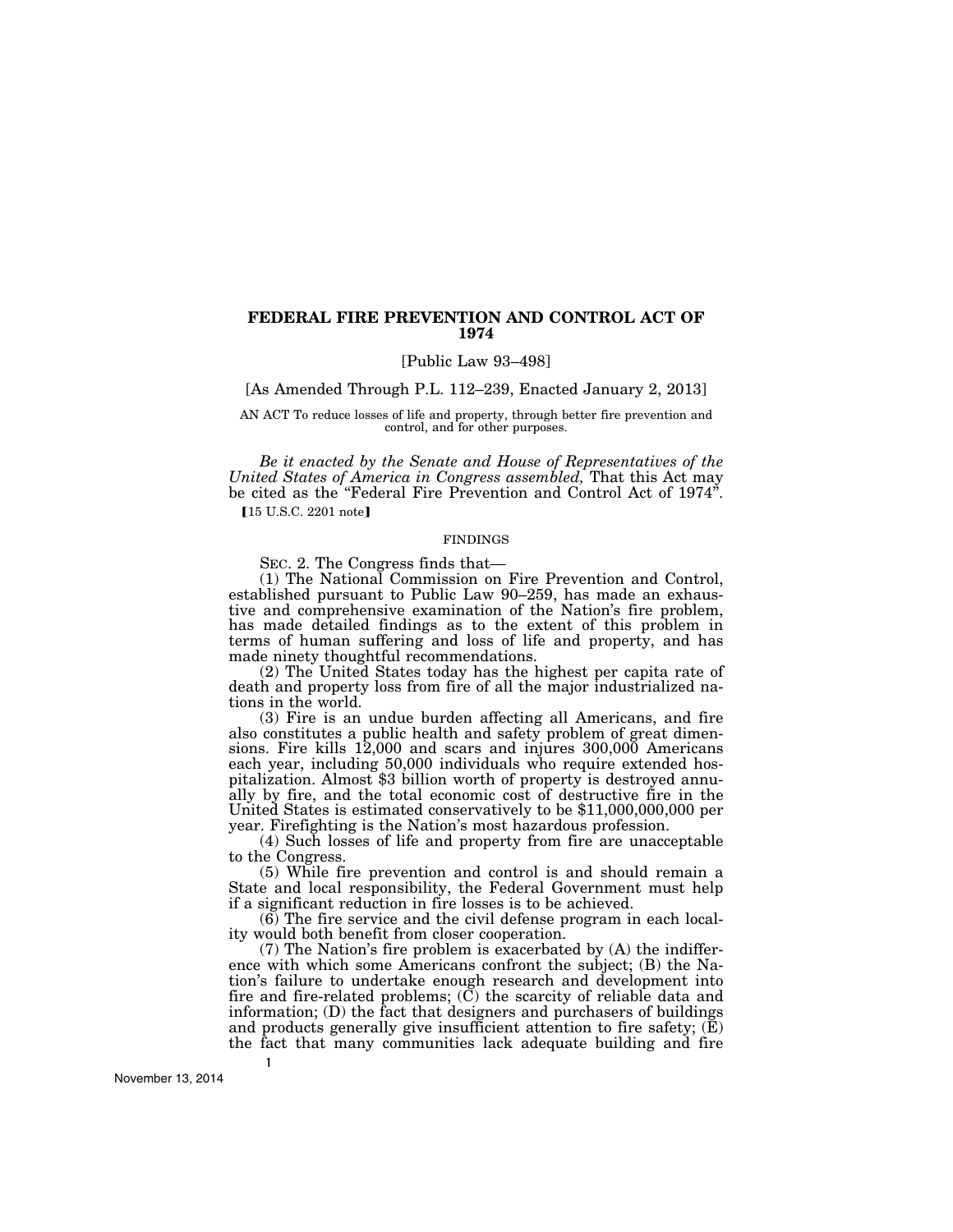# FEDERAL FIRE PREVENTION AND CONTROL ACT OF 1974

[Public Law 93–498]

[As Amended Through P.L. 112–239, Enacted January 2, 2013]

AN ACT To reduce losses of life and property, through better fire prevention and control, and for other purposes.

*Be it enacted by the Senate and House of Representatives of the United States of America in Congress assembled,* That this Act may be cited as the "Federal Fire Prevention and Control Act of 1974".

【15 U.S.C. 2201 note】

FINDINGS

SEC. 2. The Congress finds that—

(1) The National Commission on Fire Prevention and Control, established pursuant to Public Law 90–259, has made an exhaustive and comprehensive examination of the Nation's fire problem, has made detailed findings as to the extent of this problem in terms of human suffering and loss of life and property, and has made ninety thoughtful recommendations.

(2) The United States today has the highest per capita rate of death and property loss from fire of all the major industrialized nations in the world.

(3) Fire is an undue burden affecting all Americans, and fire also constitutes a public health and safety problem of great dimensions. Fire kills 12,000 and scars and injures 300,000 Americans each year, including 50,000 individuals who require extended hospitalization. Almost $3 billion worth of property is destroyed annually by fire, and the total economic cost of destructive fire in the United States is estimated conservatively to be $11,000,000,000 per year. Firefighting is the Nation's most hazardous profession.

(4) Such losses of life and property from fire are unacceptable to the Congress.

(5) While fire prevention and control is and should remain a State and local responsibility, the Federal Government must help if a significant reduction in fire losses is to be achieved.

(6) The fire service and the civil defense program in each locality would both benefit from closer cooperation.

(7) The Nation's fire problem is exacerbated by (A) the indifference with which some Americans confront the subject; (B) the Nation's failure to undertake enough research and development into fire and fire-related problems; (C) the scarcity of reliable data and information; (D) the fact that designers and purchasers of buildings and products generally give insufficient attention to fire safety; (E) the fact that many communities lack adequate building and fire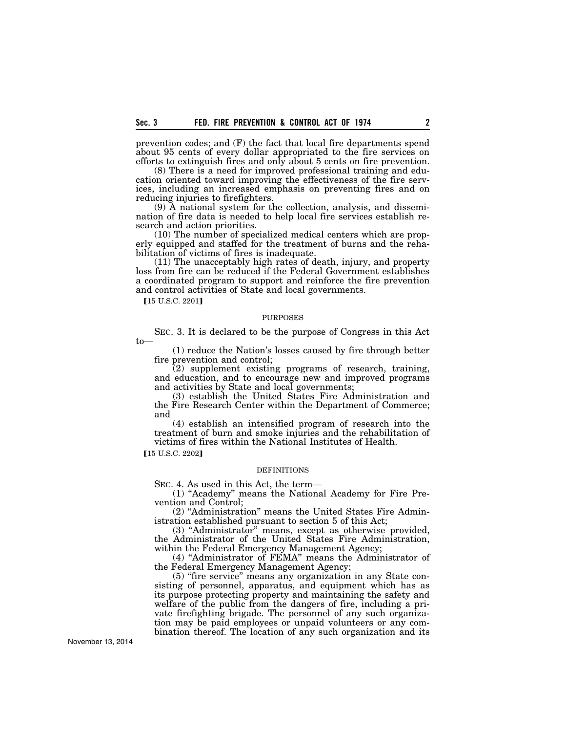prevention codes; and (F) the fact that local fire departments spend about 95 cents of every dollar appropriated to the fire services on efforts to extinguish fires and only about 5 cents on fire prevention.

(8) There is a need for improved professional training and education oriented toward improving the effectiveness of the fire services, including an increased emphasis on preventing fires and on reducing injuries to firefighters.

(9) A national system for the collection, analysis, and dissemination of fire data is needed to help local fire services establish research and action priorities.

(10) The number of specialized medical centers which are properly equipped and staffed for the treatment of burns and the rehabilitation of victims of fires is inadequate.

(11) The unacceptably high rates of death, injury, and property loss from fire can be reduced if the Federal Government establishes a coordinated program to support and reinforce the fire prevention and control activities of State and local governments.

【15 U.S.C. 2201】

PURPOSES

SEC. 3. It is declared to be the purpose of Congress in this Act to—

(1) reduce the Nation's losses caused by fire through better fire prevention and control;

(2) supplement existing programs of research, training, and education, and to encourage new and improved programs and activities by State and local governments;

(3) establish the United States Fire Administration and the Fire Research Center within the Department of Commerce; and

(4) establish an intensified program of research into the treatment of burn and smoke injuries and the rehabilitation of victims of fires within the National Institutes of Health.

【15 U.S.C. 2202】

DEFINITIONS

SEC. 4. As used in this Act, the term—

(1) "Academy" means the National Academy for Fire Prevention and Control;

(2) "Administration" means the United States Fire Administration established pursuant to section 5 of this Act;

(3) "Administrator" means, except as otherwise provided, the Administrator of the United States Fire Administration, within the Federal Emergency Management Agency;

(4) "Administrator of FEMA" means the Administrator of the Federal Emergency Management Agency;

(5) "fire service" means any organization in any State consisting of personnel, apparatus, and equipment which has as its purpose protecting property and maintaining the safety and welfare of the public from the dangers of fire, including a private firefighting brigade. The personnel of any such organization may be paid employees or unpaid volunteers or any combination thereof. The location of any such organization and its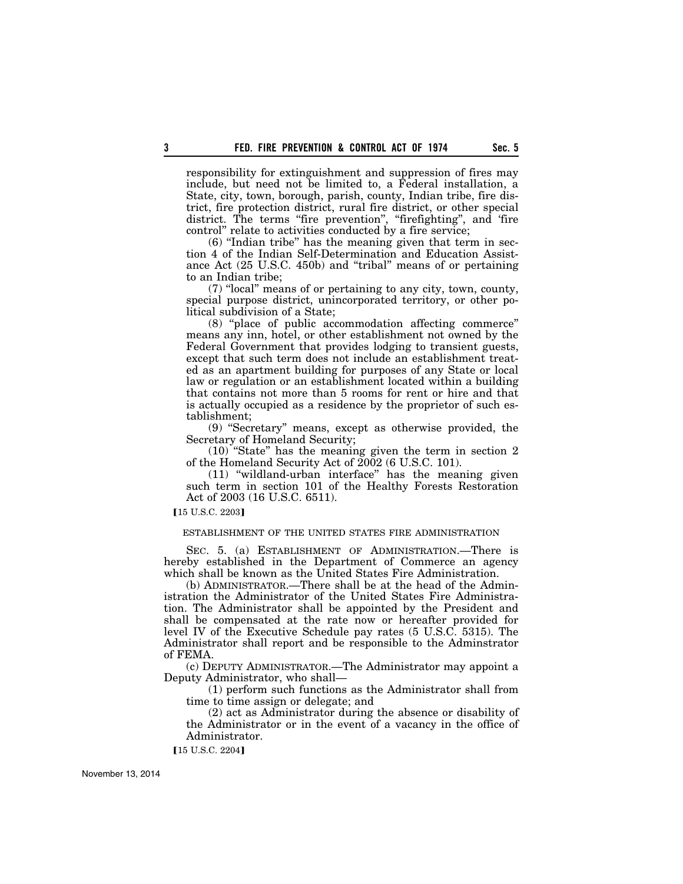responsibility for extinguishment and suppression of fires may include, but need not be limited to, a Federal installation, a State, city, town, borough, parish, county, Indian tribe, fire district, fire protection district, rural fire district, or other special district. The terms "fire prevention", "firefighting", and 'fire control" relate to activities conducted by a fire service;

(6) "Indian tribe" has the meaning given that term in section 4 of the Indian Self-Determination and Education Assistance Act (25 U.S.C. 450b) and "tribal" means of or pertaining to an Indian tribe;

(7) "local" means of or pertaining to any city, town, county, special purpose district, unincorporated territory, or other political subdivision of a State;

(8) "place of public accommodation affecting commerce" means any inn, hotel, or other establishment not owned by the Federal Government that provides lodging to transient guests, except that such term does not include an establishment treated as an apartment building for purposes of any State or local law or regulation or an establishment located within a building that contains not more than 5 rooms for rent or hire and that is actually occupied as a residence by the proprietor of such establishment;

(9) "Secretary" means, except as otherwise provided, the Secretary of Homeland Security;

(10) "State" has the meaning given the term in section 2 of the Homeland Security Act of 2002 (6 U.S.C. 101).

(11) "wildland-urban interface" has the meaning given such term in section 101 of the Healthy Forests Restoration Act of 2003 (16 U.S.C. 6511).

【15 U.S.C. 2203】

ESTABLISHMENT OF THE UNITED STATES FIRE ADMINISTRATION

SEC. 5. (a) ESTABLISHMENT OF ADMINISTRATION.—There is hereby established in the Department of Commerce an agency which shall be known as the United States Fire Administration.

(b) ADMINISTRATOR.—There shall be at the head of the Administration the Administrator of the United States Fire Administration. The Administrator shall be appointed by the President and shall be compensated at the rate now or hereafter provided for level IV of the Executive Schedule pay rates (5 U.S.C. 5315). The Administrator shall report and be responsible to the Adminstrator of FEMA.

(c) DEPUTY ADMINISTRATOR.—The Administrator may appoint a Deputy Administrator, who shall—

(1) perform such functions as the Administrator shall from time to time assign or delegate; and

(2) act as Administrator during the absence or disability of the Administrator or in the event of a vacancy in the office of Administrator.

【15 U.S.C. 2204】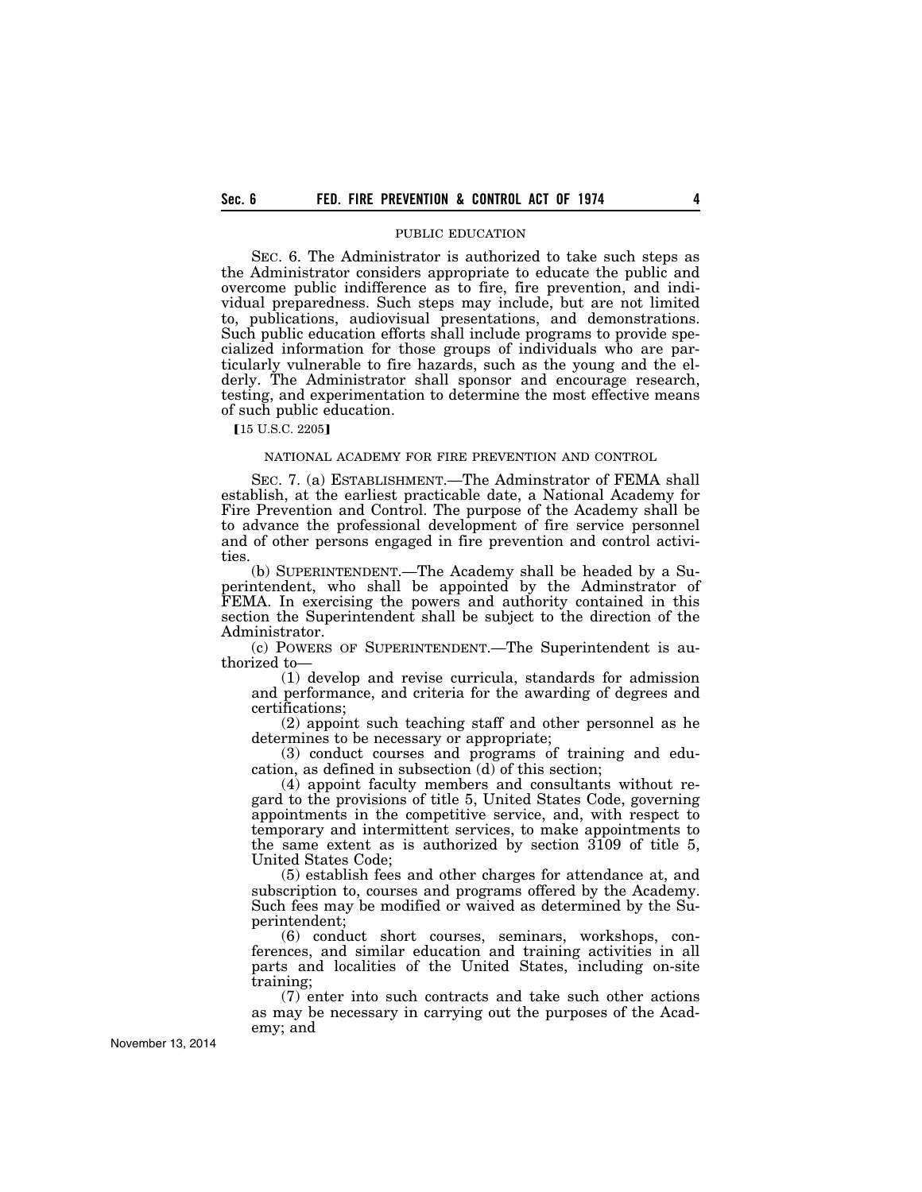PUBLIC EDUCATION

SEC. 6. The Administrator is authorized to take such steps as the Administrator considers appropriate to educate the public and overcome public indifference as to fire, fire prevention, and individual preparedness. Such steps may include, but are not limited to, publications, audiovisual presentations, and demonstrations. Such public education efforts shall include programs to provide specialized information for those groups of individuals who are particularly vulnerable to fire hazards, such as the young and the elderly. The Administrator shall sponsor and encourage research, testing, and experimentation to determine the most effective means of such public education.

[15 U.S.C. 2205]

NATIONAL ACADEMY FOR FIRE PREVENTION AND CONTROL

SEC. 7. (a) ESTABLISHMENT.—The Adminstrator of FEMA shall establish, at the earliest practicable date, a National Academy for Fire Prevention and Control. The purpose of the Academy shall be to advance the professional development of fire service personnel and of other persons engaged in fire prevention and control activities.

(b) SUPERINTENDENT.—The Academy shall be headed by a Superintendent, who shall be appointed by the Adminstrator of FEMA. In exercising the powers and authority contained in this section the Superintendent shall be subject to the direction of the Administrator.

(c) POWERS OF SUPERINTENDENT.—The Superintendent is authorized to—

(1) develop and revise curricula, standards for admission and performance, and criteria for the awarding of degrees and certifications;

(2) appoint such teaching staff and other personnel as he determines to be necessary or appropriate;

(3) conduct courses and programs of training and education, as defined in subsection (d) of this section;

(4) appoint faculty members and consultants without regard to the provisions of title 5, United States Code, governing appointments in the competitive service, and, with respect to temporary and intermittent services, to make appointments to the same extent as is authorized by section 3109 of title 5, United States Code;

(5) establish fees and other charges for attendance at, and subscription to, courses and programs offered by the Academy. Such fees may be modified or waived as determined by the Superintendent;

(6) conduct short courses, seminars, workshops, conferences, and similar education and training activities in all parts and localities of the United States, including on-site training;

(7) enter into such contracts and take such other actions as may be necessary in carrying out the purposes of the Academy; and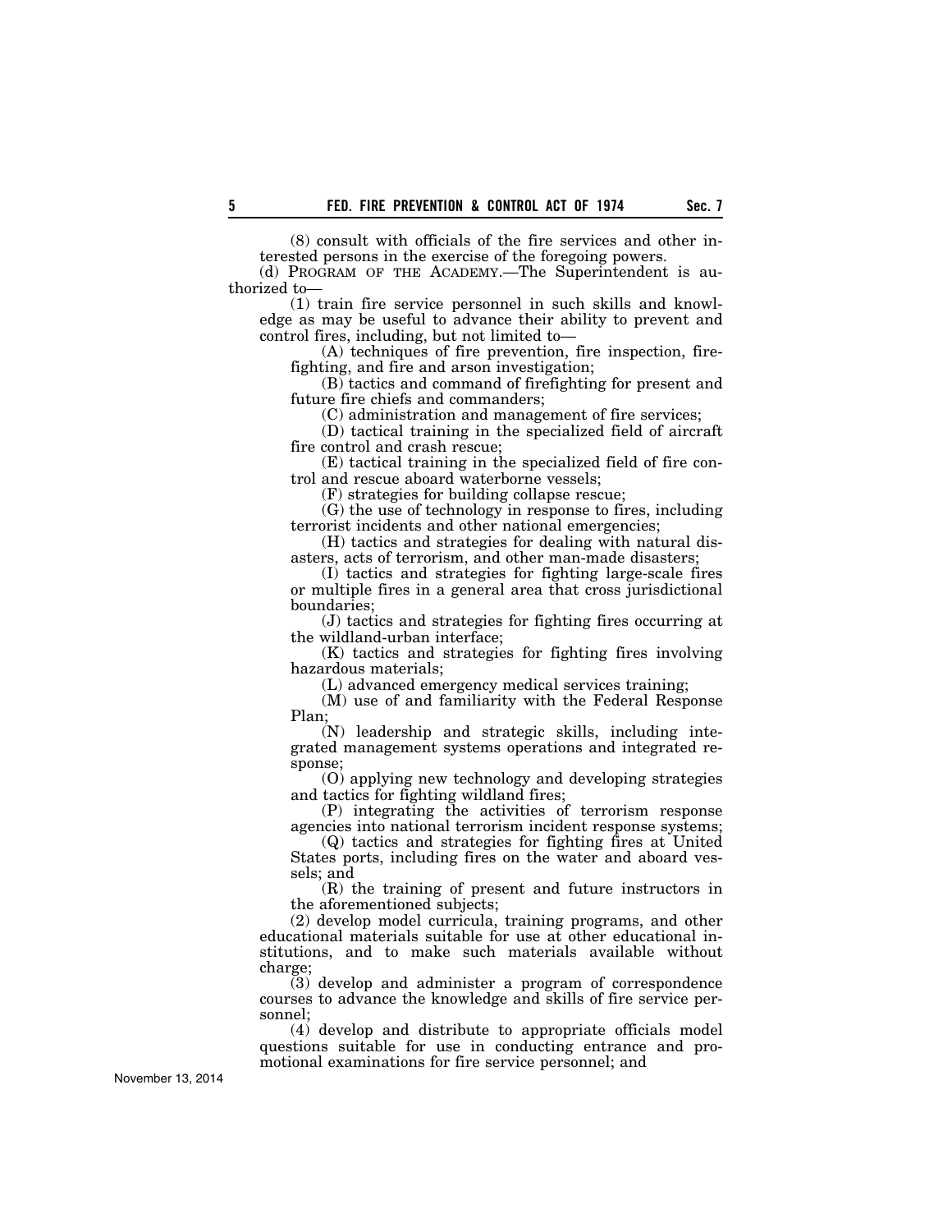(8) consult with officials of the fire services and other interested persons in the exercise of the foregoing powers.

(d) PROGRAM OF THE ACADEMY.—The Superintendent is authorized to—

(1) train fire service personnel in such skills and knowledge as may be useful to advance their ability to prevent and control fires, including, but not limited to—

(A) techniques of fire prevention, fire inspection, firefighting, and fire and arson investigation;

(B) tactics and command of firefighting for present and future fire chiefs and commanders;

(C) administration and management of fire services;

(D) tactical training in the specialized field of aircraft fire control and crash rescue;

(E) tactical training in the specialized field of fire control and rescue aboard waterborne vessels;

(F) strategies for building collapse rescue;

(G) the use of technology in response to fires, including terrorist incidents and other national emergencies;

(H) tactics and strategies for dealing with natural disasters, acts of terrorism, and other man-made disasters;

(I) tactics and strategies for fighting large-scale fires or multiple fires in a general area that cross jurisdictional boundaries;

(J) tactics and strategies for fighting fires occurring at the wildland-urban interface;

(K) tactics and strategies for fighting fires involving hazardous materials;

(L) advanced emergency medical services training;

(M) use of and familiarity with the Federal Response Plan;

(N) leadership and strategic skills, including integrated management systems operations and integrated response;

(O) applying new technology and developing strategies and tactics for fighting wildland fires;

(P) integrating the activities of terrorism response agencies into national terrorism incident response systems;

(Q) tactics and strategies for fighting fires at United States ports, including fires on the water and aboard vessels; and

(R) the training of present and future instructors in the aforementioned subjects;

(2) develop model curricula, training programs, and other educational materials suitable for use at other educational institutions, and to make such materials available without charge;

(3) develop and administer a program of correspondence courses to advance the knowledge and skills of fire service personnel;

(4) develop and distribute to appropriate officials model questions suitable for use in conducting entrance and promotional examinations for fire service personnel; and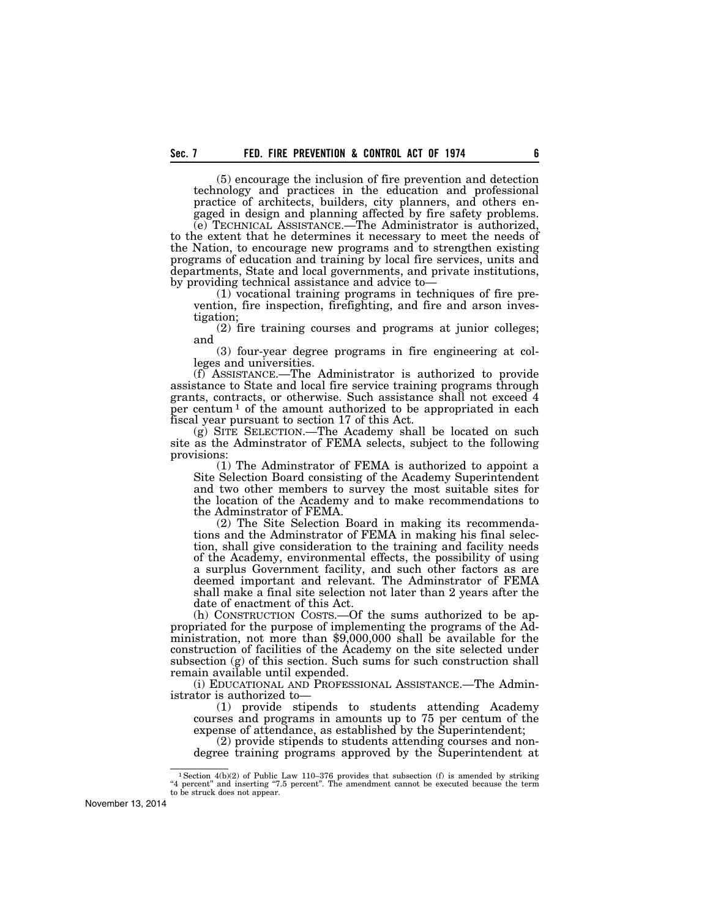(5) encourage the inclusion of fire prevention and detection technology and practices in the education and professional practice of architects, builders, city planners, and others engaged in design and planning affected by fire safety problems.

(e) TECHNICAL ASSISTANCE.—The Administrator is authorized, to the extent that he determines it necessary to meet the needs of the Nation, to encourage new programs and to strengthen existing programs of education and training by local fire services, units and departments, State and local governments, and private institutions, by providing technical assistance and advice to—

(1) vocational training programs in techniques of fire prevention, fire inspection, firefighting, and fire and arson investigation;

(2) fire training courses and programs at junior colleges; and

(3) four-year degree programs in fire engineering at colleges and universities.

(f) ASSISTANCE.—The Administrator is authorized to provide assistance to State and local fire service training programs through grants, contracts, or otherwise. Such assistance shall not exceed 4 per centum [1] of the amount authorized to be appropriated in each fiscal year pursuant to section 17 of this Act.

(g) SITE SELECTION.—The Academy shall be located on such site as the Adminstrator of FEMA selects, subject to the following provisions:

(1) The Adminstrator of FEMA is authorized to appoint a Site Selection Board consisting of the Academy Superintendent and two other members to survey the most suitable sites for the location of the Academy and to make recommendations to the Adminstrator of FEMA.

(2) The Site Selection Board in making its recommendations and the Adminstrator of FEMA in making his final selection, shall give consideration to the training and facility needs of the Academy, environmental effects, the possibility of using a surplus Government facility, and such other factors as are deemed important and relevant. The Adminstrator of FEMA shall make a final site selection not later than 2 years after the date of enactment of this Act.

(h) CONSTRUCTION COSTS.—Of the sums authorized to be appropriated for the purpose of implementing the programs of the Administration, not more than $9,000,000 shall be available for the construction of facilities of the Academy on the site selected under subsection (g) of this section. Such sums for such construction shall remain available until expended.

(i) EDUCATIONAL AND PROFESSIONAL ASSISTANCE.—The Administrator is authorized to—

(1) provide stipends to students attending Academy courses and programs in amounts up to 75 per centum of the expense of attendance, as established by the Superintendent;

(2) provide stipends to students attending courses and nondegree training programs approved by the Superintendent at

---

[1] Section 4(b)(2) of Public Law 110–376 provides that subsection (f) is amended by striking "4 percent" and inserting "7.5 percent". The amendment cannot be executed because the term to be struck does not appear.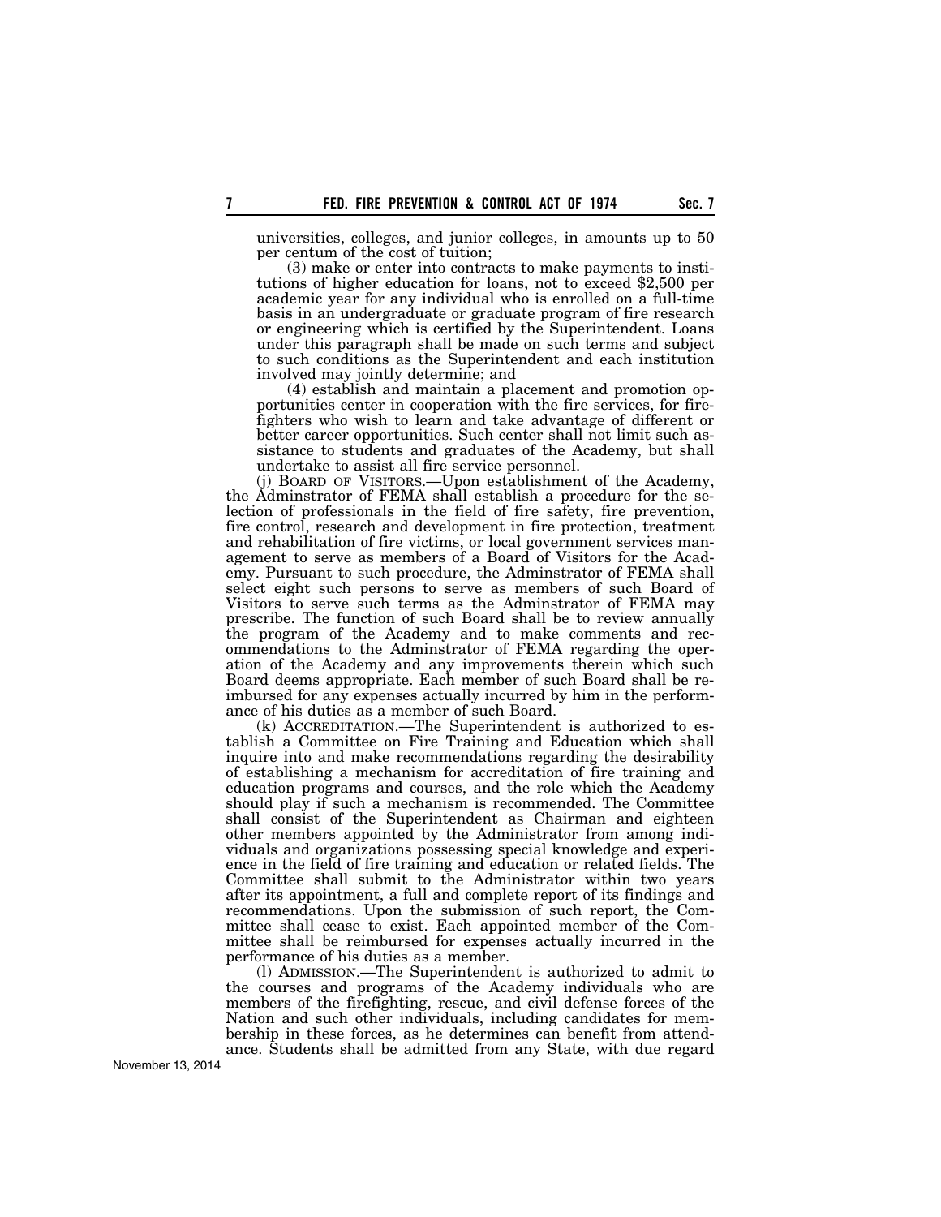universities, colleges, and junior colleges, in amounts up to 50 per centum of the cost of tuition;

(3) make or enter into contracts to make payments to institutions of higher education for loans, not to exceed $2,500 per academic year for any individual who is enrolled on a full-time basis in an undergraduate or graduate program of fire research or engineering which is certified by the Superintendent. Loans under this paragraph shall be made on such terms and subject to such conditions as the Superintendent and each institution involved may jointly determine; and

(4) establish and maintain a placement and promotion opportunities center in cooperation with the fire services, for firefighters who wish to learn and take advantage of different or better career opportunities. Such center shall not limit such assistance to students and graduates of the Academy, but shall undertake to assist all fire service personnel.

(j) BOARD OF VISITORS.—Upon establishment of the Academy, the Adminstrator of FEMA shall establish a procedure for the selection of professionals in the field of fire safety, fire prevention, fire control, research and development in fire protection, treatment and rehabilitation of fire victims, or local government services management to serve as members of a Board of Visitors for the Academy. Pursuant to such procedure, the Adminstrator of FEMA shall select eight such persons to serve as members of such Board of Visitors to serve such terms as the Adminstrator of FEMA may prescribe. The function of such Board shall be to review annually the program of the Academy and to make comments and recommendations to the Adminstrator of FEMA regarding the operation of the Academy and any improvements therein which such Board deems appropriate. Each member of such Board shall be reimbursed for any expenses actually incurred by him in the performance of his duties as a member of such Board.

(k) ACCREDITATION.—The Superintendent is authorized to establish a Committee on Fire Training and Education which shall inquire into and make recommendations regarding the desirability of establishing a mechanism for accreditation of fire training and education programs and courses, and the role which the Academy should play if such a mechanism is recommended. The Committee shall consist of the Superintendent as Chairman and eighteen other members appointed by the Administrator from among individuals and organizations possessing special knowledge and experience in the field of fire training and education or related fields. The Committee shall submit to the Administrator within two years after its appointment, a full and complete report of its findings and recommendations. Upon the submission of such report, the Committee shall cease to exist. Each appointed member of the Committee shall be reimbursed for expenses actually incurred in the performance of his duties as a member.

(l) ADMISSION.—The Superintendent is authorized to admit to the courses and programs of the Academy individuals who are members of the firefighting, rescue, and civil defense forces of the Nation and such other individuals, including candidates for membership in these forces, as he determines can benefit from attendance. Students shall be admitted from any State, with due regard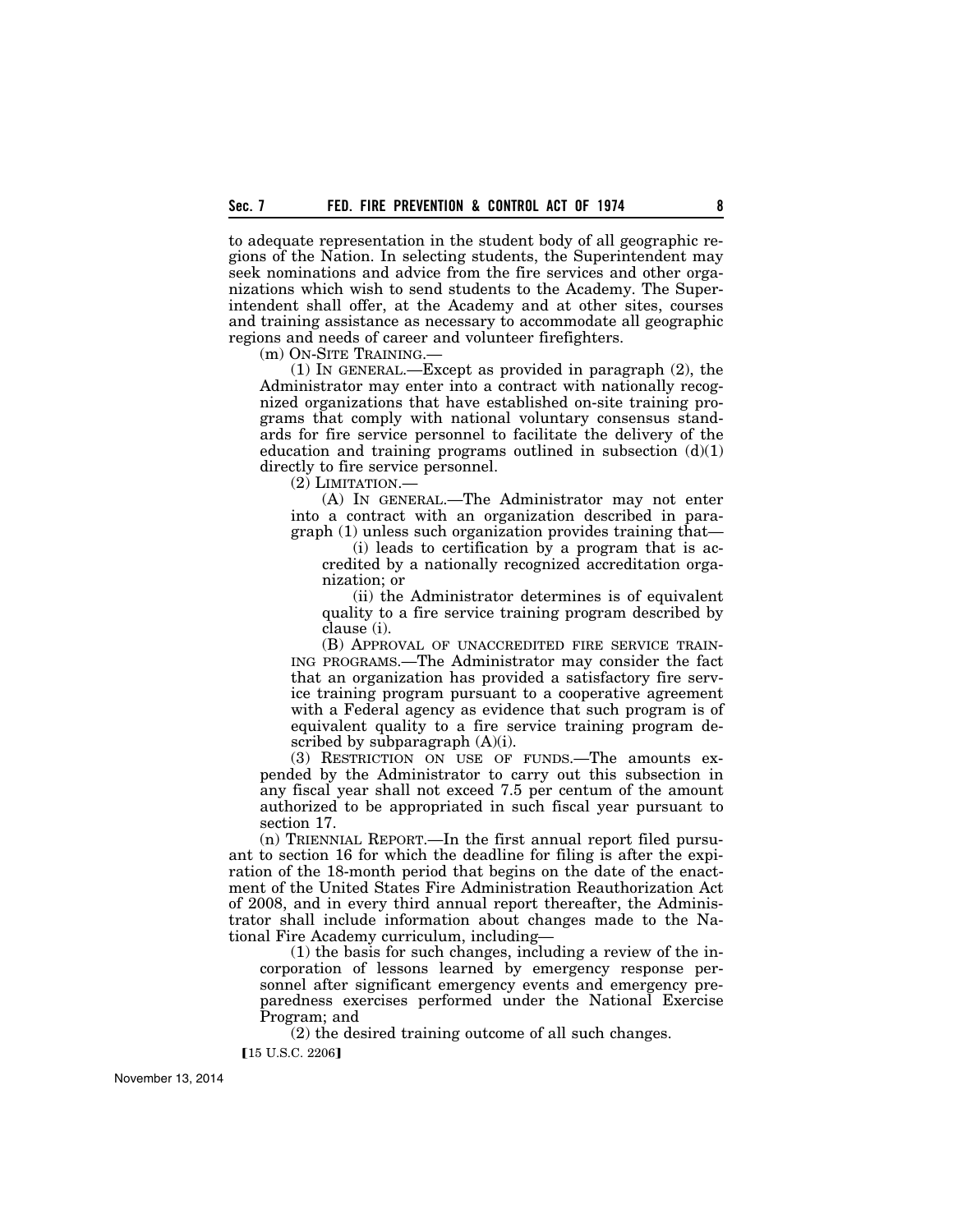to adequate representation in the student body of all geographic regions of the Nation. In selecting students, the Superintendent may seek nominations and advice from the fire services and other organizations which wish to send students to the Academy. The Superintendent shall offer, at the Academy and at other sites, courses and training assistance as necessary to accommodate all geographic regions and needs of career and volunteer firefighters.

(m) ON-SITE TRAINING.—

(1) IN GENERAL.—Except as provided in paragraph (2), the Administrator may enter into a contract with nationally recognized organizations that have established on-site training programs that comply with national voluntary consensus standards for fire service personnel to facilitate the delivery of the education and training programs outlined in subsection (d)(1) directly to fire service personnel.

(2) LIMITATION.—

(A) IN GENERAL.—The Administrator may not enter into a contract with an organization described in paragraph (1) unless such organization provides training that—

(i) leads to certification by a program that is accredited by a nationally recognized accreditation organization; or

(ii) the Administrator determines is of equivalent quality to a fire service training program described by clause (i).

(B) APPROVAL OF UNACCREDITED FIRE SERVICE TRAINING PROGRAMS.—The Administrator may consider the fact that an organization has provided a satisfactory fire service training program pursuant to a cooperative agreement with a Federal agency as evidence that such program is of equivalent quality to a fire service training program described by subparagraph (A)(i).

(3) RESTRICTION ON USE OF FUNDS.—The amounts expended by the Administrator to carry out this subsection in any fiscal year shall not exceed 7.5 per centum of the amount authorized to be appropriated in such fiscal year pursuant to section 17.

(n) TRIENNIAL REPORT.—In the first annual report filed pursuant to section 16 for which the deadline for filing is after the expiration of the 18-month period that begins on the date of the enactment of the United States Fire Administration Reauthorization Act of 2008, and in every third annual report thereafter, the Administrator shall include information about changes made to the National Fire Academy curriculum, including—

(1) the basis for such changes, including a review of the incorporation of lessons learned by emergency response personnel after significant emergency events and emergency preparedness exercises performed under the National Exercise Program; and

(2) the desired training outcome of all such changes.

【15 U.S.C. 2206】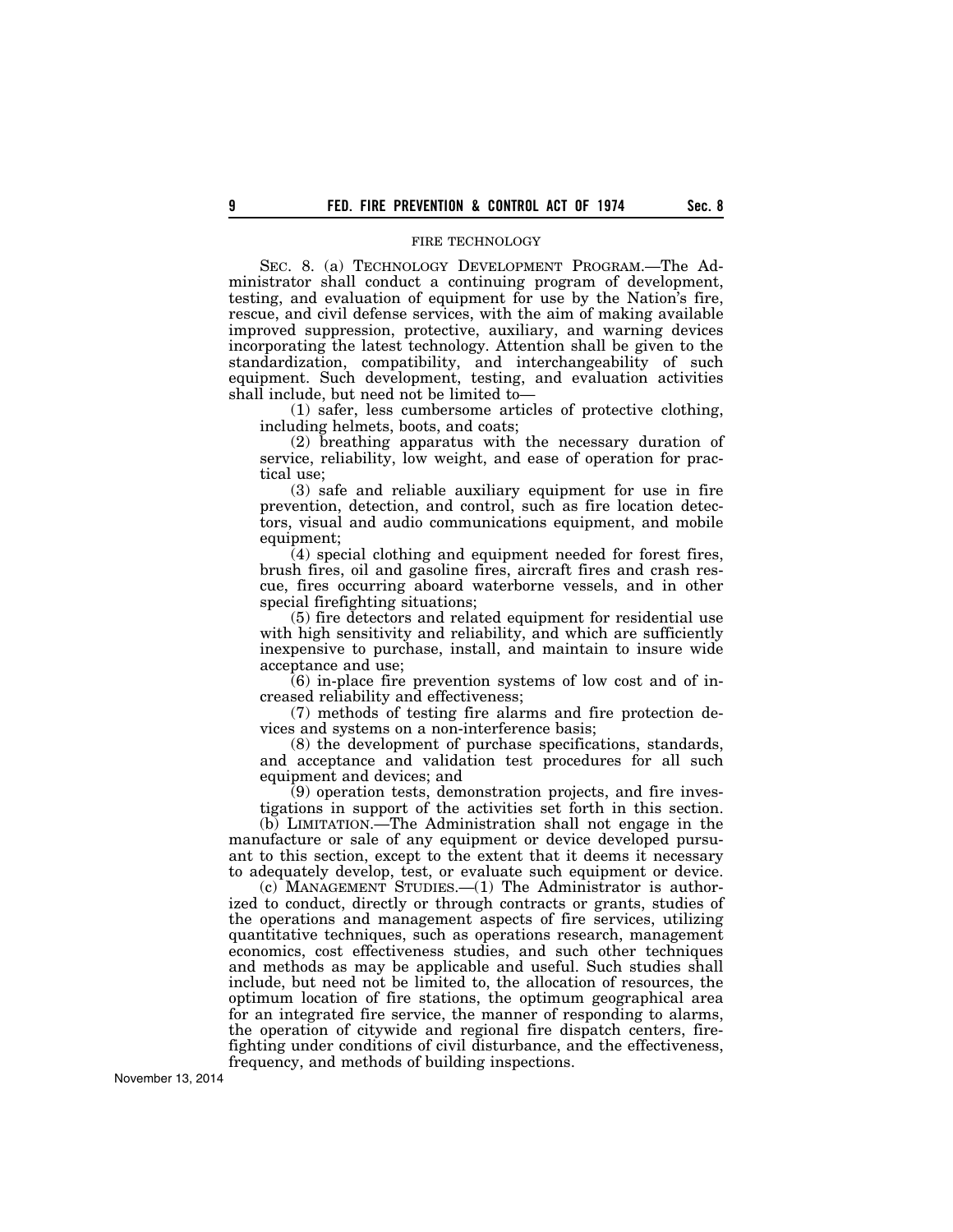FIRE TECHNOLOGY

SEC. 8. (a) TECHNOLOGY DEVELOPMENT PROGRAM.—The Administrator shall conduct a continuing program of development, testing, and evaluation of equipment for use by the Nation's fire, rescue, and civil defense services, with the aim of making available improved suppression, protective, auxiliary, and warning devices incorporating the latest technology. Attention shall be given to the standardization, compatibility, and interchangeability of such equipment. Such development, testing, and evaluation activities shall include, but need not be limited to—

(1) safer, less cumbersome articles of protective clothing, including helmets, boots, and coats;

(2) breathing apparatus with the necessary duration of service, reliability, low weight, and ease of operation for practical use;

(3) safe and reliable auxiliary equipment for use in fire prevention, detection, and control, such as fire location detectors, visual and audio communications equipment, and mobile equipment;

(4) special clothing and equipment needed for forest fires, brush fires, oil and gasoline fires, aircraft fires and crash rescue, fires occurring aboard waterborne vessels, and in other special firefighting situations;

(5) fire detectors and related equipment for residential use with high sensitivity and reliability, and which are sufficiently inexpensive to purchase, install, and maintain to insure wide acceptance and use;

(6) in-place fire prevention systems of low cost and of increased reliability and effectiveness;

(7) methods of testing fire alarms and fire protection devices and systems on a non-interference basis;

(8) the development of purchase specifications, standards, and acceptance and validation test procedures for all such equipment and devices; and

(9) operation tests, demonstration projects, and fire investigations in support of the activities set forth in this section.

(b) LIMITATION.—The Administration shall not engage in the manufacture or sale of any equipment or device developed pursuant to this section, except to the extent that it deems it necessary to adequately develop, test, or evaluate such equipment or device.

(c) MANAGEMENT STUDIES.—(1) The Administrator is authorized to conduct, directly or through contracts or grants, studies of the operations and management aspects of fire services, utilizing quantitative techniques, such as operations research, management economics, cost effectiveness studies, and such other techniques and methods as may be applicable and useful. Such studies shall include, but need not be limited to, the allocation of resources, the optimum location of fire stations, the optimum geographical area for an integrated fire service, the manner of responding to alarms, the operation of citywide and regional fire dispatch centers, firefighting under conditions of civil disturbance, and the effectiveness, frequency, and methods of building inspections.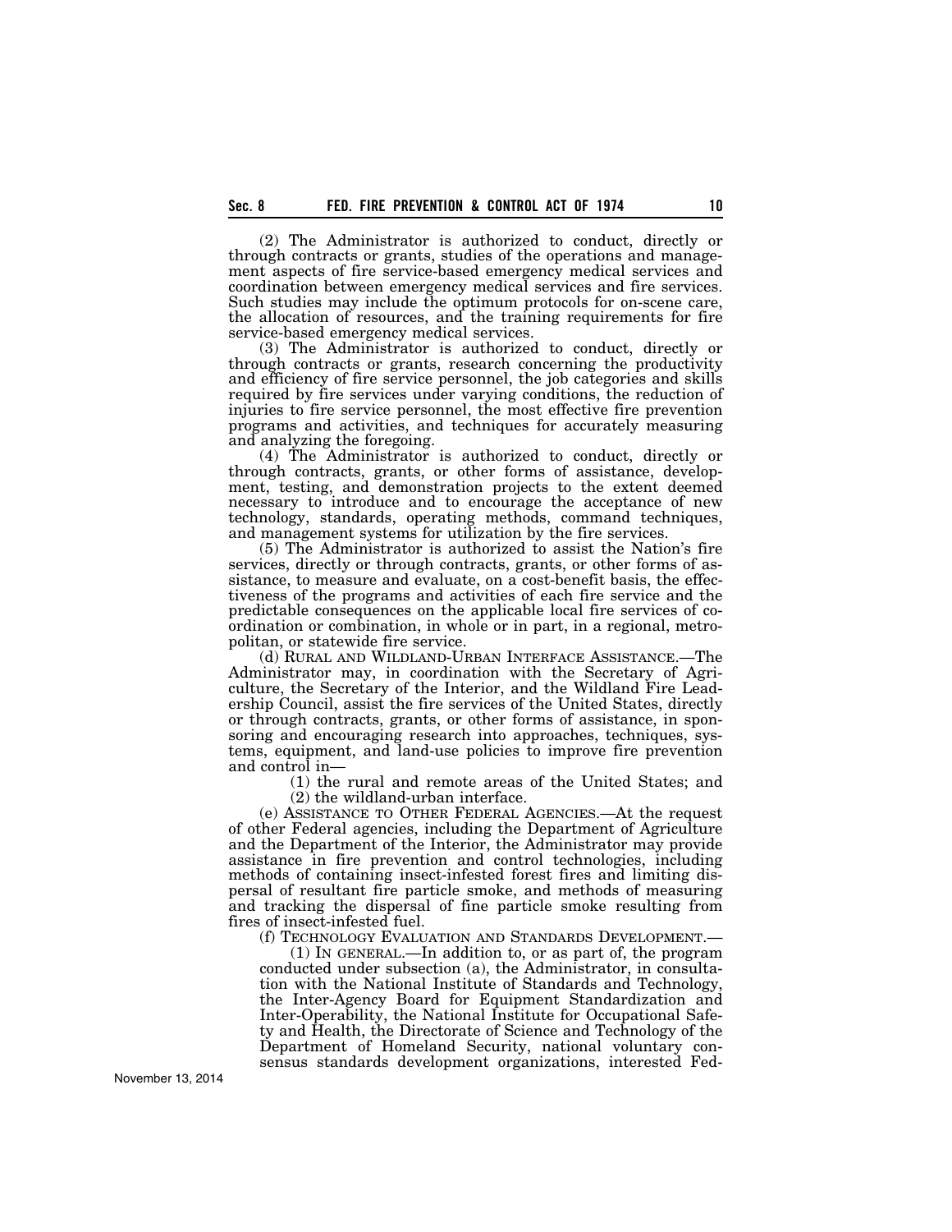(2) The Administrator is authorized to conduct, directly or through contracts or grants, studies of the operations and management aspects of fire service-based emergency medical services and coordination between emergency medical services and fire services. Such studies may include the optimum protocols for on-scene care, the allocation of resources, and the training requirements for fire service-based emergency medical services.

(3) The Administrator is authorized to conduct, directly or through contracts or grants, research concerning the productivity and efficiency of fire service personnel, the job categories and skills required by fire services under varying conditions, the reduction of injuries to fire service personnel, the most effective fire prevention programs and activities, and techniques for accurately measuring and analyzing the foregoing.

(4) The Administrator is authorized to conduct, directly or through contracts, grants, or other forms of assistance, development, testing, and demonstration projects to the extent deemed necessary to introduce and to encourage the acceptance of new technology, standards, operating methods, command techniques, and management systems for utilization by the fire services.

(5) The Administrator is authorized to assist the Nation's fire services, directly or through contracts, grants, or other forms of assistance, to measure and evaluate, on a cost-benefit basis, the effectiveness of the programs and activities of each fire service and the predictable consequences on the applicable local fire services of coordination or combination, in whole or in part, in a regional, metropolitan, or statewide fire service.

(d) RURAL AND WILDLAND-URBAN INTERFACE ASSISTANCE.—The Administrator may, in coordination with the Secretary of Agriculture, the Secretary of the Interior, and the Wildland Fire Leadership Council, assist the fire services of the United States, directly or through contracts, grants, or other forms of assistance, in sponsoring and encouraging research into approaches, techniques, systems, equipment, and land-use policies to improve fire prevention and control in—

(1) the rural and remote areas of the United States; and

(2) the wildland-urban interface.

(e) ASSISTANCE TO OTHER FEDERAL AGENCIES.—At the request of other Federal agencies, including the Department of Agriculture and the Department of the Interior, the Administrator may provide assistance in fire prevention and control technologies, including methods of containing insect-infested forest fires and limiting dispersal of resultant fire particle smoke, and methods of measuring and tracking the dispersal of fine particle smoke resulting from fires of insect-infested fuel.

(f) TECHNOLOGY EVALUATION AND STANDARDS DEVELOPMENT.—

(1) IN GENERAL.—In addition to, or as part of, the program conducted under subsection (a), the Administrator, in consultation with the National Institute of Standards and Technology, the Inter-Agency Board for Equipment Standardization and Inter-Operability, the National Institute for Occupational Safety and Health, the Directorate of Science and Technology of the Department of Homeland Security, national voluntary consensus standards development organizations, interested Fed-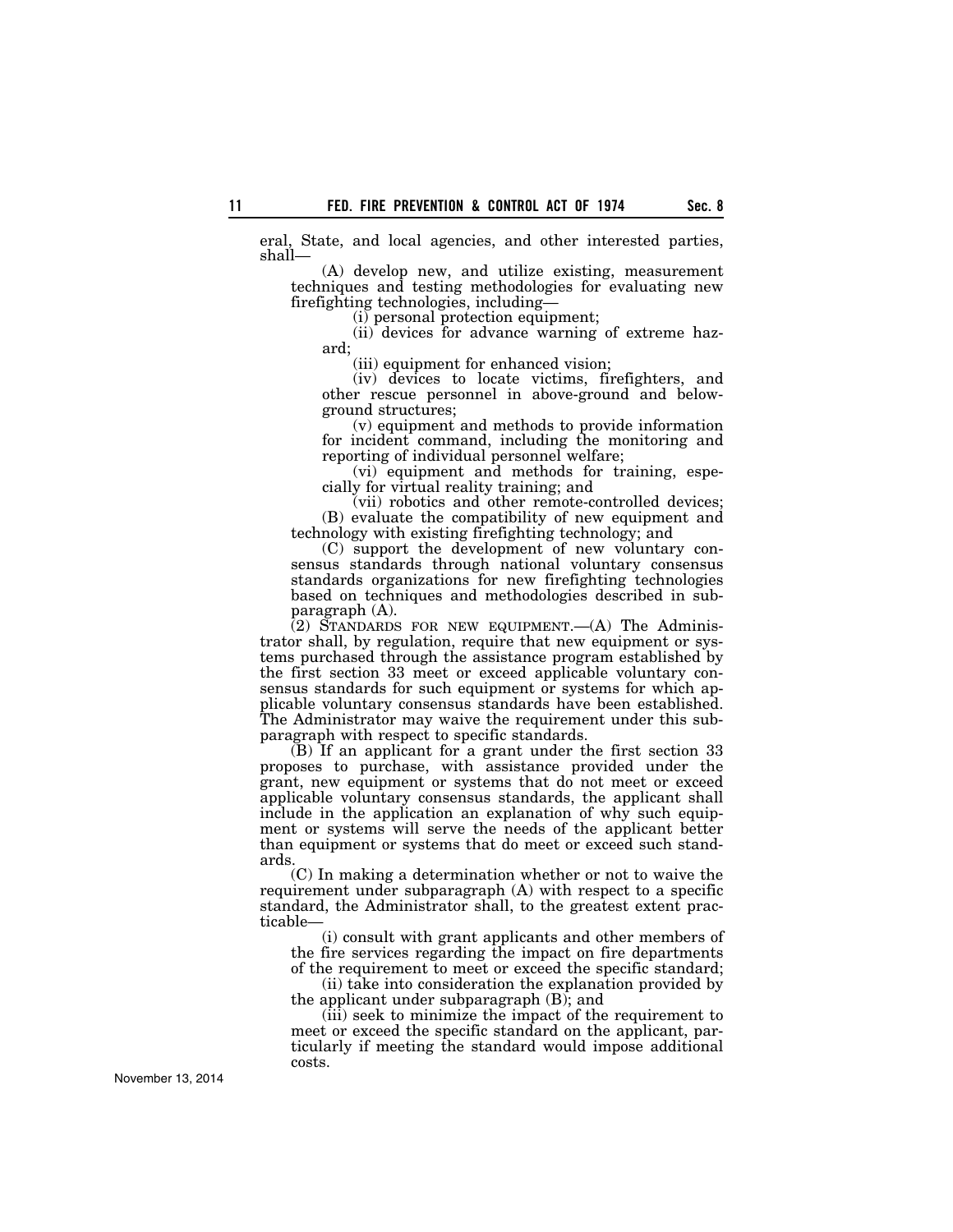eral, State, and local agencies, and other interested parties, shall—

(A) develop new, and utilize existing, measurement techniques and testing methodologies for evaluating new firefighting technologies, including—

(i) personal protection equipment;

(ii) devices for advance warning of extreme hazard;

(iii) equipment for enhanced vision;

(iv) devices to locate victims, firefighters, and other rescue personnel in above-ground and below-ground structures;

(v) equipment and methods to provide information for incident command, including the monitoring and reporting of individual personnel welfare;

(vi) equipment and methods for training, especially for virtual reality training; and

(vii) robotics and other remote-controlled devices;

(B) evaluate the compatibility of new equipment and technology with existing firefighting technology; and

(C) support the development of new voluntary consensus standards through national voluntary consensus standards organizations for new firefighting technologies based on techniques and methodologies described in subparagraph (A).

(2) STANDARDS FOR NEW EQUIPMENT.—(A) The Administrator shall, by regulation, require that new equipment or systems purchased through the assistance program established by the first section 33 meet or exceed applicable voluntary consensus standards for such equipment or systems for which applicable voluntary consensus standards have been established. The Administrator may waive the requirement under this subparagraph with respect to specific standards.

(B) If an applicant for a grant under the first section 33 proposes to purchase, with assistance provided under the grant, new equipment or systems that do not meet or exceed applicable voluntary consensus standards, the applicant shall include in the application an explanation of why such equipment or systems will serve the needs of the applicant better than equipment or systems that do meet or exceed such standards.

(C) In making a determination whether or not to waive the requirement under subparagraph (A) with respect to a specific standard, the Administrator shall, to the greatest extent practicable—

(i) consult with grant applicants and other members of the fire services regarding the impact on fire departments of the requirement to meet or exceed the specific standard;

(ii) take into consideration the explanation provided by the applicant under subparagraph (B); and

(iii) seek to minimize the impact of the requirement to meet or exceed the specific standard on the applicant, particularly if meeting the standard would impose additional costs.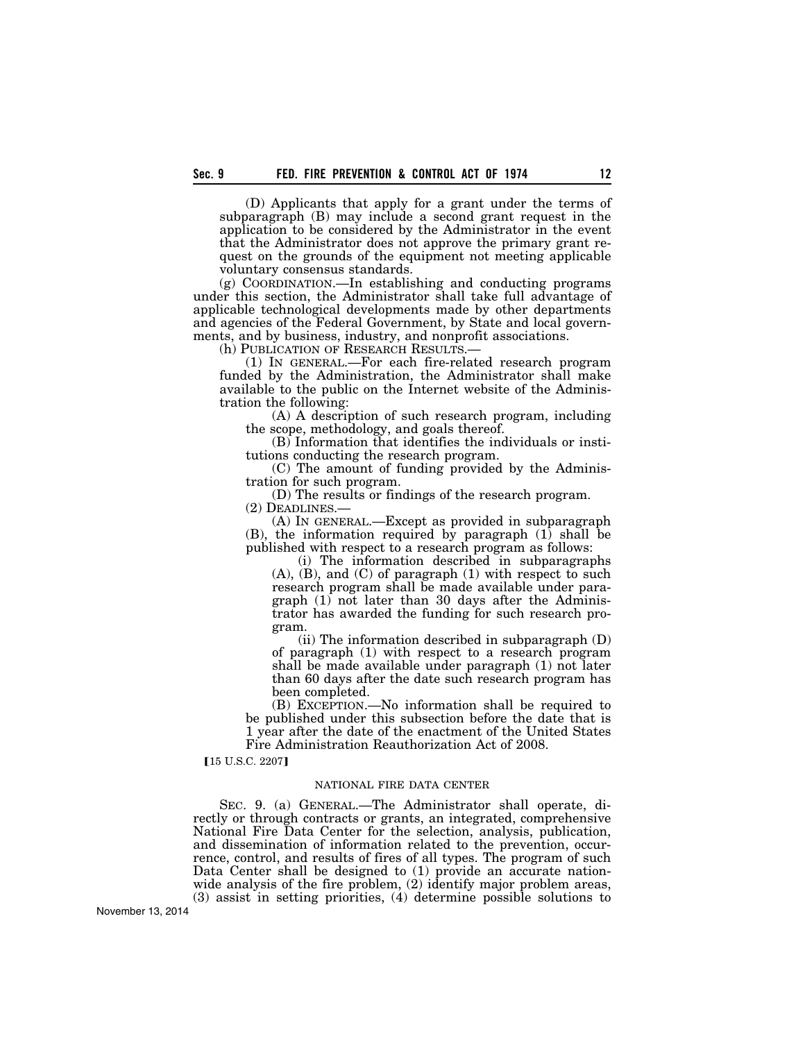(D) Applicants that apply for a grant under the terms of subparagraph (B) may include a second grant request in the application to be considered by the Administrator in the event that the Administrator does not approve the primary grant request on the grounds of the equipment not meeting applicable voluntary consensus standards.

(g) COORDINATION.—In establishing and conducting programs under this section, the Administrator shall take full advantage of applicable technological developments made by other departments and agencies of the Federal Government, by State and local governments, and by business, industry, and nonprofit associations.

(h) PUBLICATION OF RESEARCH RESULTS.—

(1) IN GENERAL.—For each fire-related research program funded by the Administration, the Administrator shall make available to the public on the Internet website of the Administration the following:

(A) A description of such research program, including the scope, methodology, and goals thereof.

(B) Information that identifies the individuals or institutions conducting the research program.

(C) The amount of funding provided by the Administration for such program.

(D) The results or findings of the research program.

(2) DEADLINES.—

(A) IN GENERAL.—Except as provided in subparagraph (B), the information required by paragraph (1) shall be published with respect to a research program as follows:

(i) The information described in subparagraphs (A), (B), and (C) of paragraph (1) with respect to such research program shall be made available under paragraph (1) not later than 30 days after the Administrator has awarded the funding for such research program.

(ii) The information described in subparagraph (D) of paragraph (1) with respect to a research program shall be made available under paragraph (1) not later than 60 days after the date such research program has been completed.

(B) EXCEPTION.—No information shall be required to be published under this subsection before the date that is 1 year after the date of the enactment of the United States Fire Administration Reauthorization Act of 2008.

【15 U.S.C. 2207】

NATIONAL FIRE DATA CENTER

SEC. 9. (a) GENERAL.—The Administrator shall operate, directly or through contracts or grants, an integrated, comprehensive National Fire Data Center for the selection, analysis, publication, and dissemination of information related to the prevention, occurrence, control, and results of fires of all types. The program of such Data Center shall be designed to (1) provide an accurate nationwide analysis of the fire problem, (2) identify major problem areas, (3) assist in setting priorities, (4) determine possible solutions to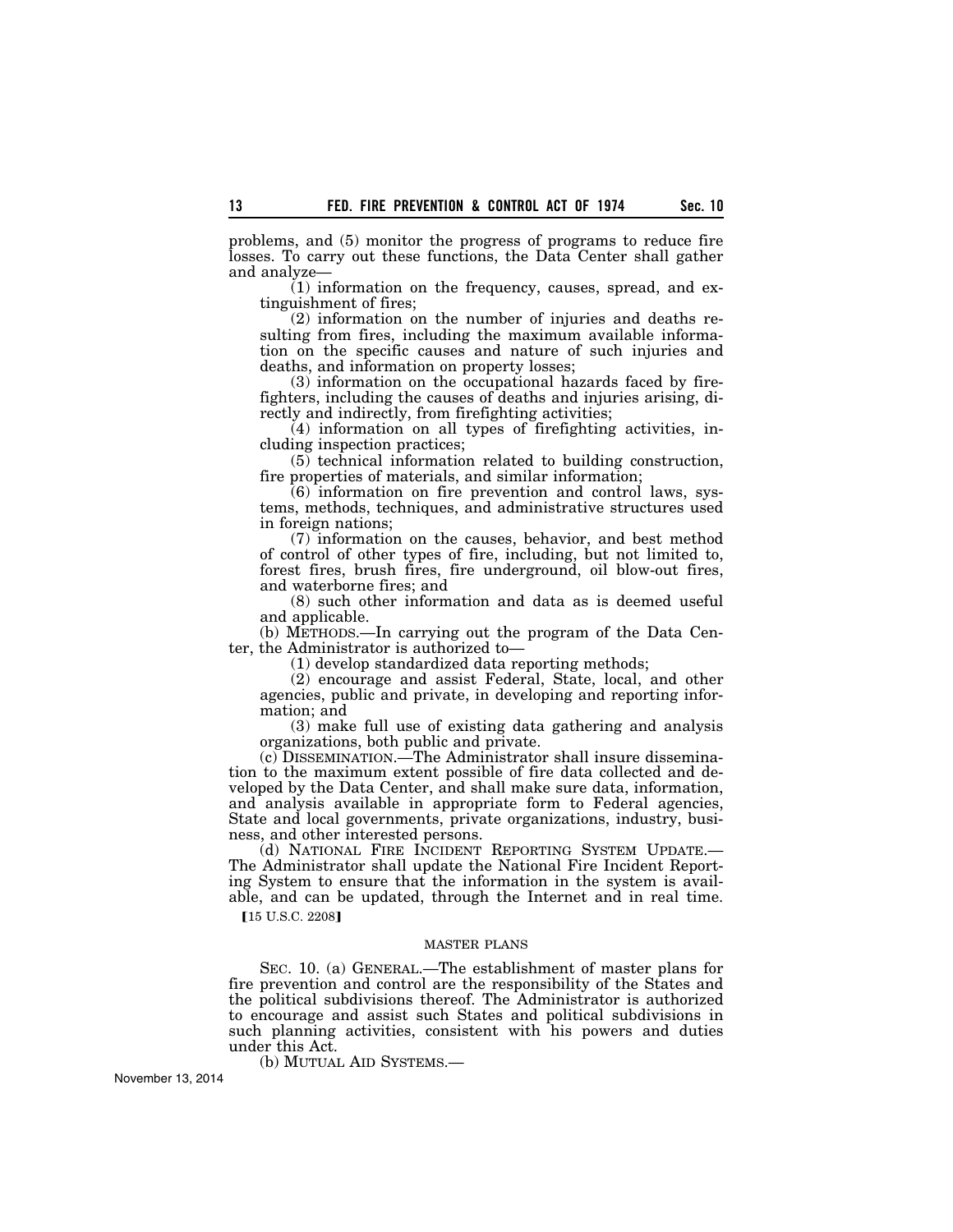problems, and (5) monitor the progress of programs to reduce fire losses. To carry out these functions, the Data Center shall gather and analyze—

(1) information on the frequency, causes, spread, and extinguishment of fires;

(2) information on the number of injuries and deaths resulting from fires, including the maximum available information on the specific causes and nature of such injuries and deaths, and information on property losses;

(3) information on the occupational hazards faced by firefighters, including the causes of deaths and injuries arising, directly and indirectly, from firefighting activities;

(4) information on all types of firefighting activities, including inspection practices;

(5) technical information related to building construction, fire properties of materials, and similar information;

(6) information on fire prevention and control laws, systems, methods, techniques, and administrative structures used in foreign nations;

(7) information on the causes, behavior, and best method of control of other types of fire, including, but not limited to, forest fires, brush fires, fire underground, oil blow-out fires, and waterborne fires; and

(8) such other information and data as is deemed useful and applicable.

(b) METHODS.—In carrying out the program of the Data Center, the Administrator is authorized to—

(1) develop standardized data reporting methods;

(2) encourage and assist Federal, State, local, and other agencies, public and private, in developing and reporting information; and

(3) make full use of existing data gathering and analysis organizations, both public and private.

(c) DISSEMINATION.—The Administrator shall insure dissemination to the maximum extent possible of fire data collected and developed by the Data Center, and shall make sure data, information, and analysis available in appropriate form to Federal agencies, State and local governments, private organizations, industry, business, and other interested persons.

(d) NATIONAL FIRE INCIDENT REPORTING SYSTEM UPDATE.—The Administrator shall update the National Fire Incident Reporting System to ensure that the information in the system is available, and can be updated, through the Internet and in real time.

【15 U.S.C. 2208】

MASTER PLANS

SEC. 10. (a) GENERAL.—The establishment of master plans for fire prevention and control are the responsibility of the States and the political subdivisions thereof. The Administrator is authorized to encourage and assist such States and political subdivisions in such planning activities, consistent with his powers and duties under this Act.

(b) MUTUAL AID SYSTEMS.—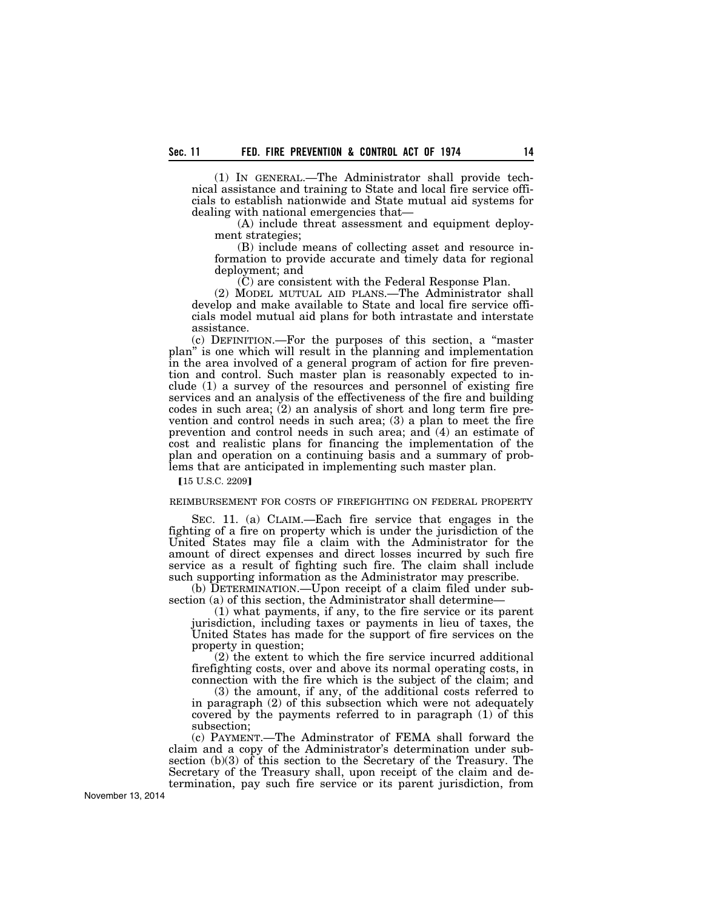(1) IN GENERAL.—The Administrator shall provide technical assistance and training to State and local fire service officials to establish nationwide and State mutual aid systems for dealing with national emergencies that—

(A) include threat assessment and equipment deployment strategies;

(B) include means of collecting asset and resource information to provide accurate and timely data for regional deployment; and

(C) are consistent with the Federal Response Plan.

(2) MODEL MUTUAL AID PLANS.—The Administrator shall develop and make available to State and local fire service officials model mutual aid plans for both intrastate and interstate assistance.

(c) DEFINITION.—For the purposes of this section, a "master plan" is one which will result in the planning and implementation in the area involved of a general program of action for fire prevention and control. Such master plan is reasonably expected to include (1) a survey of the resources and personnel of existing fire services and an analysis of the effectiveness of the fire and building codes in such area; (2) an analysis of short and long term fire prevention and control needs in such area; (3) a plan to meet the fire prevention and control needs in such area; and (4) an estimate of cost and realistic plans for financing the implementation of the plan and operation on a continuing basis and a summary of problems that are anticipated in implementing such master plan.

[15 U.S.C. 2209]

REIMBURSEMENT FOR COSTS OF FIREFIGHTING ON FEDERAL PROPERTY

SEC. 11. (a) CLAIM.—Each fire service that engages in the fighting of a fire on property which is under the jurisdiction of the United States may file a claim with the Administrator for the amount of direct expenses and direct losses incurred by such fire service as a result of fighting such fire. The claim shall include such supporting information as the Administrator may prescribe.

(b) DETERMINATION.—Upon receipt of a claim filed under subsection (a) of this section, the Administrator shall determine—

(1) what payments, if any, to the fire service or its parent jurisdiction, including taxes or payments in lieu of taxes, the United States has made for the support of fire services on the property in question;

(2) the extent to which the fire service incurred additional firefighting costs, over and above its normal operating costs, in connection with the fire which is the subject of the claim; and

(3) the amount, if any, of the additional costs referred to in paragraph (2) of this subsection which were not adequately covered by the payments referred to in paragraph (1) of this subsection;

(c) PAYMENT.—The Adminstrator of FEMA shall forward the claim and a copy of the Administrator's determination under subsection (b)(3) of this section to the Secretary of the Treasury. The Secretary of the Treasury shall, upon receipt of the claim and determination, pay such fire service or its parent jurisdiction, from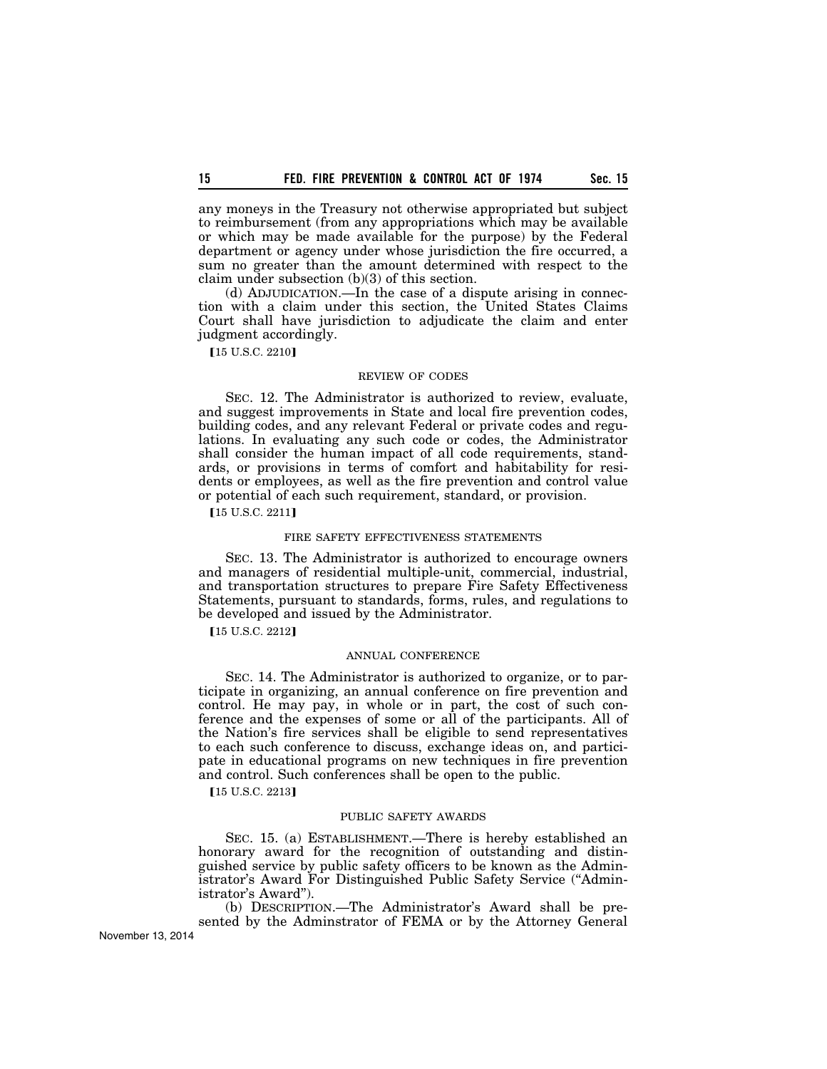any moneys in the Treasury not otherwise appropriated but subject to reimbursement (from any appropriations which may be available or which may be made available for the purpose) by the Federal department or agency under whose jurisdiction the fire occurred, a sum no greater than the amount determined with respect to the claim under subsection (b)(3) of this section.

(d) ADJUDICATION.—In the case of a dispute arising in connection with a claim under this section, the United States Claims Court shall have jurisdiction to adjudicate the claim and enter judgment accordingly.

【15 U.S.C. 2210】

REVIEW OF CODES

SEC. 12. The Administrator is authorized to review, evaluate, and suggest improvements in State and local fire prevention codes, building codes, and any relevant Federal or private codes and regulations. In evaluating any such code or codes, the Administrator shall consider the human impact of all code requirements, standards, or provisions in terms of comfort and habitability for residents or employees, as well as the fire prevention and control value or potential of each such requirement, standard, or provision.

【15 U.S.C. 2211】

FIRE SAFETY EFFECTIVENESS STATEMENTS

SEC. 13. The Administrator is authorized to encourage owners and managers of residential multiple-unit, commercial, industrial, and transportation structures to prepare Fire Safety Effectiveness Statements, pursuant to standards, forms, rules, and regulations to be developed and issued by the Administrator.

【15 U.S.C. 2212】

ANNUAL CONFERENCE

SEC. 14. The Administrator is authorized to organize, or to participate in organizing, an annual conference on fire prevention and control. He may pay, in whole or in part, the cost of such conference and the expenses of some or all of the participants. All of the Nation's fire services shall be eligible to send representatives to each such conference to discuss, exchange ideas on, and participate in educational programs on new techniques in fire prevention and control. Such conferences shall be open to the public.

【15 U.S.C. 2213】

PUBLIC SAFETY AWARDS

SEC. 15. (a) ESTABLISHMENT.—There is hereby established an honorary award for the recognition of outstanding and distinguished service by public safety officers to be known as the Administrator's Award For Distinguished Public Safety Service ("Administrator's Award").

(b) DESCRIPTION.—The Administrator's Award shall be presented by the Adminstrator of FEMA or by the Attorney General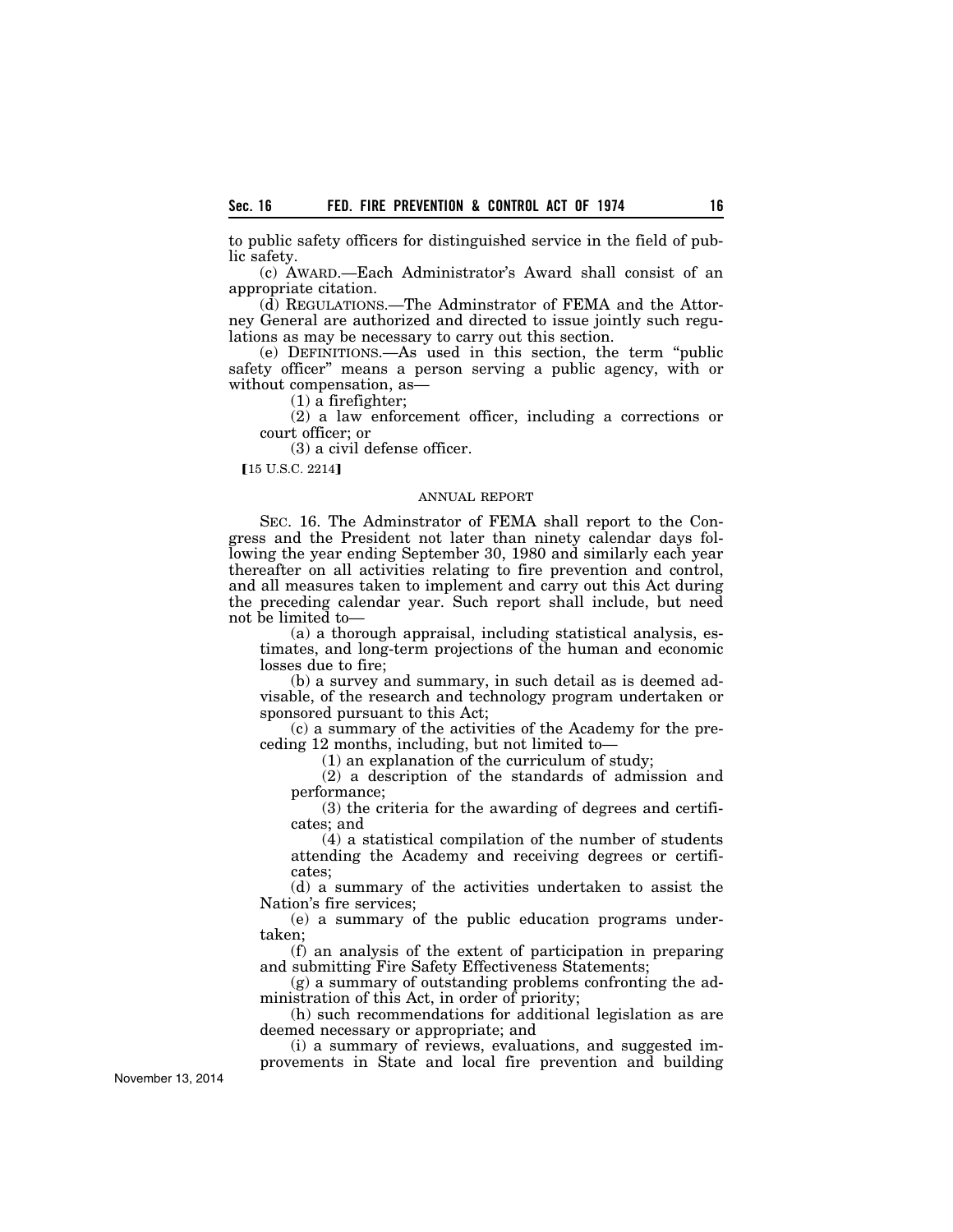to public safety officers for distinguished service in the field of public safety.

(c) AWARD.—Each Administrator's Award shall consist of an appropriate citation.

(d) REGULATIONS.—The Adminstrator of FEMA and the Attorney General are authorized and directed to issue jointly such regulations as may be necessary to carry out this section.

(e) DEFINITIONS.—As used in this section, the term "public safety officer" means a person serving a public agency, with or without compensation, as—

(1) a firefighter;

(2) a law enforcement officer, including a corrections or court officer; or

(3) a civil defense officer.

【15 U.S.C. 2214】

ANNUAL REPORT

SEC. 16. The Adminstrator of FEMA shall report to the Congress and the President not later than ninety calendar days following the year ending September 30, 1980 and similarly each year thereafter on all activities relating to fire prevention and control, and all measures taken to implement and carry out this Act during the preceding calendar year. Such report shall include, but need not be limited to—

(a) a thorough appraisal, including statistical analysis, estimates, and long-term projections of the human and economic losses due to fire;

(b) a survey and summary, in such detail as is deemed advisable, of the research and technology program undertaken or sponsored pursuant to this Act;

(c) a summary of the activities of the Academy for the preceding 12 months, including, but not limited to—

(1) an explanation of the curriculum of study;

(2) a description of the standards of admission and performance;

(3) the criteria for the awarding of degrees and certificates; and

(4) a statistical compilation of the number of students attending the Academy and receiving degrees or certificates;

(d) a summary of the activities undertaken to assist the Nation's fire services;

(e) a summary of the public education programs undertaken;

(f) an analysis of the extent of participation in preparing and submitting Fire Safety Effectiveness Statements;

(g) a summary of outstanding problems confronting the administration of this Act, in order of priority;

(h) such recommendations for additional legislation as are deemed necessary or appropriate; and

(i) a summary of reviews, evaluations, and suggested improvements in State and local fire prevention and building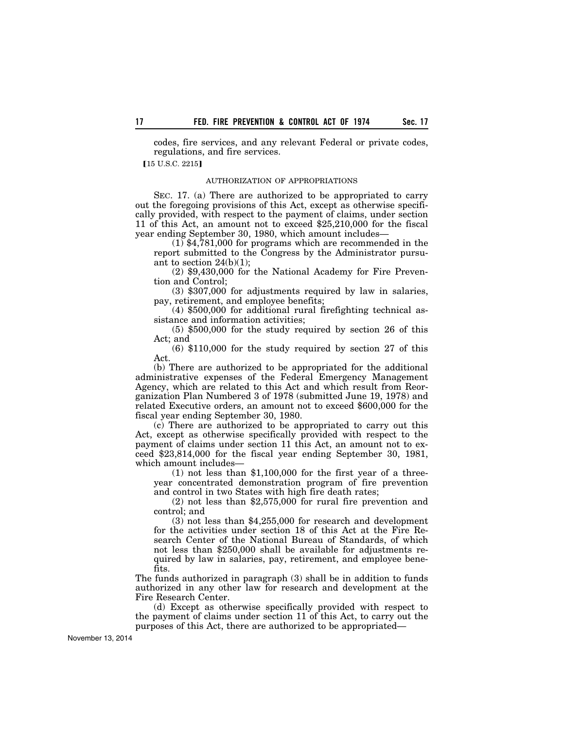codes, fire services, and any relevant Federal or private codes, regulations, and fire services.

【15 U.S.C. 2215】

AUTHORIZATION OF APPROPRIATIONS

SEC. 17. (a) There are authorized to be appropriated to carry out the foregoing provisions of this Act, except as otherwise specifically provided, with respect to the payment of claims, under section 11 of this Act, an amount not to exceed $25,210,000 for the fiscal year ending September 30, 1980, which amount includes—

(1) $4,781,000 for programs which are recommended in the report submitted to the Congress by the Administrator pursuant to section 24(b)(1);

(2) $9,430,000 for the National Academy for Fire Prevention and Control;

(3) $307,000 for adjustments required by law in salaries, pay, retirement, and employee benefits;

(4) $500,000 for additional rural firefighting technical assistance and information activities;

(5) $500,000 for the study required by section 26 of this Act; and

(6) $110,000 for the study required by section 27 of this Act.

(b) There are authorized to be appropriated for the additional administrative expenses of the Federal Emergency Management Agency, which are related to this Act and which result from Reorganization Plan Numbered 3 of 1978 (submitted June 19, 1978) and related Executive orders, an amount not to exceed $600,000 for the fiscal year ending September 30, 1980.

(c) There are authorized to be appropriated to carry out this Act, except as otherwise specifically provided with respect to the payment of claims under section 11 this Act, an amount not to exceed $23,814,000 for the fiscal year ending September 30, 1981, which amount includes—

(1) not less than $1,100,000 for the first year of a three-year concentrated demonstration program of fire prevention and control in two States with high fire death rates;

(2) not less than $2,575,000 for rural fire prevention and control; and

(3) not less than $4,255,000 for research and development for the activities under section 18 of this Act at the Fire Research Center of the National Bureau of Standards, of which not less than $250,000 shall be available for adjustments required by law in salaries, pay, retirement, and employee benefits.

The funds authorized in paragraph (3) shall be in addition to funds authorized in any other law for research and development at the Fire Research Center.

(d) Except as otherwise specifically provided with respect to the payment of claims under section 11 of this Act, to carry out the purposes of this Act, there are authorized to be appropriated—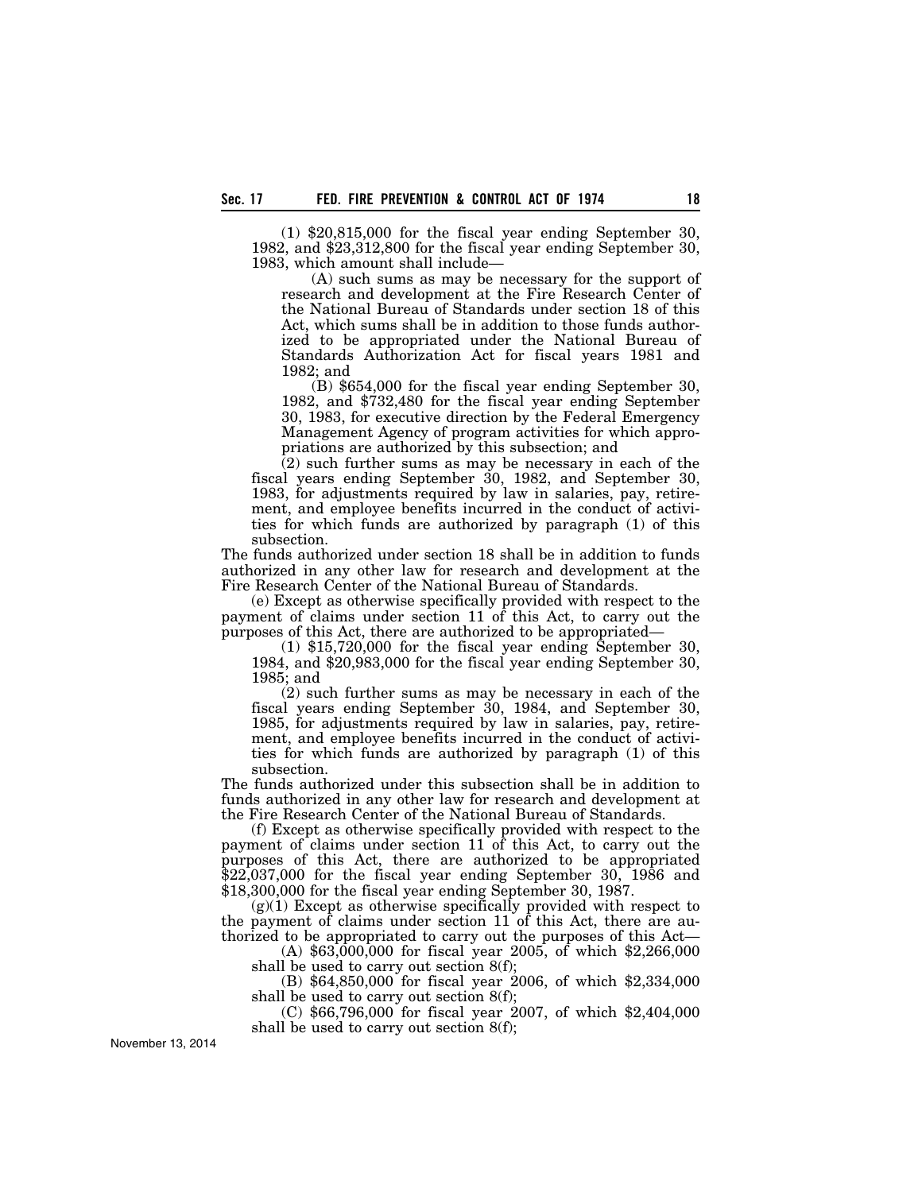(1) $20,815,000 for the fiscal year ending September 30, 1982, and $23,312,800 for the fiscal year ending September 30, 1983, which amount shall include—

(A) such sums as may be necessary for the support of research and development at the Fire Research Center of the National Bureau of Standards under section 18 of this Act, which sums shall be in addition to those funds authorized to be appropriated under the National Bureau of Standards Authorization Act for fiscal years 1981 and 1982; and

(B) $654,000 for the fiscal year ending September 30, 1982, and $732,480 for the fiscal year ending September 30, 1983, for executive direction by the Federal Emergency Management Agency of program activities for which appropriations are authorized by this subsection; and

(2) such further sums as may be necessary in each of the fiscal years ending September 30, 1982, and September 30, 1983, for adjustments required by law in salaries, pay, retirement, and employee benefits incurred in the conduct of activities for which funds are authorized by paragraph (1) of this subsection.

The funds authorized under section 18 shall be in addition to funds authorized in any other law for research and development at the Fire Research Center of the National Bureau of Standards.

(e) Except as otherwise specifically provided with respect to the payment of claims under section 11 of this Act, to carry out the purposes of this Act, there are authorized to be appropriated—

(1) $15,720,000 for the fiscal year ending September 30, 1984, and $20,983,000 for the fiscal year ending September 30, 1985; and

(2) such further sums as may be necessary in each of the fiscal years ending September 30, 1984, and September 30, 1985, for adjustments required by law in salaries, pay, retirement, and employee benefits incurred in the conduct of activities for which funds are authorized by paragraph (1) of this subsection.

The funds authorized under this subsection shall be in addition to funds authorized in any other law for research and development at the Fire Research Center of the National Bureau of Standards.

(f) Except as otherwise specifically provided with respect to the payment of claims under section 11 of this Act, to carry out the purposes of this Act, there are authorized to be appropriated $22,037,000 for the fiscal year ending September 30, 1986 and $18,300,000 for the fiscal year ending September 30, 1987.

(g)(1) Except as otherwise specifically provided with respect to the payment of claims under section 11 of this Act, there are authorized to be appropriated to carry out the purposes of this Act—

(A) $63,000,000 for fiscal year 2005, of which $2,266,000 shall be used to carry out section 8(f);

(B) $64,850,000 for fiscal year 2006, of which $2,334,000 shall be used to carry out section 8(f);

(C) $66,796,000 for fiscal year 2007, of which $2,404,000 shall be used to carry out section 8(f);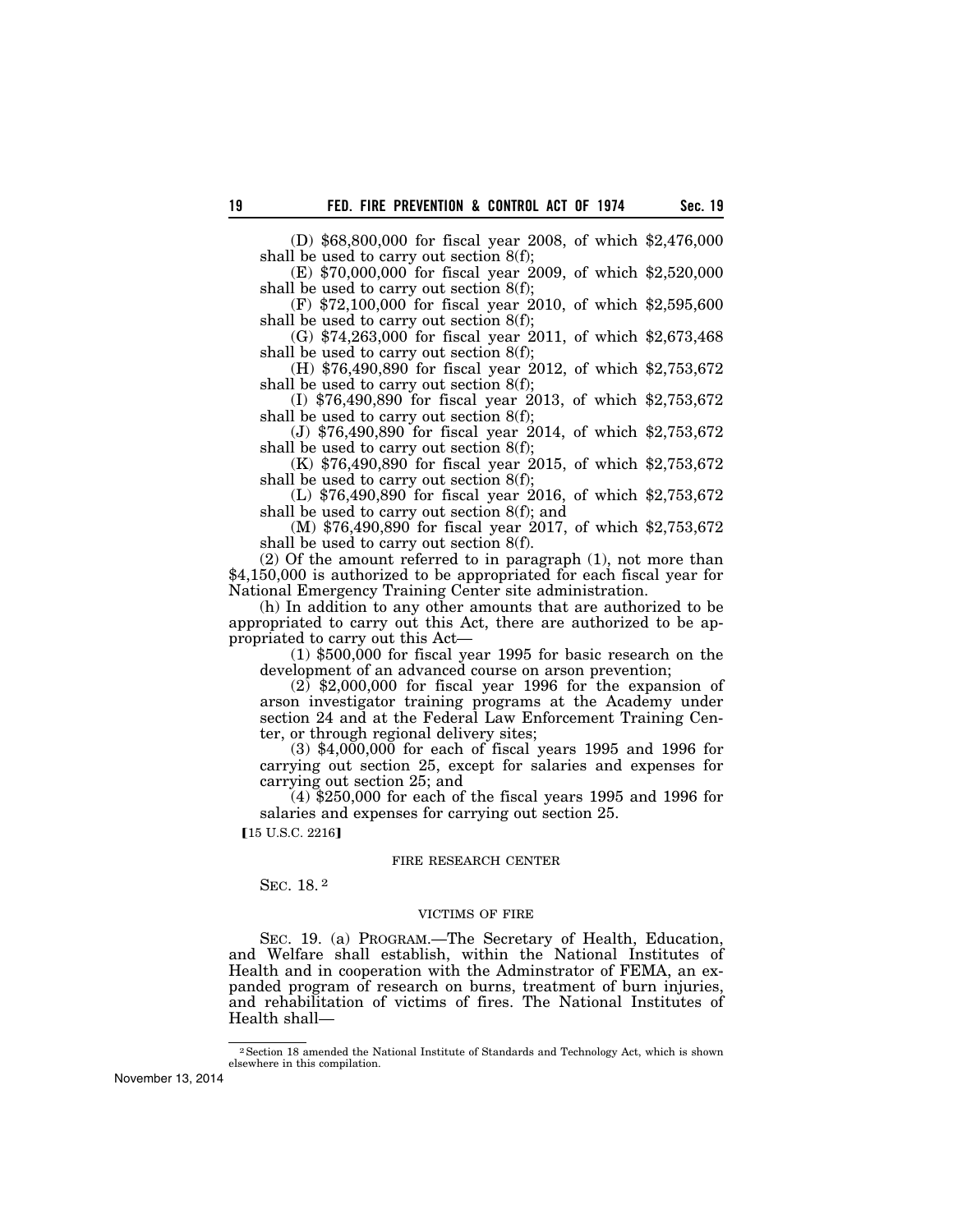(D) $68,800,000 for fiscal year 2008, of which $2,476,000 shall be used to carry out section 8(f);

(E) $70,000,000 for fiscal year 2009, of which $2,520,000 shall be used to carry out section 8(f);

(F) $72,100,000 for fiscal year 2010, of which $2,595,600 shall be used to carry out section 8(f);

(G) $74,263,000 for fiscal year 2011, of which $2,673,468 shall be used to carry out section 8(f);

(H) $76,490,890 for fiscal year 2012, of which $2,753,672 shall be used to carry out section 8(f);

(I) $76,490,890 for fiscal year 2013, of which $2,753,672 shall be used to carry out section 8(f);

(J) $76,490,890 for fiscal year 2014, of which $2,753,672 shall be used to carry out section 8(f);

(K) $76,490,890 for fiscal year 2015, of which $2,753,672 shall be used to carry out section 8(f);

(L) $76,490,890 for fiscal year 2016, of which $2,753,672 shall be used to carry out section 8(f); and

(M) $76,490,890 for fiscal year 2017, of which $2,753,672 shall be used to carry out section 8(f).

(2) Of the amount referred to in paragraph (1), not more than $4,150,000 is authorized to be appropriated for each fiscal year for National Emergency Training Center site administration.

(h) In addition to any other amounts that are authorized to be appropriated to carry out this Act, there are authorized to be appropriated to carry out this Act—

(1) $500,000 for fiscal year 1995 for basic research on the development of an advanced course on arson prevention;

(2) $2,000,000 for fiscal year 1996 for the expansion of arson investigator training programs at the Academy under section 24 and at the Federal Law Enforcement Training Center, or through regional delivery sites;

(3) $4,000,000 for each of fiscal years 1995 and 1996 for carrying out section 25, except for salaries and expenses for carrying out section 25; and

(4) $250,000 for each of the fiscal years 1995 and 1996 for salaries and expenses for carrying out section 25.

[15 U.S.C. 2216]

FIRE RESEARCH CENTER

SEC. 18. [2]

VICTIMS OF FIRE

SEC. 19. (a) PROGRAM.—The Secretary of Health, Education, and Welfare shall establish, within the National Institutes of Health and in cooperation with the Adminstrator of FEMA, an expanded program of research on burns, treatment of burn injuries, and rehabilitation of victims of fires. The National Institutes of Health shall—

[2] Section 18 amended the National Institute of Standards and Technology Act, which is shown elsewhere in this compilation.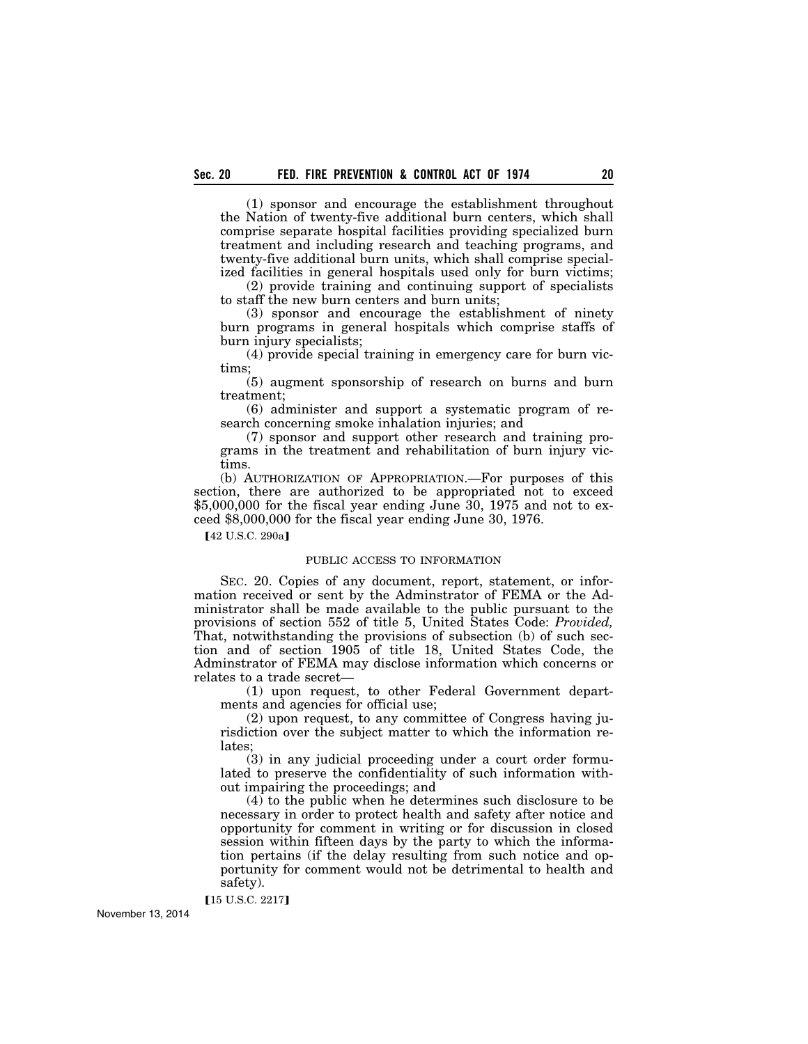(1) sponsor and encourage the establishment throughout the Nation of twenty-five additional burn centers, which shall comprise separate hospital facilities providing specialized burn treatment and including research and teaching programs, and twenty-five additional burn units, which shall comprise specialized facilities in general hospitals used only for burn victims;

(2) provide training and continuing support of specialists to staff the new burn centers and burn units;

(3) sponsor and encourage the establishment of ninety burn programs in general hospitals which comprise staffs of burn injury specialists;

(4) provide special training in emergency care for burn victims;

(5) augment sponsorship of research on burns and burn treatment;

(6) administer and support a systematic program of research concerning smoke inhalation injuries; and

(7) sponsor and support other research and training programs in the treatment and rehabilitation of burn injury victims.

(b) AUTHORIZATION OF APPROPRIATION.—For purposes of this section, there are authorized to be appropriated not to exceed $5,000,000 for the fiscal year ending June 30, 1975 and not to exceed $8,000,000 for the fiscal year ending June 30, 1976.

【42 U.S.C. 290a】

PUBLIC ACCESS TO INFORMATION

SEC. 20. Copies of any document, report, statement, or information received or sent by the Adminstrator of FEMA or the Administrator shall be made available to the public pursuant to the provisions of section 552 of title 5, United States Code: *Provided,* That, notwithstanding the provisions of subsection (b) of such section and of section 1905 of title 18, United States Code, the Adminstrator of FEMA may disclose information which concerns or relates to a trade secret—

(1) upon request, to other Federal Government departments and agencies for official use;

(2) upon request, to any committee of Congress having jurisdiction over the subject matter to which the information relates;

(3) in any judicial proceeding under a court order formulated to preserve the confidentiality of such information without impairing the proceedings; and

(4) to the public when he determines such disclosure to be necessary in order to protect health and safety after notice and opportunity for comment in writing or for discussion in closed session within fifteen days by the party to which the information pertains (if the delay resulting from such notice and opportunity for comment would not be detrimental to health and safety).

【15 U.S.C. 2217】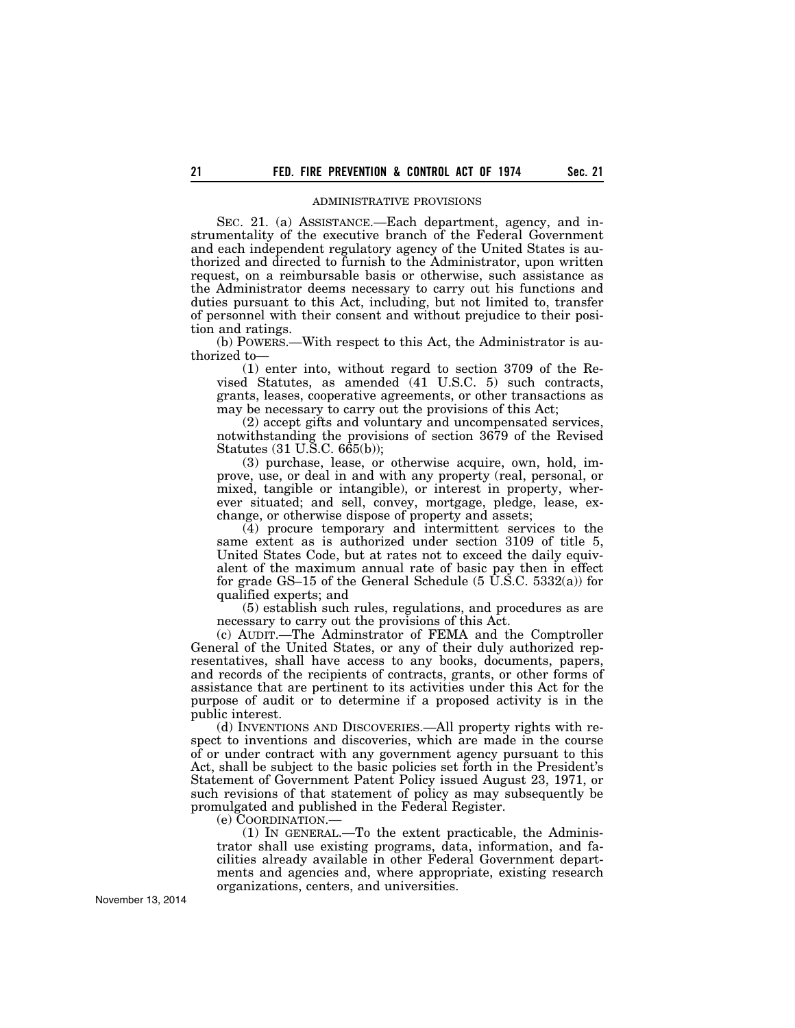ADMINISTRATIVE PROVISIONS

SEC. 21. (a) ASSISTANCE.—Each department, agency, and instrumentality of the executive branch of the Federal Government and each independent regulatory agency of the United States is authorized and directed to furnish to the Administrator, upon written request, on a reimbursable basis or otherwise, such assistance as the Administrator deems necessary to carry out his functions and duties pursuant to this Act, including, but not limited to, transfer of personnel with their consent and without prejudice to their position and ratings.

(b) POWERS.—With respect to this Act, the Administrator is authorized to—

(1) enter into, without regard to section 3709 of the Revised Statutes, as amended (41 U.S.C. 5) such contracts, grants, leases, cooperative agreements, or other transactions as may be necessary to carry out the provisions of this Act;

(2) accept gifts and voluntary and uncompensated services, notwithstanding the provisions of section 3679 of the Revised Statutes (31 U.S.C. 665(b));

(3) purchase, lease, or otherwise acquire, own, hold, improve, use, or deal in and with any property (real, personal, or mixed, tangible or intangible), or interest in property, wherever situated; and sell, convey, mortgage, pledge, lease, exchange, or otherwise dispose of property and assets;

(4) procure temporary and intermittent services to the same extent as is authorized under section 3109 of title 5, United States Code, but at rates not to exceed the daily equivalent of the maximum annual rate of basic pay then in effect for grade GS–15 of the General Schedule (5 U.S.C. 5332(a)) for qualified experts; and

(5) establish such rules, regulations, and procedures as are necessary to carry out the provisions of this Act.

(c) AUDIT.—The Adminstrator of FEMA and the Comptroller General of the United States, or any of their duly authorized representatives, shall have access to any books, documents, papers, and records of the recipients of contracts, grants, or other forms of assistance that are pertinent to its activities under this Act for the purpose of audit or to determine if a proposed activity is in the public interest.

(d) INVENTIONS AND DISCOVERIES.—All property rights with respect to inventions and discoveries, which are made in the course of or under contract with any government agency pursuant to this Act, shall be subject to the basic policies set forth in the President's Statement of Government Patent Policy issued August 23, 1971, or such revisions of that statement of policy as may subsequently be promulgated and published in the Federal Register.

(e) COORDINATION.—

(1) IN GENERAL.—To the extent practicable, the Administrator shall use existing programs, data, information, and facilities already available in other Federal Government departments and agencies and, where appropriate, existing research organizations, centers, and universities.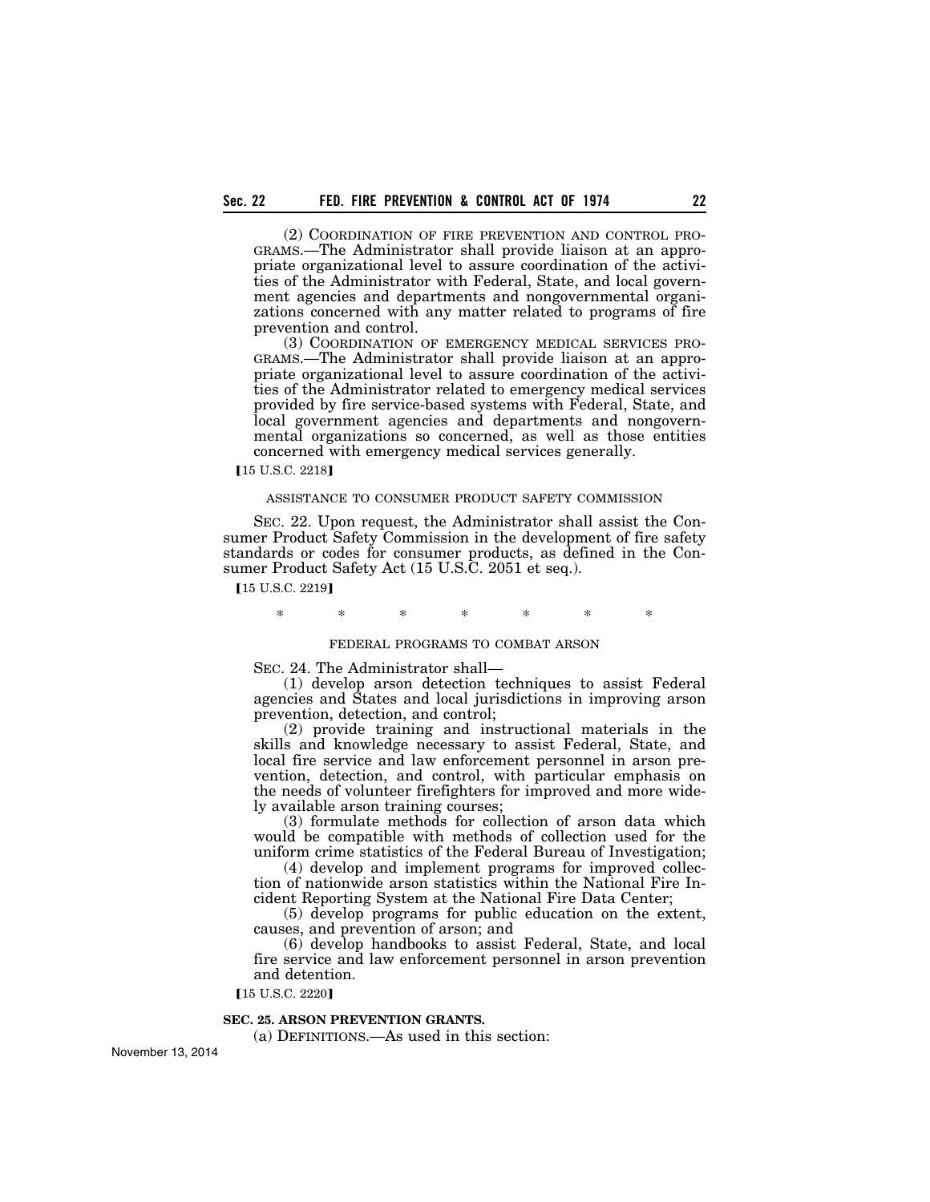(2) COORDINATION OF FIRE PREVENTION AND CONTROL PROGRAMS.—The Administrator shall provide liaison at an appropriate organizational level to assure coordination of the activities of the Administrator with Federal, State, and local government agencies and departments and nongovernmental organizations concerned with any matter related to programs of fire prevention and control.

(3) COORDINATION OF EMERGENCY MEDICAL SERVICES PROGRAMS.—The Administrator shall provide liaison at an appropriate organizational level to assure coordination of the activities of the Administrator related to emergency medical services provided by fire service-based systems with Federal, State, and local government agencies and departments and nongovernmental organizations so concerned, as well as those entities concerned with emergency medical services generally.

【15 U.S.C. 2218】

ASSISTANCE TO CONSUMER PRODUCT SAFETY COMMISSION

SEC. 22. Upon request, the Administrator shall assist the Consumer Product Safety Commission in the development of fire safety standards or codes for consumer products, as defined in the Consumer Product Safety Act (15 U.S.C. 2051 et seq.).

【15 U.S.C. 2219】

\* \* \* \* \* \* \*

FEDERAL PROGRAMS TO COMBAT ARSON

SEC. 24. The Administrator shall—

(1) develop arson detection techniques to assist Federal agencies and States and local jurisdictions in improving arson prevention, detection, and control;

(2) provide training and instructional materials in the skills and knowledge necessary to assist Federal, State, and local fire service and law enforcement personnel in arson prevention, detection, and control, with particular emphasis on the needs of volunteer firefighters for improved and more widely available arson training courses;

(3) formulate methods for collection of arson data which would be compatible with methods of collection used for the uniform crime statistics of the Federal Bureau of Investigation;

(4) develop and implement programs for improved collection of nationwide arson statistics within the National Fire Incident Reporting System at the National Fire Data Center;

(5) develop programs for public education on the extent, causes, and prevention of arson; and

(6) develop handbooks to assist Federal, State, and local fire service and law enforcement personnel in arson prevention and detention.

【15 U.S.C. 2220】

**SEC. 25. ARSON PREVENTION GRANTS.**

(a) DEFINITIONS.—As used in this section: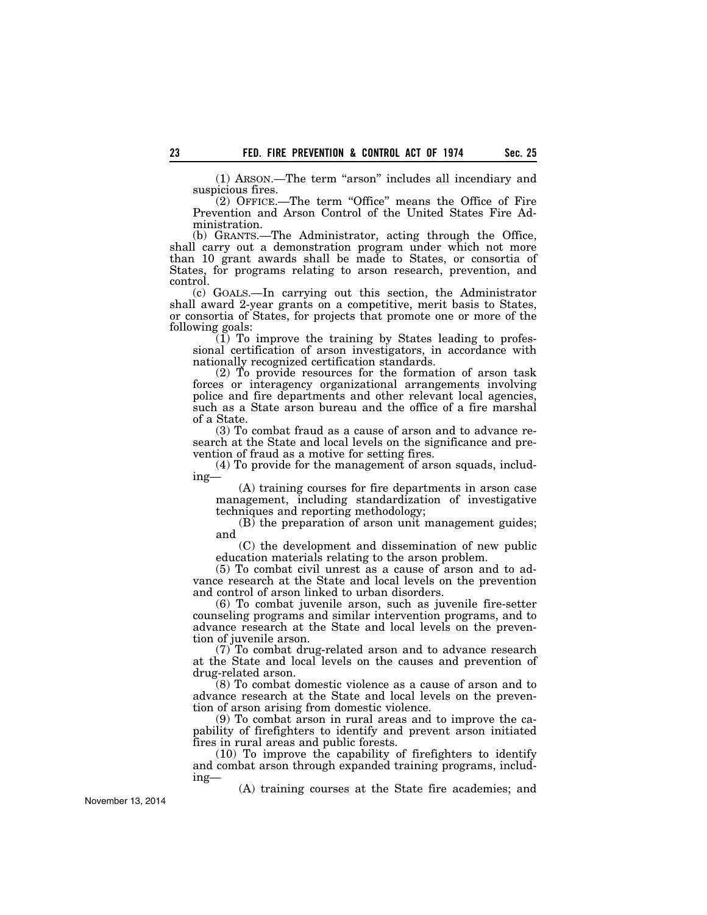(1) ARSON.—The term "arson" includes all incendiary and suspicious fires.

(2) OFFICE.—The term "Office" means the Office of Fire Prevention and Arson Control of the United States Fire Administration.

(b) GRANTS.—The Administrator, acting through the Office, shall carry out a demonstration program under which not more than 10 grant awards shall be made to States, or consortia of States, for programs relating to arson research, prevention, and control.

(c) GOALS.—In carrying out this section, the Administrator shall award 2-year grants on a competitive, merit basis to States, or consortia of States, for projects that promote one or more of the following goals:

(1) To improve the training by States leading to professional certification of arson investigators, in accordance with nationally recognized certification standards.

(2) To provide resources for the formation of arson task forces or interagency organizational arrangements involving police and fire departments and other relevant local agencies, such as a State arson bureau and the office of a fire marshal of a State.

(3) To combat fraud as a cause of arson and to advance research at the State and local levels on the significance and prevention of fraud as a motive for setting fires.

(4) To provide for the management of arson squads, including—

(A) training courses for fire departments in arson case management, including standardization of investigative techniques and reporting methodology;

(B) the preparation of arson unit management guides; and

(C) the development and dissemination of new public education materials relating to the arson problem.

(5) To combat civil unrest as a cause of arson and to advance research at the State and local levels on the prevention and control of arson linked to urban disorders.

(6) To combat juvenile arson, such as juvenile fire-setter counseling programs and similar intervention programs, and to advance research at the State and local levels on the prevention of juvenile arson.

(7) To combat drug-related arson and to advance research at the State and local levels on the causes and prevention of drug-related arson.

(8) To combat domestic violence as a cause of arson and to advance research at the State and local levels on the prevention of arson arising from domestic violence.

(9) To combat arson in rural areas and to improve the capability of firefighters to identify and prevent arson initiated fires in rural areas and public forests.

(10) To improve the capability of firefighters to identify and combat arson through expanded training programs, including—

(A) training courses at the State fire academies; and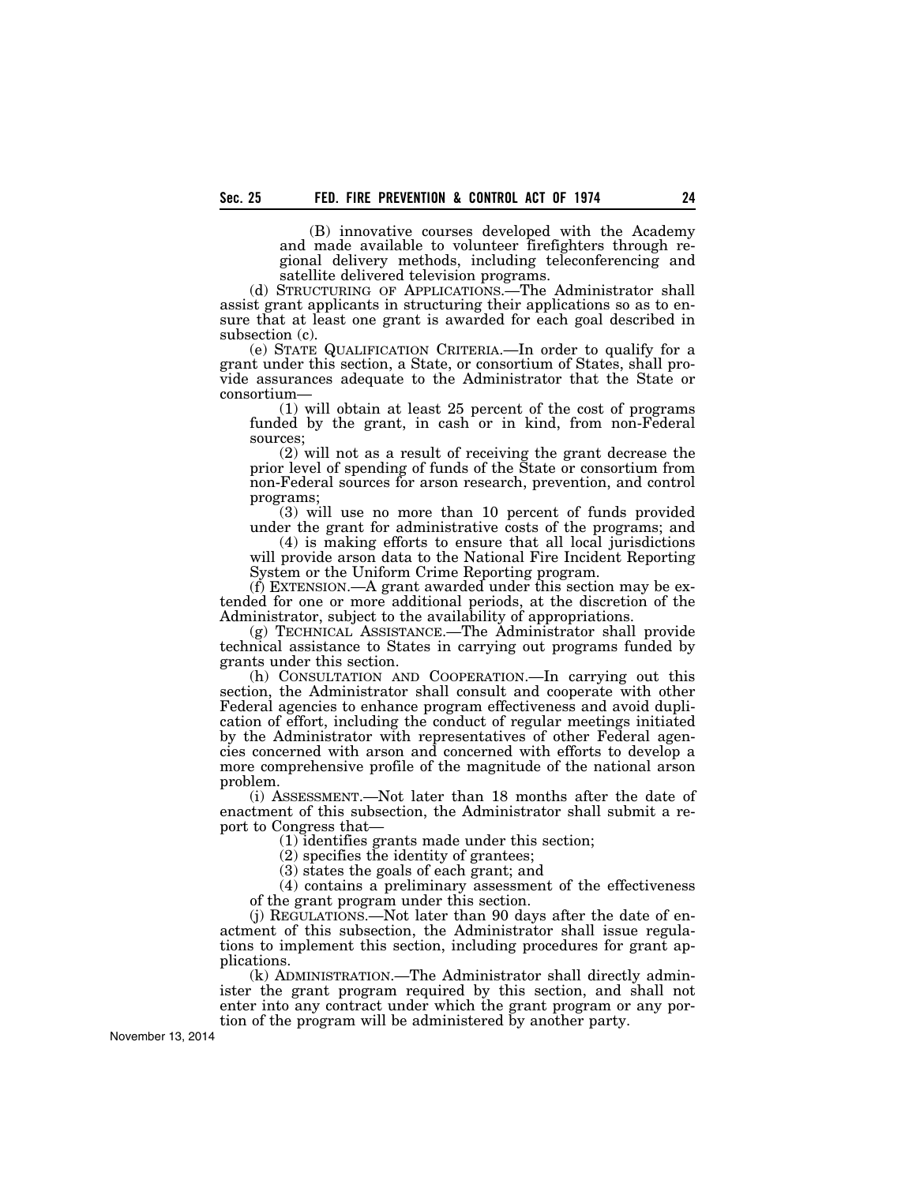(B) innovative courses developed with the Academy and made available to volunteer firefighters through regional delivery methods, including teleconferencing and satellite delivered television programs.

(d) STRUCTURING OF APPLICATIONS.—The Administrator shall assist grant applicants in structuring their applications so as to ensure that at least one grant is awarded for each goal described in subsection (c).

(e) STATE QUALIFICATION CRITERIA.—In order to qualify for a grant under this section, a State, or consortium of States, shall provide assurances adequate to the Administrator that the State or consortium—

(1) will obtain at least 25 percent of the cost of programs funded by the grant, in cash or in kind, from non-Federal sources;

(2) will not as a result of receiving the grant decrease the prior level of spending of funds of the State or consortium from non-Federal sources for arson research, prevention, and control programs;

(3) will use no more than 10 percent of funds provided under the grant for administrative costs of the programs; and

(4) is making efforts to ensure that all local jurisdictions will provide arson data to the National Fire Incident Reporting System or the Uniform Crime Reporting program.

(f) EXTENSION.—A grant awarded under this section may be extended for one or more additional periods, at the discretion of the Administrator, subject to the availability of appropriations.

(g) TECHNICAL ASSISTANCE.—The Administrator shall provide technical assistance to States in carrying out programs funded by grants under this section.

(h) CONSULTATION AND COOPERATION.—In carrying out this section, the Administrator shall consult and cooperate with other Federal agencies to enhance program effectiveness and avoid duplication of effort, including the conduct of regular meetings initiated by the Administrator with representatives of other Federal agencies concerned with arson and concerned with efforts to develop a more comprehensive profile of the magnitude of the national arson problem.

(i) ASSESSMENT.—Not later than 18 months after the date of enactment of this subsection, the Administrator shall submit a report to Congress that—

(1) identifies grants made under this section;

(2) specifies the identity of grantees;

(3) states the goals of each grant; and

(4) contains a preliminary assessment of the effectiveness of the grant program under this section.

(j) REGULATIONS.—Not later than 90 days after the date of enactment of this subsection, the Administrator shall issue regulations to implement this section, including procedures for grant applications.

(k) ADMINISTRATION.—The Administrator shall directly administer the grant program required by this section, and shall not enter into any contract under which the grant program or any portion of the program will be administered by another party.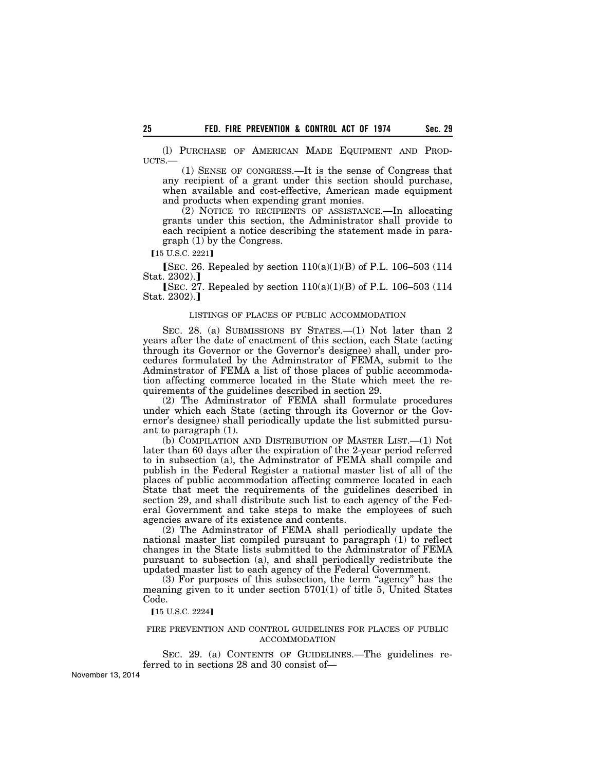(l) PURCHASE OF AMERICAN MADE EQUIPMENT AND PRODUCTS.—

(1) SENSE OF CONGRESS.—It is the sense of Congress that any recipient of a grant under this section should purchase, when available and cost-effective, American made equipment and products when expending grant monies.

(2) NOTICE TO RECIPIENTS OF ASSISTANCE.—In allocating grants under this section, the Administrator shall provide to each recipient a notice describing the statement made in paragraph (1) by the Congress.

【15 U.S.C. 2221】

【SEC. 26. Repealed by section 110(a)(1)(B) of P.L. 106–503 (114 Stat. 2302).】

【SEC. 27. Repealed by section 110(a)(1)(B) of P.L. 106–503 (114 Stat. 2302).】

LISTINGS OF PLACES OF PUBLIC ACCOMMODATION

SEC. 28. (a) SUBMISSIONS BY STATES.—(1) Not later than 2 years after the date of enactment of this section, each State (acting through its Governor or the Governor's designee) shall, under procedures formulated by the Adminstrator of FEMA, submit to the Adminstrator of FEMA a list of those places of public accommodation affecting commerce located in the State which meet the requirements of the guidelines described in section 29.

(2) The Adminstrator of FEMA shall formulate procedures under which each State (acting through its Governor or the Governor's designee) shall periodically update the list submitted pursuant to paragraph (1).

(b) COMPILATION AND DISTRIBUTION OF MASTER LIST.—(1) Not later than 60 days after the expiration of the 2-year period referred to in subsection (a), the Adminstrator of FEMA shall compile and publish in the Federal Register a national master list of all of the places of public accommodation affecting commerce located in each State that meet the requirements of the guidelines described in section 29, and shall distribute such list to each agency of the Federal Government and take steps to make the employees of such agencies aware of its existence and contents.

(2) The Adminstrator of FEMA shall periodically update the national master list compiled pursuant to paragraph (1) to reflect changes in the State lists submitted to the Adminstrator of FEMA pursuant to subsection (a), and shall periodically redistribute the updated master list to each agency of the Federal Government.

(3) For purposes of this subsection, the term "agency" has the meaning given to it under section 5701(1) of title 5, United States Code.

【15 U.S.C. 2224】

FIRE PREVENTION AND CONTROL GUIDELINES FOR PLACES OF PUBLIC ACCOMMODATION

SEC. 29. (a) CONTENTS OF GUIDELINES.—The guidelines referred to in sections 28 and 30 consist of—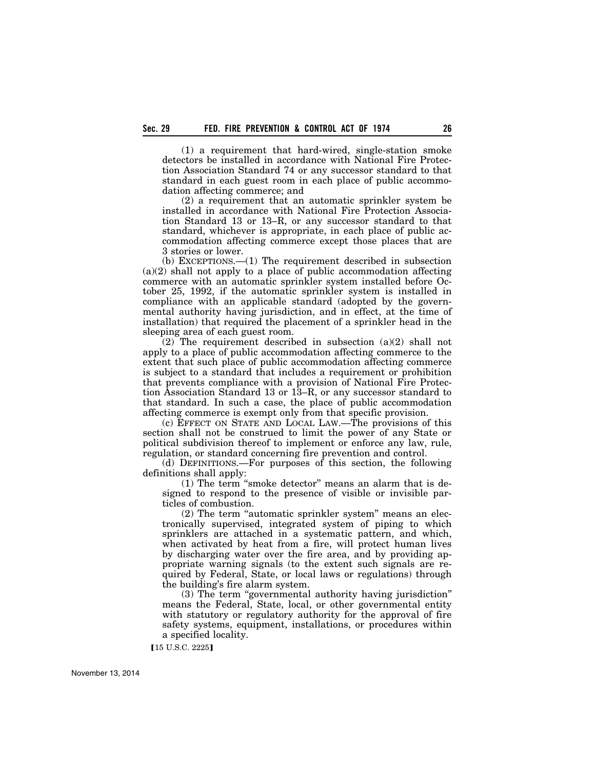(1) a requirement that hard-wired, single-station smoke detectors be installed in accordance with National Fire Protection Association Standard 74 or any successor standard to that standard in each guest room in each place of public accommodation affecting commerce; and

(2) a requirement that an automatic sprinkler system be installed in accordance with National Fire Protection Association Standard 13 or 13–R, or any successor standard to that standard, whichever is appropriate, in each place of public accommodation affecting commerce except those places that are 3 stories or lower.

(b) EXCEPTIONS.—(1) The requirement described in subsection (a)(2) shall not apply to a place of public accommodation affecting commerce with an automatic sprinkler system installed before October 25, 1992, if the automatic sprinkler system is installed in compliance with an applicable standard (adopted by the governmental authority having jurisdiction, and in effect, at the time of installation) that required the placement of a sprinkler head in the sleeping area of each guest room.

(2) The requirement described in subsection (a)(2) shall not apply to a place of public accommodation affecting commerce to the extent that such place of public accommodation affecting commerce is subject to a standard that includes a requirement or prohibition that prevents compliance with a provision of National Fire Protection Association Standard 13 or 13–R, or any successor standard to that standard. In such a case, the place of public accommodation affecting commerce is exempt only from that specific provision.

(c) EFFECT ON STATE AND LOCAL LAW.—The provisions of this section shall not be construed to limit the power of any State or political subdivision thereof to implement or enforce any law, rule, regulation, or standard concerning fire prevention and control.

(d) DEFINITIONS.—For purposes of this section, the following definitions shall apply:

(1) The term "smoke detector" means an alarm that is designed to respond to the presence of visible or invisible particles of combustion.

(2) The term "automatic sprinkler system" means an electronically supervised, integrated system of piping to which sprinklers are attached in a systematic pattern, and which, when activated by heat from a fire, will protect human lives by discharging water over the fire area, and by providing appropriate warning signals (to the extent such signals are required by Federal, State, or local laws or regulations) through the building's fire alarm system.

(3) The term "governmental authority having jurisdiction" means the Federal, State, local, or other governmental entity with statutory or regulatory authority for the approval of fire safety systems, equipment, installations, or procedures within a specified locality.

【15 U.S.C. 2225】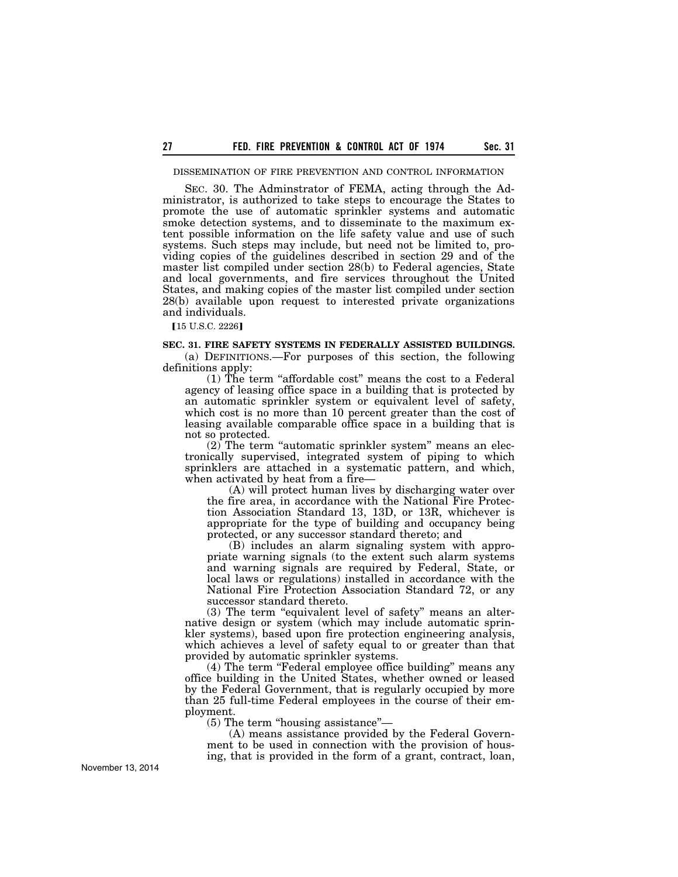DISSEMINATION OF FIRE PREVENTION AND CONTROL INFORMATION

SEC. 30. The Adminstrator of FEMA, acting through the Administrator, is authorized to take steps to encourage the States to promote the use of automatic sprinkler systems and automatic smoke detection systems, and to disseminate to the maximum extent possible information on the life safety value and use of such systems. Such steps may include, but need not be limited to, providing copies of the guidelines described in section 29 and of the master list compiled under section 28(b) to Federal agencies, State and local governments, and fire services throughout the United States, and making copies of the master list compiled under section 28(b) available upon request to interested private organizations and individuals.

【15 U.S.C. 2226】

**SEC. 31. FIRE SAFETY SYSTEMS IN FEDERALLY ASSISTED BUILDINGS.**

(a) DEFINITIONS.—For purposes of this section, the following definitions apply:

(1) The term "affordable cost" means the cost to a Federal agency of leasing office space in a building that is protected by an automatic sprinkler system or equivalent level of safety, which cost is no more than 10 percent greater than the cost of leasing available comparable office space in a building that is not so protected.

(2) The term "automatic sprinkler system" means an electronically supervised, integrated system of piping to which sprinklers are attached in a systematic pattern, and which, when activated by heat from a fire—

(A) will protect human lives by discharging water over the fire area, in accordance with the National Fire Protection Association Standard 13, 13D, or 13R, whichever is appropriate for the type of building and occupancy being protected, or any successor standard thereto; and

(B) includes an alarm signaling system with appropriate warning signals (to the extent such alarm systems and warning signals are required by Federal, State, or local laws or regulations) installed in accordance with the National Fire Protection Association Standard 72, or any successor standard thereto.

(3) The term "equivalent level of safety" means an alternative design or system (which may include automatic sprinkler systems), based upon fire protection engineering analysis, which achieves a level of safety equal to or greater than that provided by automatic sprinkler systems.

(4) The term "Federal employee office building" means any office building in the United States, whether owned or leased by the Federal Government, that is regularly occupied by more than 25 full-time Federal employees in the course of their employment.

(5) The term "housing assistance"—

(A) means assistance provided by the Federal Government to be used in connection with the provision of housing, that is provided in the form of a grant, contract, loan,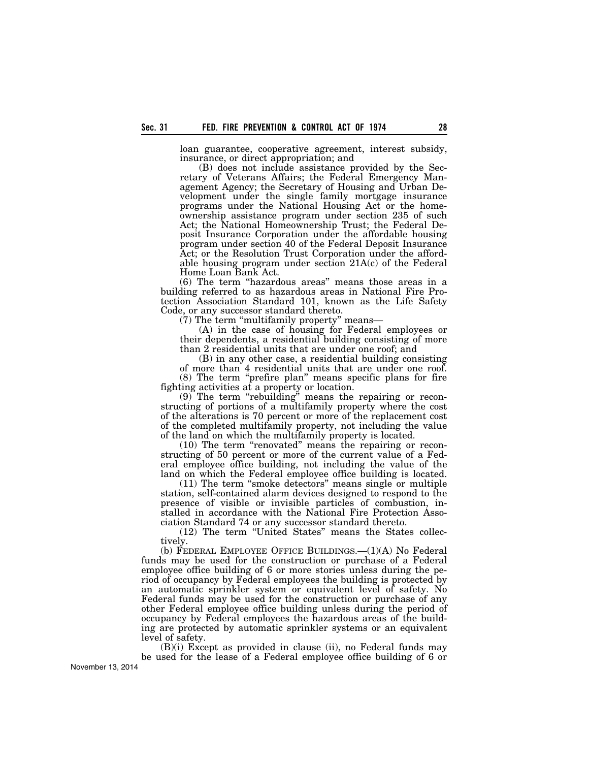loan guarantee, cooperative agreement, interest subsidy, insurance, or direct appropriation; and

(B) does not include assistance provided by the Secretary of Veterans Affairs; the Federal Emergency Management Agency; the Secretary of Housing and Urban Development under the single family mortgage insurance programs under the National Housing Act or the homeownership assistance program under section 235 of such Act; the National Homeownership Trust; the Federal Deposit Insurance Corporation under the affordable housing program under section 40 of the Federal Deposit Insurance Act; or the Resolution Trust Corporation under the affordable housing program under section 21A(c) of the Federal Home Loan Bank Act.

(6) The term "hazardous areas" means those areas in a building referred to as hazardous areas in National Fire Protection Association Standard 101, known as the Life Safety Code, or any successor standard thereto.

(7) The term "multifamily property" means—

(A) in the case of housing for Federal employees or their dependents, a residential building consisting of more than 2 residential units that are under one roof; and

(B) in any other case, a residential building consisting of more than 4 residential units that are under one roof.

(8) The term "prefire plan" means specific plans for fire fighting activities at a property or location.

(9) The term "rebuilding" means the repairing or reconstructing of portions of a multifamily property where the cost of the alterations is 70 percent or more of the replacement cost of the completed multifamily property, not including the value of the land on which the multifamily property is located.

(10) The term "renovated" means the repairing or reconstructing of 50 percent or more of the current value of a Federal employee office building, not including the value of the land on which the Federal employee office building is located.

(11) The term "smoke detectors" means single or multiple station, self-contained alarm devices designed to respond to the presence of visible or invisible particles of combustion, installed in accordance with the National Fire Protection Association Standard 74 or any successor standard thereto.

(12) The term "United States" means the States collectively.

(b) FEDERAL EMPLOYEE OFFICE BUILDINGS.—(1)(A) No Federal funds may be used for the construction or purchase of a Federal employee office building of 6 or more stories unless during the period of occupancy by Federal employees the building is protected by an automatic sprinkler system or equivalent level of safety. No Federal funds may be used for the construction or purchase of any other Federal employee office building unless during the period of occupancy by Federal employees the hazardous areas of the building are protected by automatic sprinkler systems or an equivalent level of safety.

(B)(i) Except as provided in clause (ii), no Federal funds may be used for the lease of a Federal employee office building of 6 or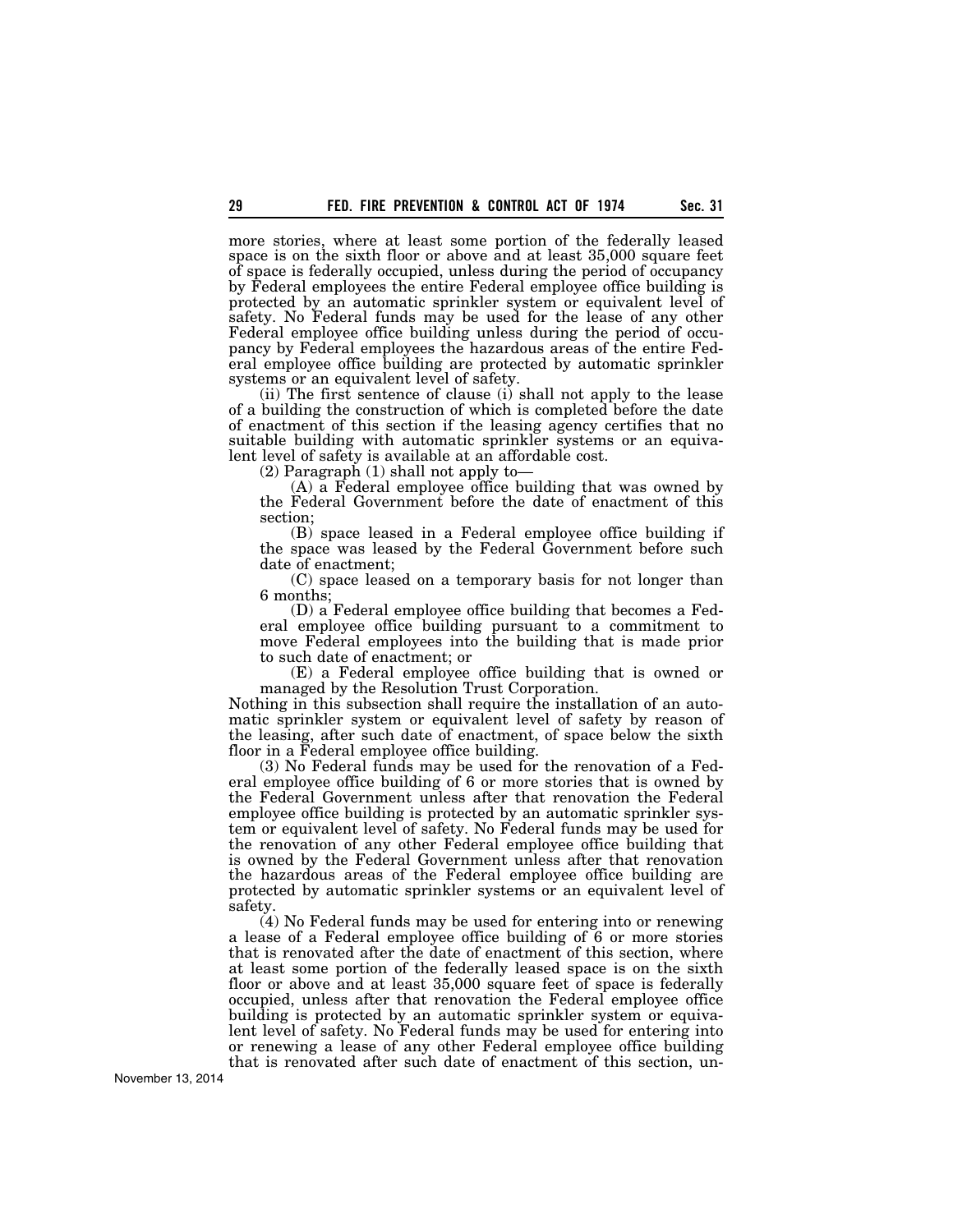more stories, where at least some portion of the federally leased space is on the sixth floor or above and at least 35,000 square feet of space is federally occupied, unless during the period of occupancy by Federal employees the entire Federal employee office building is protected by an automatic sprinkler system or equivalent level of safety. No Federal funds may be used for the lease of any other Federal employee office building unless during the period of occupancy by Federal employees the hazardous areas of the entire Federal employee office building are protected by automatic sprinkler systems or an equivalent level of safety.

(ii) The first sentence of clause (i) shall not apply to the lease of a building the construction of which is completed before the date of enactment of this section if the leasing agency certifies that no suitable building with automatic sprinkler systems or an equivalent level of safety is available at an affordable cost.

(2) Paragraph (1) shall not apply to—

(A) a Federal employee office building that was owned by the Federal Government before the date of enactment of this section;

(B) space leased in a Federal employee office building if the space was leased by the Federal Government before such date of enactment;

(C) space leased on a temporary basis for not longer than 6 months;

(D) a Federal employee office building that becomes a Federal employee office building pursuant to a commitment to move Federal employees into the building that is made prior to such date of enactment; or

(E) a Federal employee office building that is owned or managed by the Resolution Trust Corporation.

Nothing in this subsection shall require the installation of an automatic sprinkler system or equivalent level of safety by reason of the leasing, after such date of enactment, of space below the sixth floor in a Federal employee office building.

(3) No Federal funds may be used for the renovation of a Federal employee office building of 6 or more stories that is owned by the Federal Government unless after that renovation the Federal employee office building is protected by an automatic sprinkler system or equivalent level of safety. No Federal funds may be used for the renovation of any other Federal employee office building that is owned by the Federal Government unless after that renovation the hazardous areas of the Federal employee office building are protected by automatic sprinkler systems or an equivalent level of safety.

(4) No Federal funds may be used for entering into or renewing a lease of a Federal employee office building of 6 or more stories that is renovated after the date of enactment of this section, where at least some portion of the federally leased space is on the sixth floor or above and at least 35,000 square feet of space is federally occupied, unless after that renovation the Federal employee office building is protected by an automatic sprinkler system or equivalent level of safety. No Federal funds may be used for entering into or renewing a lease of any other Federal employee office building that is renovated after such date of enactment of this section, un-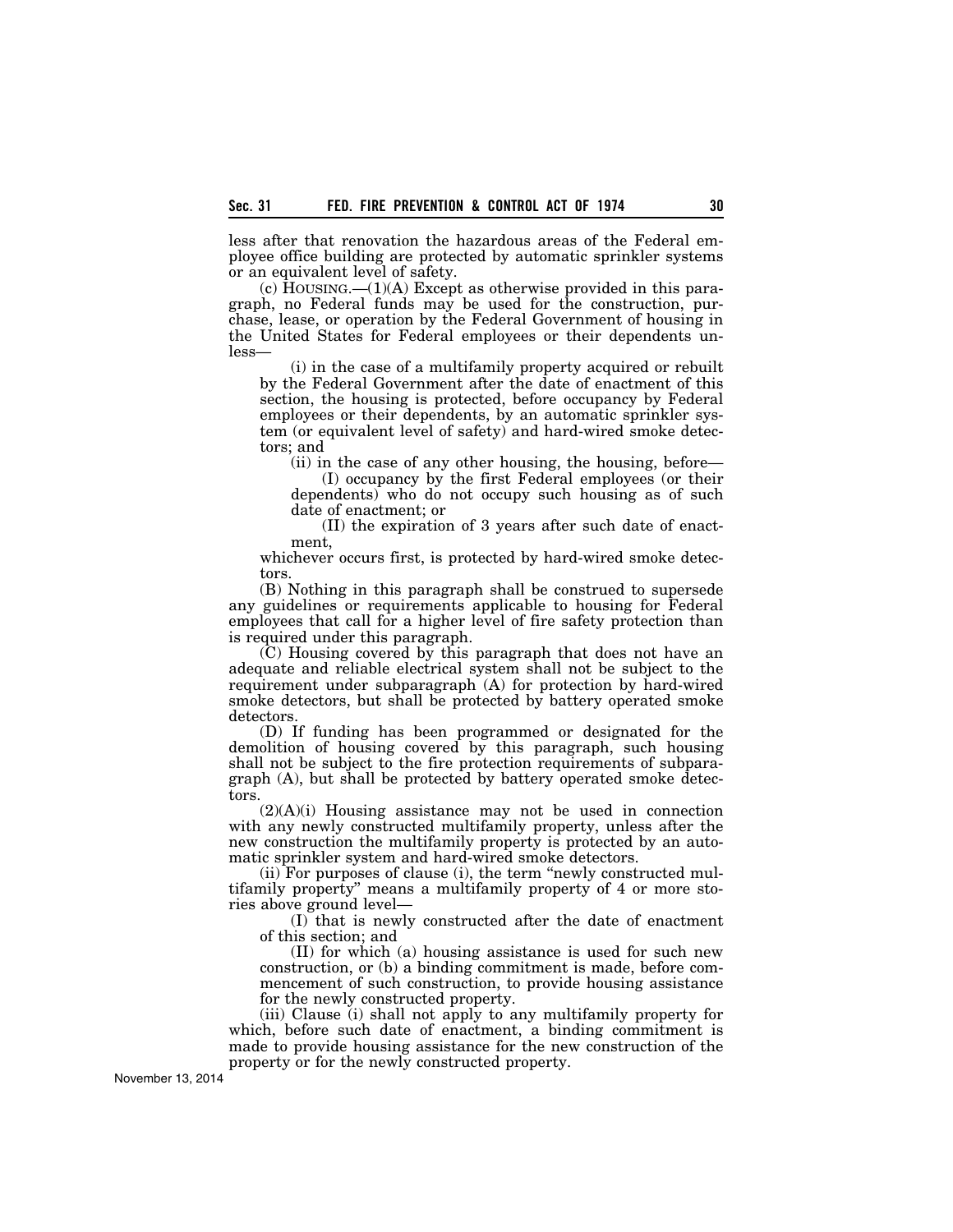less after that renovation the hazardous areas of the Federal employee office building are protected by automatic sprinkler systems or an equivalent level of safety.

(c) HOUSING.—(1)(A) Except as otherwise provided in this paragraph, no Federal funds may be used for the construction, purchase, lease, or operation by the Federal Government of housing in the United States for Federal employees or their dependents unless—

(i) in the case of a multifamily property acquired or rebuilt by the Federal Government after the date of enactment of this section, the housing is protected, before occupancy by Federal employees or their dependents, by an automatic sprinkler system (or equivalent level of safety) and hard-wired smoke detectors; and

(ii) in the case of any other housing, the housing, before—

(I) occupancy by the first Federal employees (or their dependents) who do not occupy such housing as of such date of enactment; or

(II) the expiration of 3 years after such date of enactment,

whichever occurs first, is protected by hard-wired smoke detectors.

(B) Nothing in this paragraph shall be construed to supersede any guidelines or requirements applicable to housing for Federal employees that call for a higher level of fire safety protection than is required under this paragraph.

(C) Housing covered by this paragraph that does not have an adequate and reliable electrical system shall not be subject to the requirement under subparagraph (A) for protection by hard-wired smoke detectors, but shall be protected by battery operated smoke detectors.

(D) If funding has been programmed or designated for the demolition of housing covered by this paragraph, such housing shall not be subject to the fire protection requirements of subparagraph (A), but shall be protected by battery operated smoke detectors.

(2)(A)(i) Housing assistance may not be used in connection with any newly constructed multifamily property, unless after the new construction the multifamily property is protected by an automatic sprinkler system and hard-wired smoke detectors.

(ii) For purposes of clause (i), the term "newly constructed multifamily property" means a multifamily property of 4 or more stories above ground level—

(I) that is newly constructed after the date of enactment of this section; and

(II) for which (a) housing assistance is used for such new construction, or (b) a binding commitment is made, before commencement of such construction, to provide housing assistance for the newly constructed property.

(iii) Clause (i) shall not apply to any multifamily property for which, before such date of enactment, a binding commitment is made to provide housing assistance for the new construction of the property or for the newly constructed property.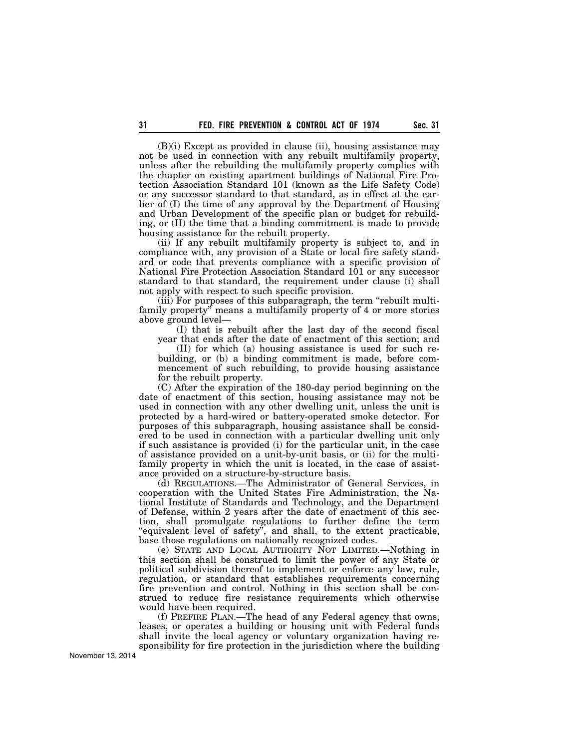(B)(i) Except as provided in clause (ii), housing assistance may not be used in connection with any rebuilt multifamily property, unless after the rebuilding the multifamily property complies with the chapter on existing apartment buildings of National Fire Protection Association Standard 101 (known as the Life Safety Code) or any successor standard to that standard, as in effect at the earlier of (I) the time of any approval by the Department of Housing and Urban Development of the specific plan or budget for rebuilding, or (II) the time that a binding commitment is made to provide housing assistance for the rebuilt property.

(ii) If any rebuilt multifamily property is subject to, and in compliance with, any provision of a State or local fire safety standard or code that prevents compliance with a specific provision of National Fire Protection Association Standard 101 or any successor standard to that standard, the requirement under clause (i) shall not apply with respect to such specific provision.

(iii) For purposes of this subparagraph, the term "rebuilt multifamily property" means a multifamily property of 4 or more stories above ground level—

(I) that is rebuilt after the last day of the second fiscal year that ends after the date of enactment of this section; and

(II) for which (a) housing assistance is used for such rebuilding, or (b) a binding commitment is made, before commencement of such rebuilding, to provide housing assistance for the rebuilt property.

(C) After the expiration of the 180-day period beginning on the date of enactment of this section, housing assistance may not be used in connection with any other dwelling unit, unless the unit is protected by a hard-wired or battery-operated smoke detector. For purposes of this subparagraph, housing assistance shall be considered to be used in connection with a particular dwelling unit only if such assistance is provided (i) for the particular unit, in the case of assistance provided on a unit-by-unit basis, or (ii) for the multifamily property in which the unit is located, in the case of assistance provided on a structure-by-structure basis.

(d) REGULATIONS.—The Administrator of General Services, in cooperation with the United States Fire Administration, the National Institute of Standards and Technology, and the Department of Defense, within 2 years after the date of enactment of this section, shall promulgate regulations to further define the term "equivalent level of safety", and shall, to the extent practicable, base those regulations on nationally recognized codes.

(e) STATE AND LOCAL AUTHORITY NOT LIMITED.—Nothing in this section shall be construed to limit the power of any State or political subdivision thereof to implement or enforce any law, rule, regulation, or standard that establishes requirements concerning fire prevention and control. Nothing in this section shall be construed to reduce fire resistance requirements which otherwise would have been required.

(f) PREFIRE PLAN.—The head of any Federal agency that owns, leases, or operates a building or housing unit with Federal funds shall invite the local agency or voluntary organization having responsibility for fire protection in the jurisdiction where the building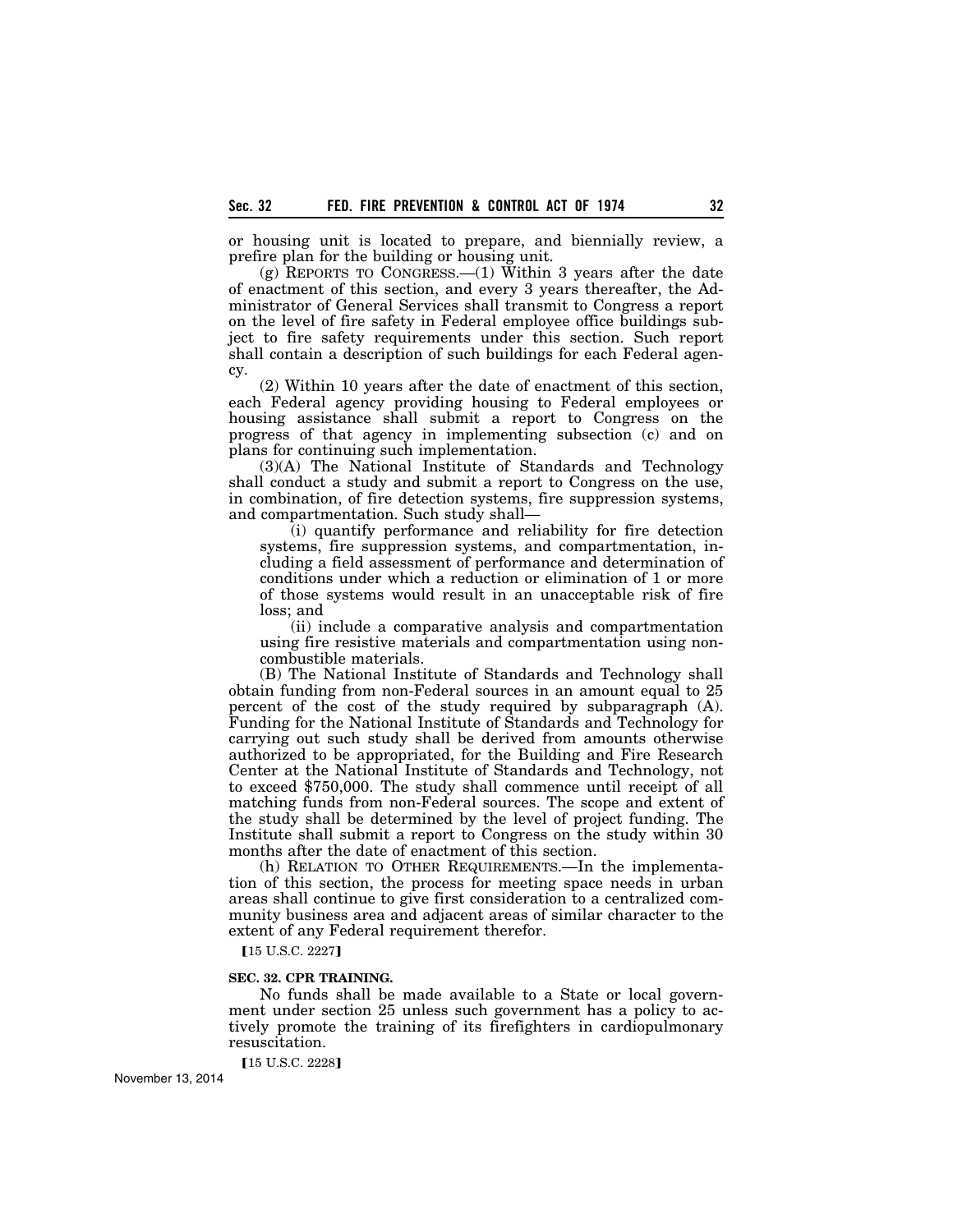or housing unit is located to prepare, and biennially review, a prefire plan for the building or housing unit.

(g) REPORTS TO CONGRESS.—(1) Within 3 years after the date of enactment of this section, and every 3 years thereafter, the Administrator of General Services shall transmit to Congress a report on the level of fire safety in Federal employee office buildings subject to fire safety requirements under this section. Such report shall contain a description of such buildings for each Federal agency.

(2) Within 10 years after the date of enactment of this section, each Federal agency providing housing to Federal employees or housing assistance shall submit a report to Congress on the progress of that agency in implementing subsection (c) and on plans for continuing such implementation.

(3)(A) The National Institute of Standards and Technology shall conduct a study and submit a report to Congress on the use, in combination, of fire detection systems, fire suppression systems, and compartmentation. Such study shall—

(i) quantify performance and reliability for fire detection systems, fire suppression systems, and compartmentation, including a field assessment of performance and determination of conditions under which a reduction or elimination of 1 or more of those systems would result in an unacceptable risk of fire loss; and

(ii) include a comparative analysis and compartmentation using fire resistive materials and compartmentation using noncombustible materials.

(B) The National Institute of Standards and Technology shall obtain funding from non-Federal sources in an amount equal to 25 percent of the cost of the study required by subparagraph (A). Funding for the National Institute of Standards and Technology for carrying out such study shall be derived from amounts otherwise authorized to be appropriated, for the Building and Fire Research Center at the National Institute of Standards and Technology, not to exceed $750,000. The study shall commence until receipt of all matching funds from non-Federal sources. The scope and extent of the study shall be determined by the level of project funding. The Institute shall submit a report to Congress on the study within 30 months after the date of enactment of this section.

(h) RELATION TO OTHER REQUIREMENTS.—In the implementation of this section, the process for meeting space needs in urban areas shall continue to give first consideration to a centralized community business area and adjacent areas of similar character to the extent of any Federal requirement therefor.

【15 U.S.C. 2227】

**SEC. 32. CPR TRAINING.**

No funds shall be made available to a State or local government under section 25 unless such government has a policy to actively promote the training of its firefighters in cardiopulmonary resuscitation.

【15 U.S.C. 2228】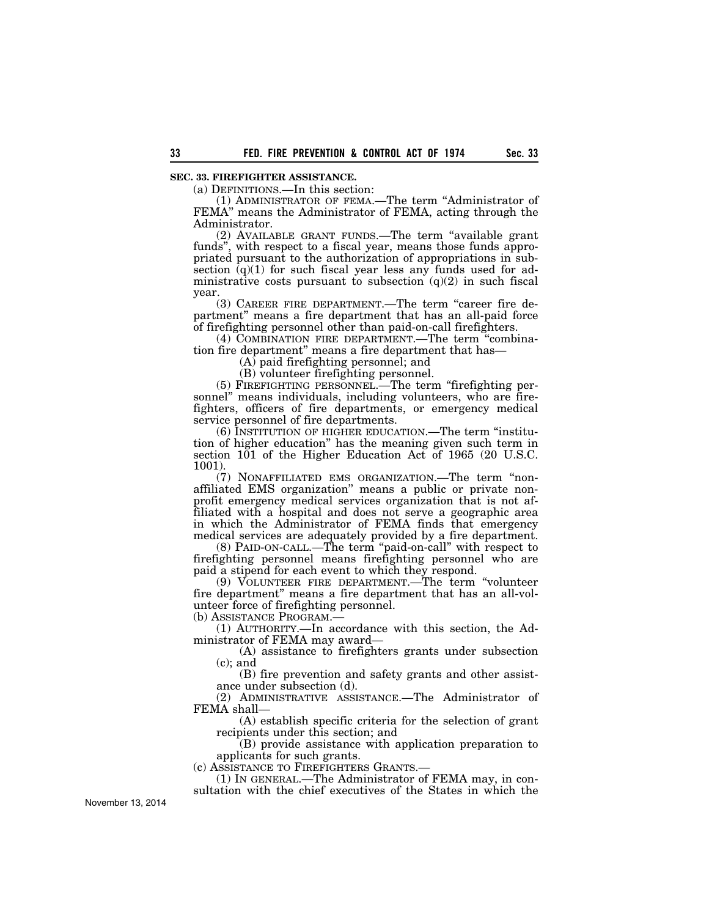**SEC. 33. FIREFIGHTER ASSISTANCE.**

(a) DEFINITIONS.—In this section:

(1) ADMINISTRATOR OF FEMA.—The term "Administrator of FEMA" means the Administrator of FEMA, acting through the Administrator.

(2) AVAILABLE GRANT FUNDS.—The term "available grant funds", with respect to a fiscal year, means those funds appropriated pursuant to the authorization of appropriations in subsection (q)(1) for such fiscal year less any funds used for administrative costs pursuant to subsection (q)(2) in such fiscal year.

(3) CAREER FIRE DEPARTMENT.—The term "career fire department" means a fire department that has an all-paid force of firefighting personnel other than paid-on-call firefighters.

(4) COMBINATION FIRE DEPARTMENT.—The term "combination fire department" means a fire department that has—

(A) paid firefighting personnel; and

(B) volunteer firefighting personnel.

(5) FIREFIGHTING PERSONNEL.—The term "firefighting personnel" means individuals, including volunteers, who are firefighters, officers of fire departments, or emergency medical service personnel of fire departments.

(6) INSTITUTION OF HIGHER EDUCATION.—The term "institution of higher education" has the meaning given such term in section 101 of the Higher Education Act of 1965 (20 U.S.C. 1001).

(7) NONAFFILIATED EMS ORGANIZATION.—The term "nonaffiliated EMS organization" means a public or private nonprofit emergency medical services organization that is not affiliated with a hospital and does not serve a geographic area in which the Administrator of FEMA finds that emergency medical services are adequately provided by a fire department.

(8) PAID-ON-CALL.—The term "paid-on-call" with respect to firefighting personnel means firefighting personnel who are paid a stipend for each event to which they respond.

(9) VOLUNTEER FIRE DEPARTMENT.—The term "volunteer fire department" means a fire department that has an all-volunteer force of firefighting personnel.

(b) ASSISTANCE PROGRAM.—

(1) AUTHORITY.—In accordance with this section, the Administrator of FEMA may award—

(A) assistance to firefighters grants under subsection (c); and

(B) fire prevention and safety grants and other assistance under subsection (d).

(2) ADMINISTRATIVE ASSISTANCE.—The Administrator of FEMA shall—

(A) establish specific criteria for the selection of grant recipients under this section; and

(B) provide assistance with application preparation to applicants for such grants.

(c) ASSISTANCE TO FIREFIGHTERS GRANTS.—

(1) IN GENERAL.—The Administrator of FEMA may, in consultation with the chief executives of the States in which the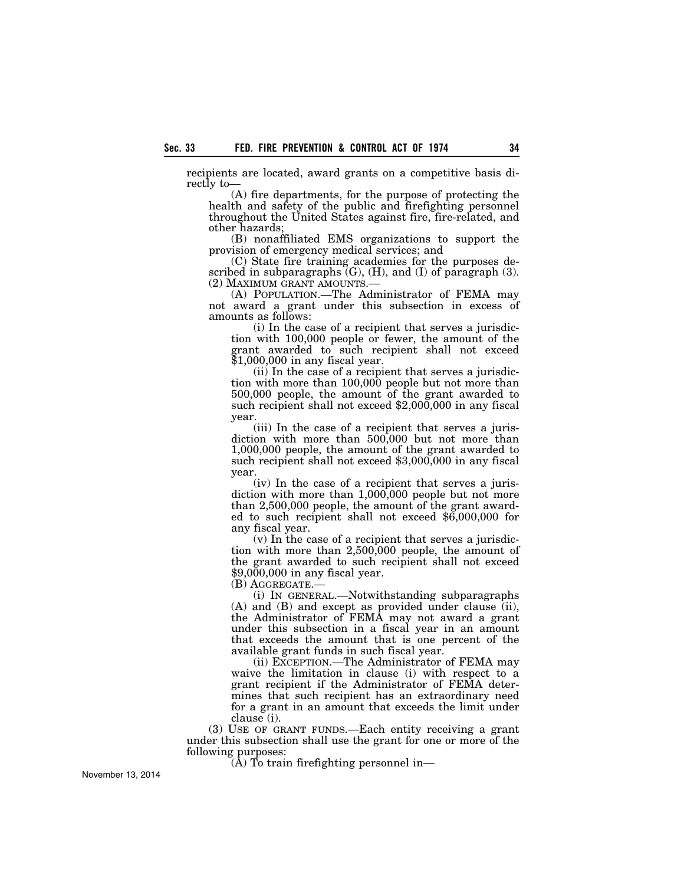recipients are located, award grants on a competitive basis directly to—

(A) fire departments, for the purpose of protecting the health and safety of the public and firefighting personnel throughout the United States against fire, fire-related, and other hazards;

(B) nonaffiliated EMS organizations to support the provision of emergency medical services; and

(C) State fire training academies for the purposes described in subparagraphs (G), (H), and (I) of paragraph (3).

(2) MAXIMUM GRANT AMOUNTS.—

(A) POPULATION.—The Administrator of FEMA may not award a grant under this subsection in excess of amounts as follows:

(i) In the case of a recipient that serves a jurisdiction with 100,000 people or fewer, the amount of the grant awarded to such recipient shall not exceed $1,000,000 in any fiscal year.

(ii) In the case of a recipient that serves a jurisdiction with more than 100,000 people but not more than 500,000 people, the amount of the grant awarded to such recipient shall not exceed $2,000,000 in any fiscal year.

(iii) In the case of a recipient that serves a jurisdiction with more than 500,000 but not more than 1,000,000 people, the amount of the grant awarded to such recipient shall not exceed $3,000,000 in any fiscal year.

(iv) In the case of a recipient that serves a jurisdiction with more than 1,000,000 people but not more than 2,500,000 people, the amount of the grant awarded to such recipient shall not exceed $6,000,000 for any fiscal year.

(v) In the case of a recipient that serves a jurisdiction with more than 2,500,000 people, the amount of the grant awarded to such recipient shall not exceed $9,000,000 in any fiscal year.

(B) AGGREGATE.—

(i) IN GENERAL.—Notwithstanding subparagraphs (A) and (B) and except as provided under clause (ii), the Administrator of FEMA may not award a grant under this subsection in a fiscal year in an amount that exceeds the amount that is one percent of the available grant funds in such fiscal year.

(ii) EXCEPTION.—The Administrator of FEMA may waive the limitation in clause (i) with respect to a grant recipient if the Administrator of FEMA determines that such recipient has an extraordinary need for a grant in an amount that exceeds the limit under clause (i).

(3) USE OF GRANT FUNDS.—Each entity receiving a grant under this subsection shall use the grant for one or more of the following purposes:

(A) To train firefighting personnel in—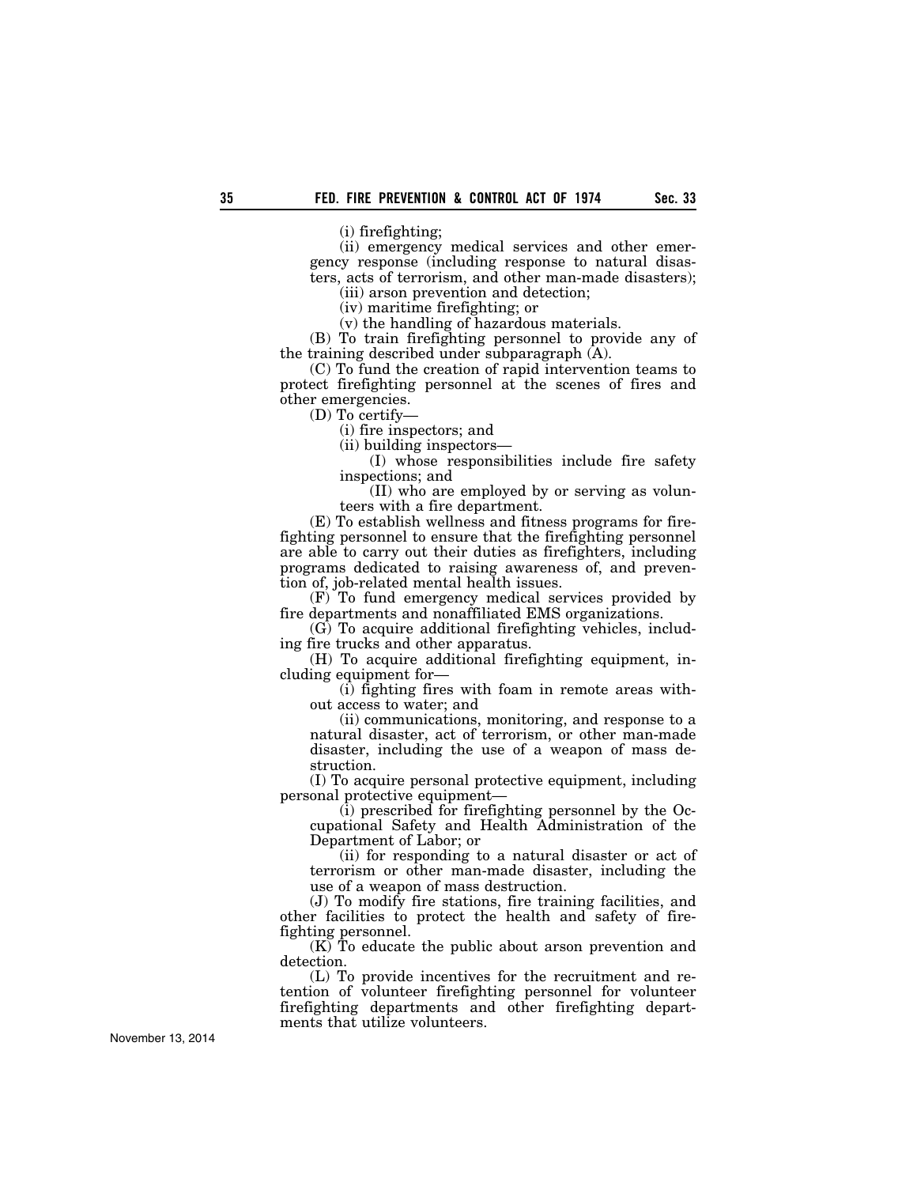(i) firefighting;

(ii) emergency medical services and other emergency response (including response to natural disasters, acts of terrorism, and other man-made disasters);

(iii) arson prevention and detection;

(iv) maritime firefighting; or

(v) the handling of hazardous materials.

(B) To train firefighting personnel to provide any of the training described under subparagraph (A).

(C) To fund the creation of rapid intervention teams to protect firefighting personnel at the scenes of fires and other emergencies.

(D) To certify—

(i) fire inspectors; and

(ii) building inspectors—

(I) whose responsibilities include fire safety inspections; and

(II) who are employed by or serving as volunteers with a fire department.

(E) To establish wellness and fitness programs for firefighting personnel to ensure that the firefighting personnel are able to carry out their duties as firefighters, including programs dedicated to raising awareness of, and prevention of, job-related mental health issues.

(F) To fund emergency medical services provided by fire departments and nonaffiliated EMS organizations.

(G) To acquire additional firefighting vehicles, including fire trucks and other apparatus.

(H) To acquire additional firefighting equipment, including equipment for—

(i) fighting fires with foam in remote areas without access to water; and

(ii) communications, monitoring, and response to a natural disaster, act of terrorism, or other man-made disaster, including the use of a weapon of mass destruction.

(I) To acquire personal protective equipment, including personal protective equipment—

(i) prescribed for firefighting personnel by the Occupational Safety and Health Administration of the Department of Labor; or

(ii) for responding to a natural disaster or act of terrorism or other man-made disaster, including the use of a weapon of mass destruction.

(J) To modify fire stations, fire training facilities, and other facilities to protect the health and safety of firefighting personnel.

(K) To educate the public about arson prevention and detection.

(L) To provide incentives for the recruitment and retention of volunteer firefighting personnel for volunteer firefighting departments and other firefighting departments that utilize volunteers.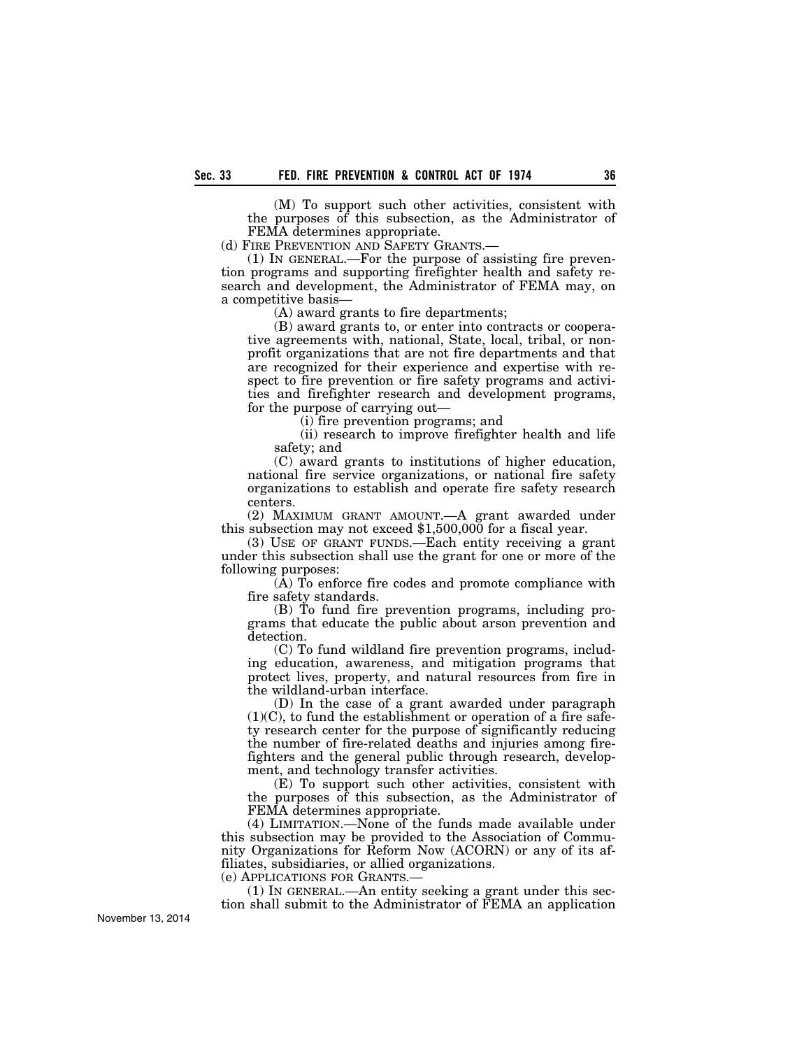(M) To support such other activities, consistent with the purposes of this subsection, as the Administrator of FEMA determines appropriate.

(d) FIRE PREVENTION AND SAFETY GRANTS.—

(1) IN GENERAL.—For the purpose of assisting fire prevention programs and supporting firefighter health and safety research and development, the Administrator of FEMA may, on a competitive basis—

(A) award grants to fire departments;

(B) award grants to, or enter into contracts or cooperative agreements with, national, State, local, tribal, or nonprofit organizations that are not fire departments and that are recognized for their experience and expertise with respect to fire prevention or fire safety programs and activities and firefighter research and development programs, for the purpose of carrying out—

(i) fire prevention programs; and

(ii) research to improve firefighter health and life safety; and

(C) award grants to institutions of higher education, national fire service organizations, or national fire safety organizations to establish and operate fire safety research centers.

(2) MAXIMUM GRANT AMOUNT.—A grant awarded under this subsection may not exceed $1,500,000 for a fiscal year.

(3) USE OF GRANT FUNDS.—Each entity receiving a grant under this subsection shall use the grant for one or more of the following purposes:

(A) To enforce fire codes and promote compliance with fire safety standards.

(B) To fund fire prevention programs, including programs that educate the public about arson prevention and detection.

(C) To fund wildland fire prevention programs, including education, awareness, and mitigation programs that protect lives, property, and natural resources from fire in the wildland-urban interface.

(D) In the case of a grant awarded under paragraph (1)(C), to fund the establishment or operation of a fire safety research center for the purpose of significantly reducing the number of fire-related deaths and injuries among firefighters and the general public through research, development, and technology transfer activities.

(E) To support such other activities, consistent with the purposes of this subsection, as the Administrator of FEMA determines appropriate.

(4) LIMITATION.—None of the funds made available under this subsection may be provided to the Association of Community Organizations for Reform Now (ACORN) or any of its affiliates, subsidiaries, or allied organizations.

(e) APPLICATIONS FOR GRANTS.—

(1) IN GENERAL.—An entity seeking a grant under this section shall submit to the Administrator of FEMA an application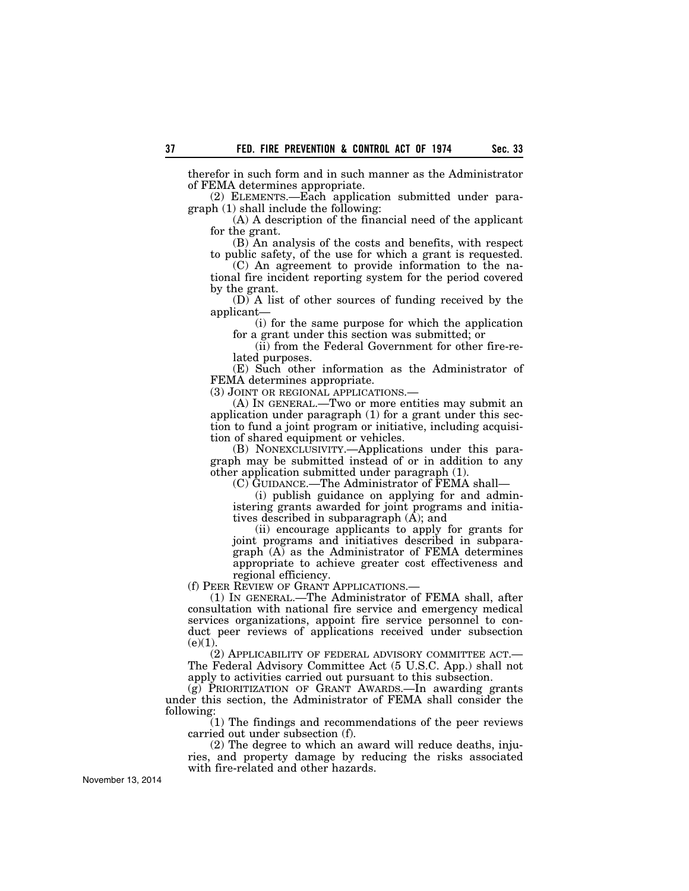therefor in such form and in such manner as the Administrator of FEMA determines appropriate.

(2) ELEMENTS.—Each application submitted under paragraph (1) shall include the following:

(A) A description of the financial need of the applicant for the grant.

(B) An analysis of the costs and benefits, with respect to public safety, of the use for which a grant is requested.

(C) An agreement to provide information to the national fire incident reporting system for the period covered by the grant.

(D) A list of other sources of funding received by the applicant—

(i) for the same purpose for which the application for a grant under this section was submitted; or

(ii) from the Federal Government for other fire-related purposes.

(E) Such other information as the Administrator of FEMA determines appropriate.

(3) JOINT OR REGIONAL APPLICATIONS.—

(A) IN GENERAL.—Two or more entities may submit an application under paragraph (1) for a grant under this section to fund a joint program or initiative, including acquisition of shared equipment or vehicles.

(B) NONEXCLUSIVITY.—Applications under this paragraph may be submitted instead of or in addition to any other application submitted under paragraph (1).

(C) GUIDANCE.—The Administrator of FEMA shall—

(i) publish guidance on applying for and administering grants awarded for joint programs and initiatives described in subparagraph (A); and

(ii) encourage applicants to apply for grants for joint programs and initiatives described in subparagraph (A) as the Administrator of FEMA determines appropriate to achieve greater cost effectiveness and regional efficiency.

(f) PEER REVIEW OF GRANT APPLICATIONS.—

(1) IN GENERAL.—The Administrator of FEMA shall, after consultation with national fire service and emergency medical services organizations, appoint fire service personnel to conduct peer reviews of applications received under subsection (e)(1).

(2) APPLICABILITY OF FEDERAL ADVISORY COMMITTEE ACT.—The Federal Advisory Committee Act (5 U.S.C. App.) shall not apply to activities carried out pursuant to this subsection.

(g) PRIORITIZATION OF GRANT AWARDS.—In awarding grants under this section, the Administrator of FEMA shall consider the following:

(1) The findings and recommendations of the peer reviews carried out under subsection (f).

(2) The degree to which an award will reduce deaths, injuries, and property damage by reducing the risks associated with fire-related and other hazards.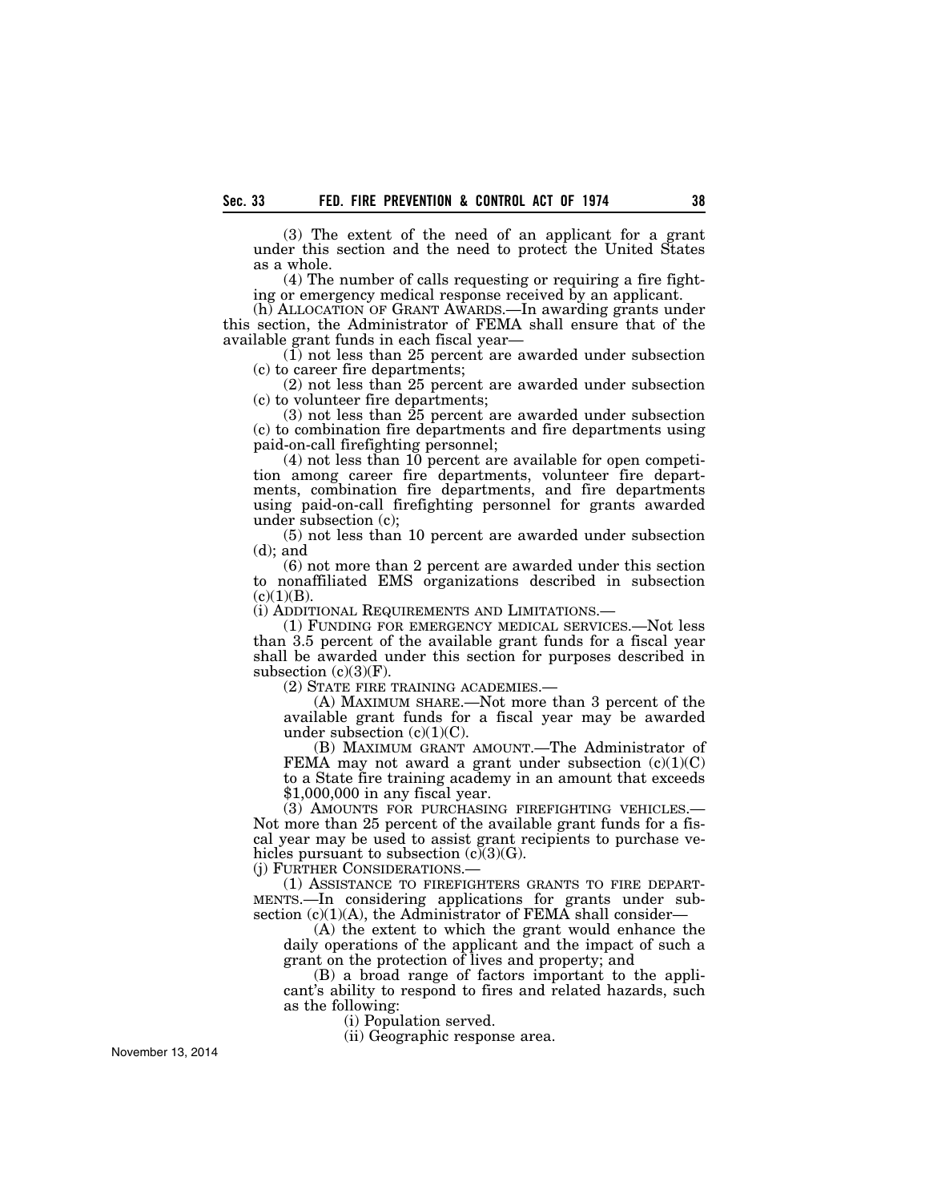(3) The extent of the need of an applicant for a grant under this section and the need to protect the United States as a whole.

(4) The number of calls requesting or requiring a fire fighting or emergency medical response received by an applicant.

(h) ALLOCATION OF GRANT AWARDS.—In awarding grants under this section, the Administrator of FEMA shall ensure that of the available grant funds in each fiscal year—

(1) not less than 25 percent are awarded under subsection (c) to career fire departments;

(2) not less than 25 percent are awarded under subsection (c) to volunteer fire departments;

(3) not less than 25 percent are awarded under subsection (c) to combination fire departments and fire departments using paid-on-call firefighting personnel;

(4) not less than 10 percent are available for open competition among career fire departments, volunteer fire departments, combination fire departments, and fire departments using paid-on-call firefighting personnel for grants awarded under subsection (c);

(5) not less than 10 percent are awarded under subsection (d); and

(6) not more than 2 percent are awarded under this section to nonaffiliated EMS organizations described in subsection (c)(1)(B).

(i) ADDITIONAL REQUIREMENTS AND LIMITATIONS.—

(1) FUNDING FOR EMERGENCY MEDICAL SERVICES.—Not less than 3.5 percent of the available grant funds for a fiscal year shall be awarded under this section for purposes described in subsection (c)(3)(F).

(2) STATE FIRE TRAINING ACADEMIES.—

(A) MAXIMUM SHARE.—Not more than 3 percent of the available grant funds for a fiscal year may be awarded under subsection (c)(1)(C).

(B) MAXIMUM GRANT AMOUNT.—The Administrator of FEMA may not award a grant under subsection (c)(1)(C) to a State fire training academy in an amount that exceeds $1,000,000 in any fiscal year.

(3) AMOUNTS FOR PURCHASING FIREFIGHTING VEHICLES.—Not more than 25 percent of the available grant funds for a fiscal year may be used to assist grant recipients to purchase vehicles pursuant to subsection (c)(3)(G).

(j) FURTHER CONSIDERATIONS.—

(1) ASSISTANCE TO FIREFIGHTERS GRANTS TO FIRE DEPARTMENTS.—In considering applications for grants under subsection (c)(1)(A), the Administrator of FEMA shall consider—

(A) the extent to which the grant would enhance the daily operations of the applicant and the impact of such a grant on the protection of lives and property; and

(B) a broad range of factors important to the applicant's ability to respond to fires and related hazards, such as the following:

(i) Population served.

(ii) Geographic response area.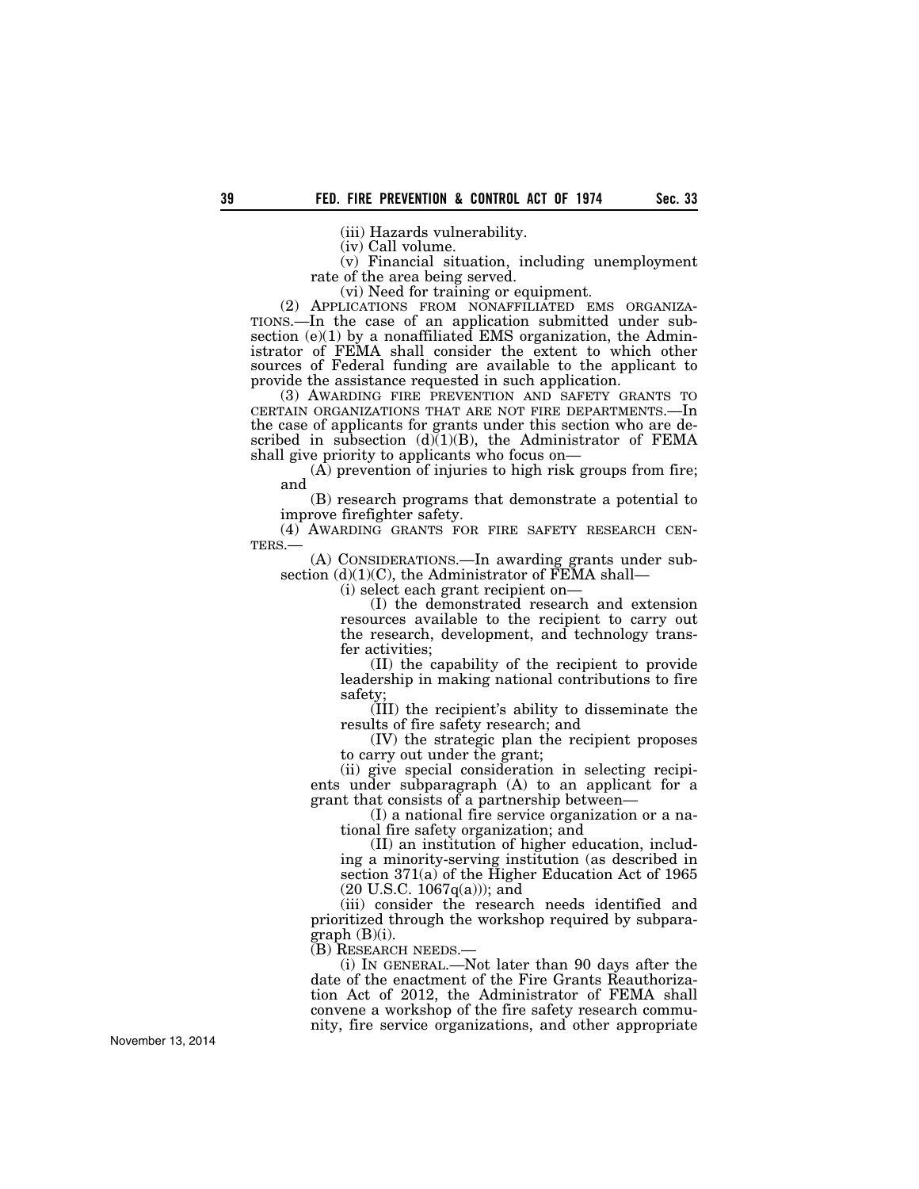(iii) Hazards vulnerability.

(iv) Call volume.

(v) Financial situation, including unemployment rate of the area being served.

(vi) Need for training or equipment.

(2) APPLICATIONS FROM NONAFFILIATED EMS ORGANIZATIONS.—In the case of an application submitted under subsection (e)(1) by a nonaffiliated EMS organization, the Administrator of FEMA shall consider the extent to which other sources of Federal funding are available to the applicant to provide the assistance requested in such application.

(3) AWARDING FIRE PREVENTION AND SAFETY GRANTS TO CERTAIN ORGANIZATIONS THAT ARE NOT FIRE DEPARTMENTS.—In the case of applicants for grants under this section who are described in subsection (d)(1)(B), the Administrator of FEMA shall give priority to applicants who focus on—

(A) prevention of injuries to high risk groups from fire; and

(B) research programs that demonstrate a potential to improve firefighter safety.

(4) AWARDING GRANTS FOR FIRE SAFETY RESEARCH CENTERS.—

(A) CONSIDERATIONS.—In awarding grants under subsection (d)(1)(C), the Administrator of FEMA shall—

(i) select each grant recipient on—

(I) the demonstrated research and extension resources available to the recipient to carry out the research, development, and technology transfer activities;

(II) the capability of the recipient to provide leadership in making national contributions to fire safety;

(III) the recipient's ability to disseminate the results of fire safety research; and

(IV) the strategic plan the recipient proposes to carry out under the grant;

(ii) give special consideration in selecting recipients under subparagraph (A) to an applicant for a grant that consists of a partnership between—

(I) a national fire service organization or a national fire safety organization; and

(II) an institution of higher education, including a minority-serving institution (as described in section 371(a) of the Higher Education Act of 1965 (20 U.S.C. 1067q(a))); and

(iii) consider the research needs identified and prioritized through the workshop required by subparagraph (B)(i).

(B) RESEARCH NEEDS.—

(i) IN GENERAL.—Not later than 90 days after the date of the enactment of the Fire Grants Reauthorization Act of 2012, the Administrator of FEMA shall convene a workshop of the fire safety research community, fire service organizations, and other appropriate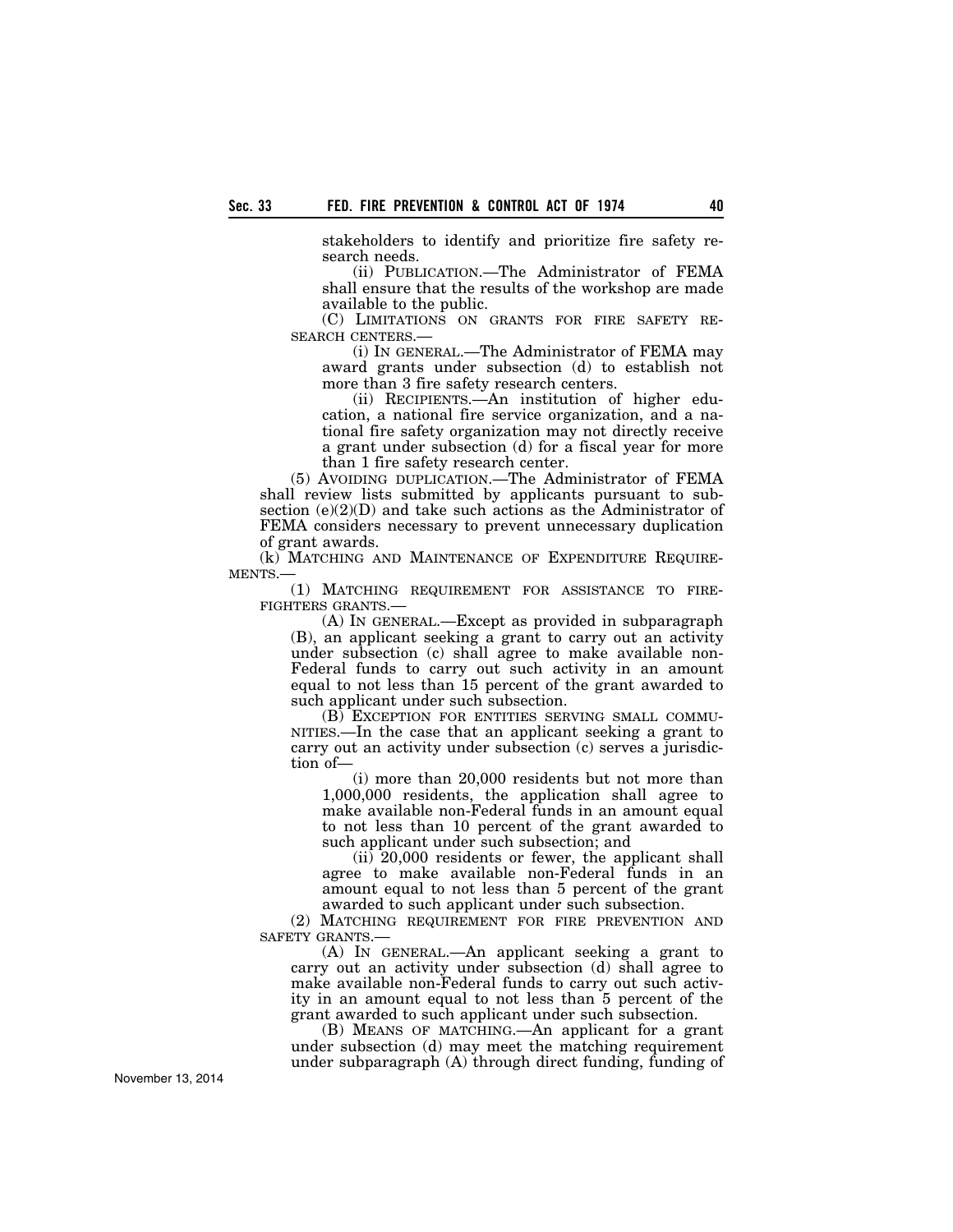stakeholders to identify and prioritize fire safety research needs.

(ii) PUBLICATION.—The Administrator of FEMA shall ensure that the results of the workshop are made available to the public.

(C) LIMITATIONS ON GRANTS FOR FIRE SAFETY RESEARCH CENTERS.—

(i) IN GENERAL.—The Administrator of FEMA may award grants under subsection (d) to establish not more than 3 fire safety research centers.

(ii) RECIPIENTS.—An institution of higher education, a national fire service organization, and a national fire safety organization may not directly receive a grant under subsection (d) for a fiscal year for more than 1 fire safety research center.

(5) AVOIDING DUPLICATION.—The Administrator of FEMA shall review lists submitted by applicants pursuant to subsection (e)(2)(D) and take such actions as the Administrator of FEMA considers necessary to prevent unnecessary duplication of grant awards.

(k) MATCHING AND MAINTENANCE OF EXPENDITURE REQUIREMENTS.—

(1) MATCHING REQUIREMENT FOR ASSISTANCE TO FIREFIGHTERS GRANTS.—

(A) IN GENERAL.—Except as provided in subparagraph (B), an applicant seeking a grant to carry out an activity under subsection (c) shall agree to make available non-Federal funds to carry out such activity in an amount equal to not less than 15 percent of the grant awarded to such applicant under such subsection.

(B) EXCEPTION FOR ENTITIES SERVING SMALL COMMUNITIES.—In the case that an applicant seeking a grant to carry out an activity under subsection (c) serves a jurisdiction of—

(i) more than 20,000 residents but not more than 1,000,000 residents, the application shall agree to make available non-Federal funds in an amount equal to not less than 10 percent of the grant awarded to such applicant under such subsection; and

(ii) 20,000 residents or fewer, the applicant shall agree to make available non-Federal funds in an amount equal to not less than 5 percent of the grant awarded to such applicant under such subsection.

(2) MATCHING REQUIREMENT FOR FIRE PREVENTION AND SAFETY GRANTS.—

(A) IN GENERAL.—An applicant seeking a grant to carry out an activity under subsection (d) shall agree to make available non-Federal funds to carry out such activity in an amount equal to not less than 5 percent of the grant awarded to such applicant under such subsection.

(B) MEANS OF MATCHING.—An applicant for a grant under subsection (d) may meet the matching requirement under subparagraph (A) through direct funding, funding of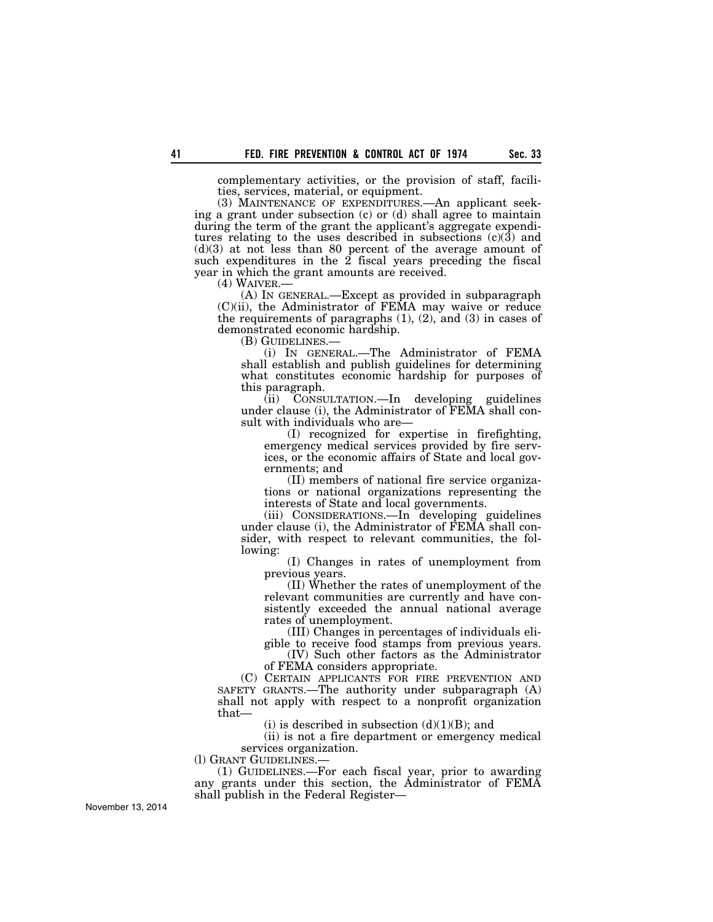complementary activities, or the provision of staff, facilities, services, material, or equipment.

(3) MAINTENANCE OF EXPENDITURES.—An applicant seeking a grant under subsection (c) or (d) shall agree to maintain during the term of the grant the applicant's aggregate expenditures relating to the uses described in subsections (c)(3) and (d)(3) at not less than 80 percent of the average amount of such expenditures in the 2 fiscal years preceding the fiscal year in which the grant amounts are received.

(4) WAIVER.—

(A) IN GENERAL.—Except as provided in subparagraph (C)(ii), the Administrator of FEMA may waive or reduce the requirements of paragraphs (1), (2), and (3) in cases of demonstrated economic hardship.

(B) GUIDELINES.—

(i) IN GENERAL.—The Administrator of FEMA shall establish and publish guidelines for determining what constitutes economic hardship for purposes of this paragraph.

(ii) CONSULTATION.—In developing guidelines under clause (i), the Administrator of FEMA shall consult with individuals who are—

(I) recognized for expertise in firefighting, emergency medical services provided by fire services, or the economic affairs of State and local governments; and

(II) members of national fire service organizations or national organizations representing the interests of State and local governments.

(iii) CONSIDERATIONS.—In developing guidelines under clause (i), the Administrator of FEMA shall consider, with respect to relevant communities, the following:

(I) Changes in rates of unemployment from previous years.

(II) Whether the rates of unemployment of the relevant communities are currently and have consistently exceeded the annual national average rates of unemployment.

(III) Changes in percentages of individuals eligible to receive food stamps from previous years.

(IV) Such other factors as the Administrator of FEMA considers appropriate.

(C) CERTAIN APPLICANTS FOR FIRE PREVENTION AND SAFETY GRANTS.—The authority under subparagraph (A) shall not apply with respect to a nonprofit organization that—

(i) is described in subsection (d)(1)(B); and

(ii) is not a fire department or emergency medical services organization.

(l) GRANT GUIDELINES.—

(1) GUIDELINES.—For each fiscal year, prior to awarding any grants under this section, the Administrator of FEMA shall publish in the Federal Register—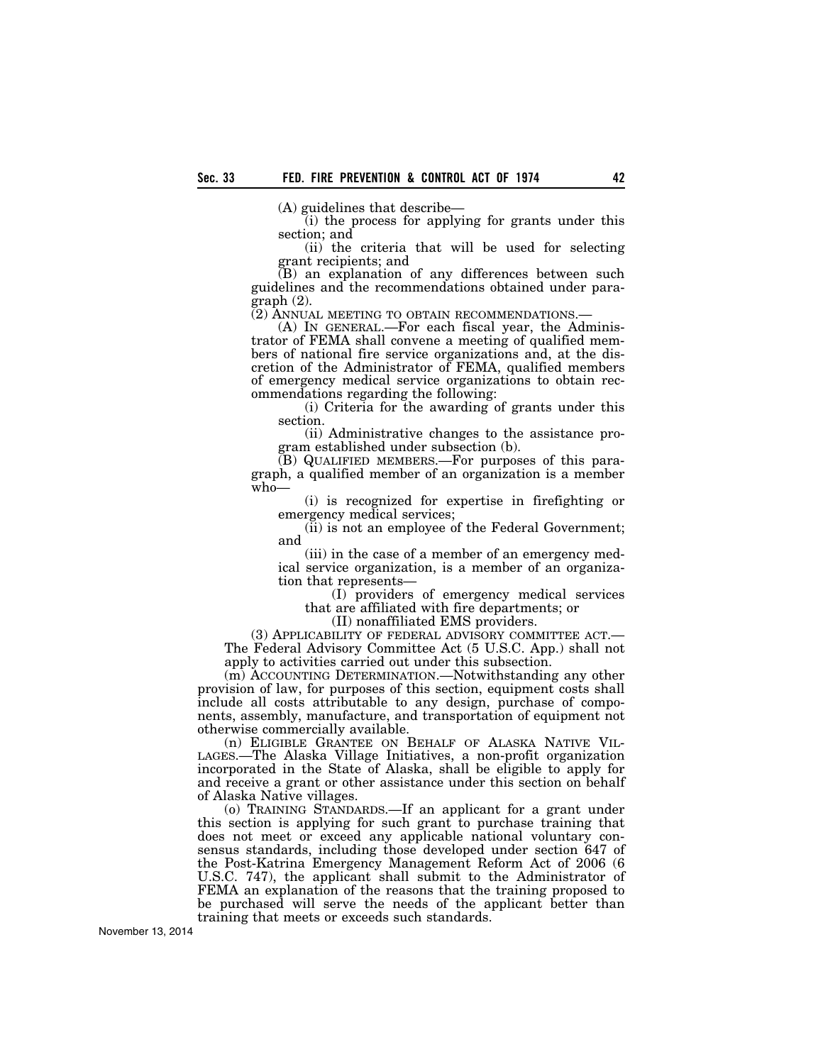(A) guidelines that describe—

(i) the process for applying for grants under this section; and

(ii) the criteria that will be used for selecting grant recipients; and

(B) an explanation of any differences between such guidelines and the recommendations obtained under paragraph (2).

(2) ANNUAL MEETING TO OBTAIN RECOMMENDATIONS.—

(A) IN GENERAL.—For each fiscal year, the Administrator of FEMA shall convene a meeting of qualified members of national fire service organizations and, at the discretion of the Administrator of FEMA, qualified members of emergency medical service organizations to obtain recommendations regarding the following:

(i) Criteria for the awarding of grants under this section.

(ii) Administrative changes to the assistance program established under subsection (b).

(B) QUALIFIED MEMBERS.—For purposes of this paragraph, a qualified member of an organization is a member who—

(i) is recognized for expertise in firefighting or emergency medical services;

(ii) is not an employee of the Federal Government; and

(iii) in the case of a member of an emergency medical service organization, is a member of an organization that represents—

(I) providers of emergency medical services that are affiliated with fire departments; or

(II) nonaffiliated EMS providers.

(3) APPLICABILITY OF FEDERAL ADVISORY COMMITTEE ACT.—The Federal Advisory Committee Act (5 U.S.C. App.) shall not apply to activities carried out under this subsection.

(m) ACCOUNTING DETERMINATION.—Notwithstanding any other provision of law, for purposes of this section, equipment costs shall include all costs attributable to any design, purchase of components, assembly, manufacture, and transportation of equipment not otherwise commercially available.

(n) ELIGIBLE GRANTEE ON BEHALF OF ALASKA NATIVE VILLAGES.—The Alaska Village Initiatives, a non-profit organization incorporated in the State of Alaska, shall be eligible to apply for and receive a grant or other assistance under this section on behalf of Alaska Native villages.

(o) TRAINING STANDARDS.—If an applicant for a grant under this section is applying for such grant to purchase training that does not meet or exceed any applicable national voluntary consensus standards, including those developed under section 647 of the Post-Katrina Emergency Management Reform Act of 2006 (6 U.S.C. 747), the applicant shall submit to the Administrator of FEMA an explanation of the reasons that the training proposed to be purchased will serve the needs of the applicant better than training that meets or exceeds such standards.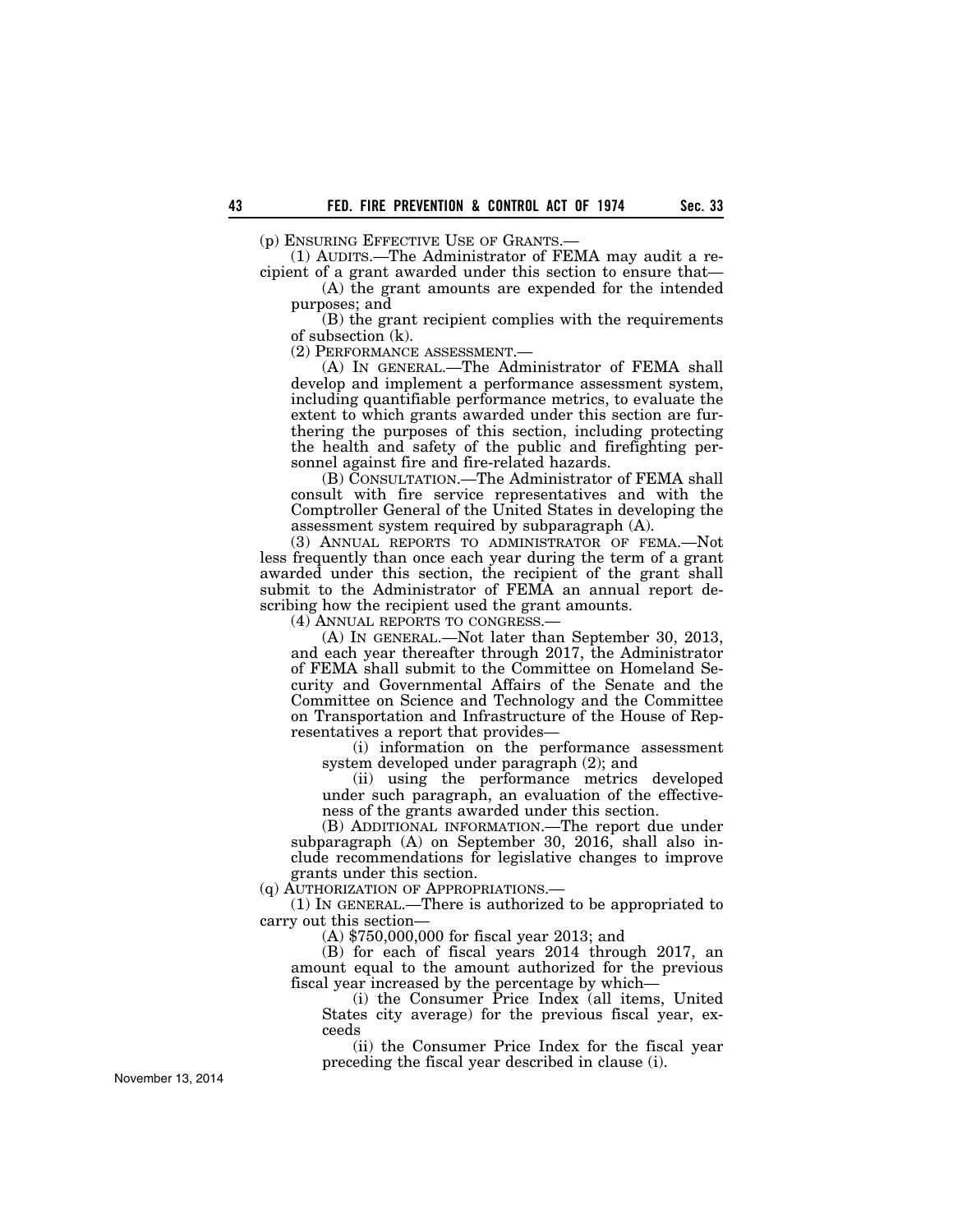(p) ENSURING EFFECTIVE USE OF GRANTS.—

(1) AUDITS.—The Administrator of FEMA may audit a recipient of a grant awarded under this section to ensure that—

(A) the grant amounts are expended for the intended purposes; and

(B) the grant recipient complies with the requirements of subsection (k).

(2) PERFORMANCE ASSESSMENT.—

(A) IN GENERAL.—The Administrator of FEMA shall develop and implement a performance assessment system, including quantifiable performance metrics, to evaluate the extent to which grants awarded under this section are furthering the purposes of this section, including protecting the health and safety of the public and firefighting personnel against fire and fire-related hazards.

(B) CONSULTATION.—The Administrator of FEMA shall consult with fire service representatives and with the Comptroller General of the United States in developing the assessment system required by subparagraph (A).

(3) ANNUAL REPORTS TO ADMINISTRATOR OF FEMA.—Not less frequently than once each year during the term of a grant awarded under this section, the recipient of the grant shall submit to the Administrator of FEMA an annual report describing how the recipient used the grant amounts.

(4) ANNUAL REPORTS TO CONGRESS.—

(A) IN GENERAL.—Not later than September 30, 2013, and each year thereafter through 2017, the Administrator of FEMA shall submit to the Committee on Homeland Security and Governmental Affairs of the Senate and the Committee on Science and Technology and the Committee on Transportation and Infrastructure of the House of Representatives a report that provides—

(i) information on the performance assessment system developed under paragraph (2); and

(ii) using the performance metrics developed under such paragraph, an evaluation of the effectiveness of the grants awarded under this section.

(B) ADDITIONAL INFORMATION.—The report due under subparagraph (A) on September 30, 2016, shall also include recommendations for legislative changes to improve grants under this section.

(q) AUTHORIZATION OF APPROPRIATIONS.—

(1) IN GENERAL.—There is authorized to be appropriated to carry out this section—

(A) $750,000,000 for fiscal year 2013; and

(B) for each of fiscal years 2014 through 2017, an amount equal to the amount authorized for the previous fiscal year increased by the percentage by which—

(i) the Consumer Price Index (all items, United States city average) for the previous fiscal year, exceeds

(ii) the Consumer Price Index for the fiscal year preceding the fiscal year described in clause (i).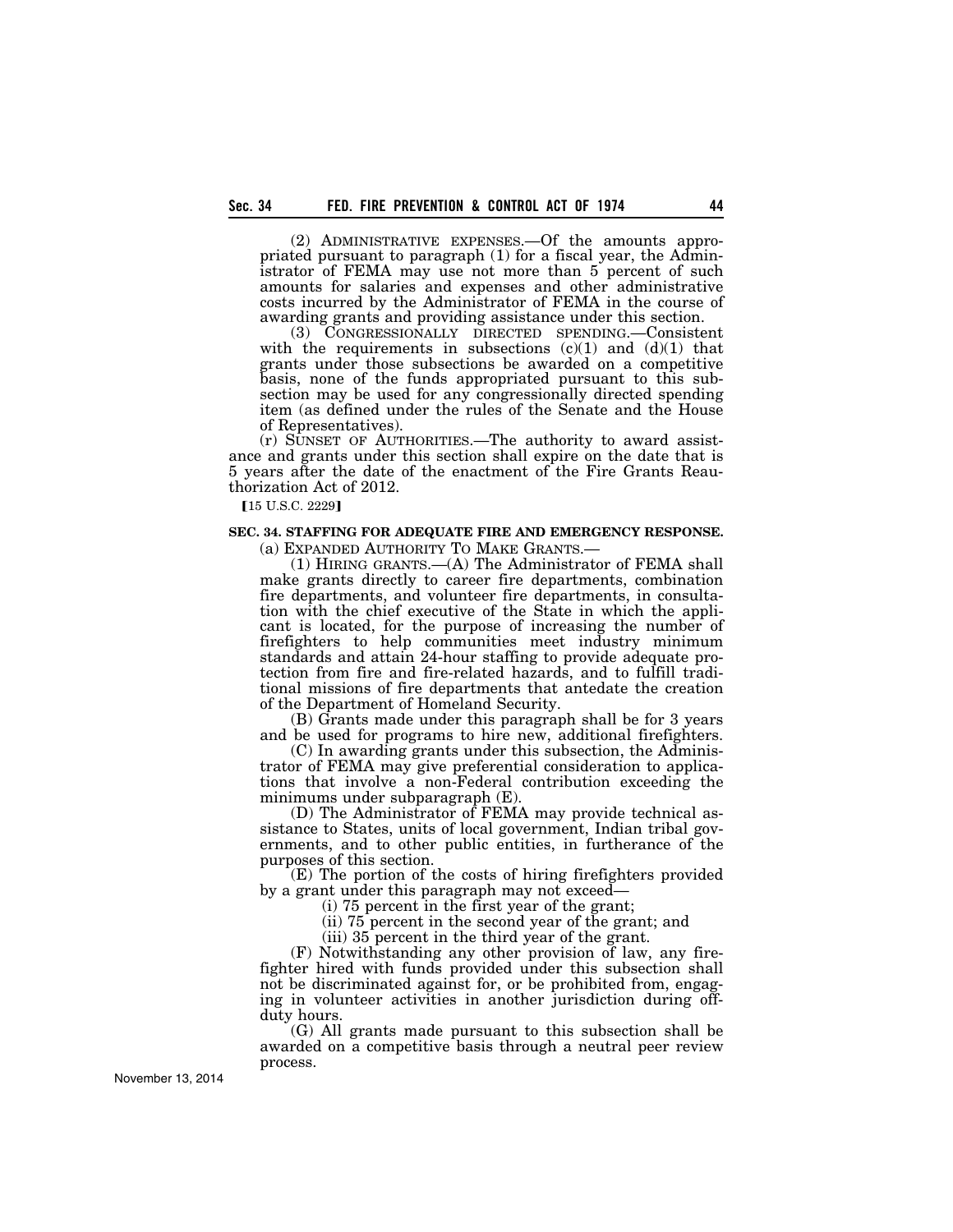(2) ADMINISTRATIVE EXPENSES.—Of the amounts appropriated pursuant to paragraph (1) for a fiscal year, the Administrator of FEMA may use not more than 5 percent of such amounts for salaries and expenses and other administrative costs incurred by the Administrator of FEMA in the course of awarding grants and providing assistance under this section.

(3) CONGRESSIONALLY DIRECTED SPENDING.—Consistent with the requirements in subsections (c)(1) and (d)(1) that grants under those subsections be awarded on a competitive basis, none of the funds appropriated pursuant to this subsection may be used for any congressionally directed spending item (as defined under the rules of the Senate and the House of Representatives).

(r) SUNSET OF AUTHORITIES.—The authority to award assistance and grants under this section shall expire on the date that is 5 years after the date of the enactment of the Fire Grants Reauthorization Act of 2012.

【15 U.S.C. 2229】

**SEC. 34. STAFFING FOR ADEQUATE FIRE AND EMERGENCY RESPONSE.**

(a) EXPANDED AUTHORITY TO MAKE GRANTS.—

(1) HIRING GRANTS.—(A) The Administrator of FEMA shall make grants directly to career fire departments, combination fire departments, and volunteer fire departments, in consultation with the chief executive of the State in which the applicant is located, for the purpose of increasing the number of firefighters to help communities meet industry minimum standards and attain 24-hour staffing to provide adequate protection from fire and fire-related hazards, and to fulfill traditional missions of fire departments that antedate the creation of the Department of Homeland Security.

(B) Grants made under this paragraph shall be for 3 years and be used for programs to hire new, additional firefighters.

(C) In awarding grants under this subsection, the Administrator of FEMA may give preferential consideration to applications that involve a non-Federal contribution exceeding the minimums under subparagraph (E).

(D) The Administrator of FEMA may provide technical assistance to States, units of local government, Indian tribal governments, and to other public entities, in furtherance of the purposes of this section.

(E) The portion of the costs of hiring firefighters provided by a grant under this paragraph may not exceed—

(i) 75 percent in the first year of the grant;

(ii) 75 percent in the second year of the grant; and

(iii) 35 percent in the third year of the grant.

(F) Notwithstanding any other provision of law, any firefighter hired with funds provided under this subsection shall not be discriminated against for, or be prohibited from, engaging in volunteer activities in another jurisdiction during off-duty hours.

(G) All grants made pursuant to this subsection shall be awarded on a competitive basis through a neutral peer review process.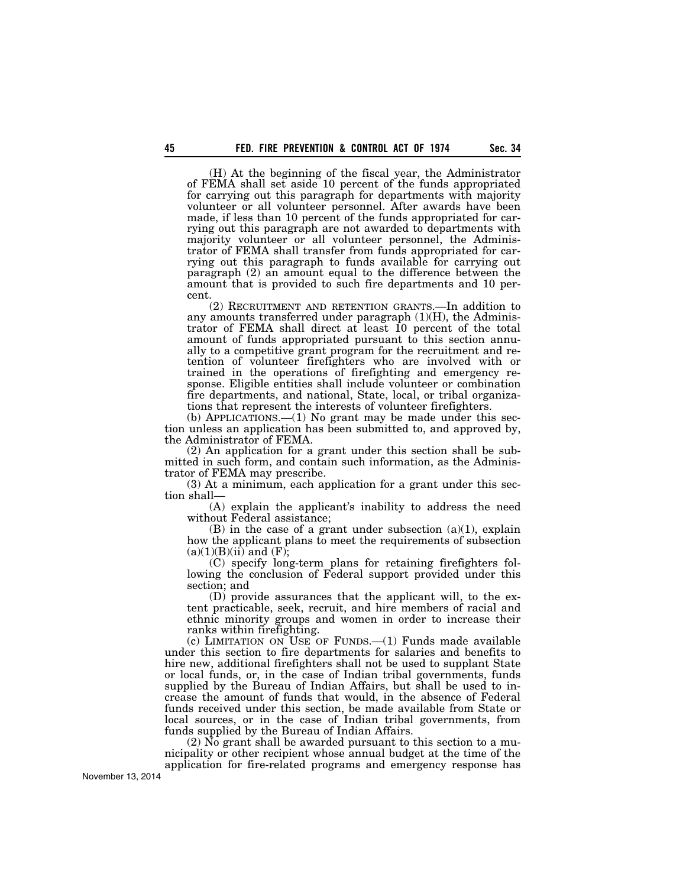(H) At the beginning of the fiscal year, the Administrator of FEMA shall set aside 10 percent of the funds appropriated for carrying out this paragraph for departments with majority volunteer or all volunteer personnel. After awards have been made, if less than 10 percent of the funds appropriated for carrying out this paragraph are not awarded to departments with majority volunteer or all volunteer personnel, the Administrator of FEMA shall transfer from funds appropriated for carrying out this paragraph to funds available for carrying out paragraph (2) an amount equal to the difference between the amount that is provided to such fire departments and 10 percent.

(2) RECRUITMENT AND RETENTION GRANTS.—In addition to any amounts transferred under paragraph (1)(H), the Administrator of FEMA shall direct at least 10 percent of the total amount of funds appropriated pursuant to this section annually to a competitive grant program for the recruitment and retention of volunteer firefighters who are involved with or trained in the operations of firefighting and emergency response. Eligible entities shall include volunteer or combination fire departments, and national, State, local, or tribal organizations that represent the interests of volunteer firefighters.

(b) APPLICATIONS.—(1) No grant may be made under this section unless an application has been submitted to, and approved by, the Administrator of FEMA.

(2) An application for a grant under this section shall be submitted in such form, and contain such information, as the Administrator of FEMA may prescribe.

(3) At a minimum, each application for a grant under this section shall—

(A) explain the applicant's inability to address the need without Federal assistance;

(B) in the case of a grant under subsection (a)(1), explain how the applicant plans to meet the requirements of subsection (a)(1)(B)(ii) and (F);

(C) specify long-term plans for retaining firefighters following the conclusion of Federal support provided under this section; and

(D) provide assurances that the applicant will, to the extent practicable, seek, recruit, and hire members of racial and ethnic minority groups and women in order to increase their ranks within firefighting.

(c) LIMITATION ON USE OF FUNDS.—(1) Funds made available under this section to fire departments for salaries and benefits to hire new, additional firefighters shall not be used to supplant State or local funds, or, in the case of Indian tribal governments, funds supplied by the Bureau of Indian Affairs, but shall be used to increase the amount of funds that would, in the absence of Federal funds received under this section, be made available from State or local sources, or in the case of Indian tribal governments, from funds supplied by the Bureau of Indian Affairs.

(2) No grant shall be awarded pursuant to this section to a municipality or other recipient whose annual budget at the time of the application for fire-related programs and emergency response has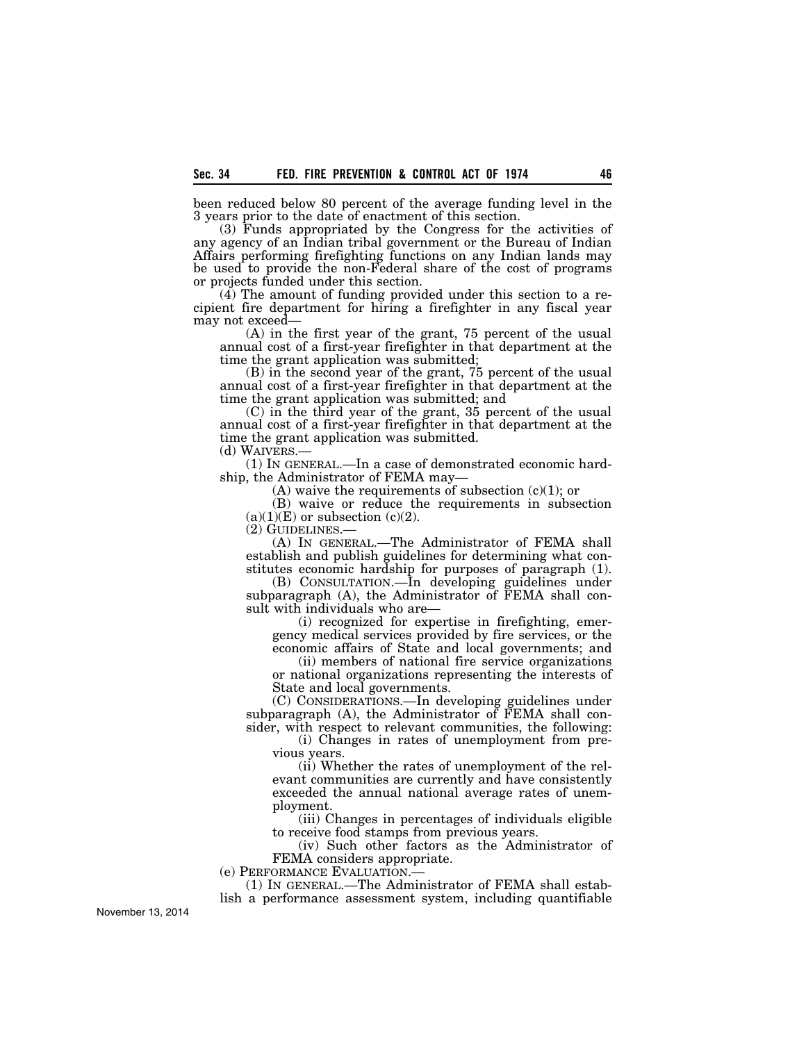been reduced below 80 percent of the average funding level in the 3 years prior to the date of enactment of this section.

(3) Funds appropriated by the Congress for the activities of any agency of an Indian tribal government or the Bureau of Indian Affairs performing firefighting functions on any Indian lands may be used to provide the non-Federal share of the cost of programs or projects funded under this section.

(4) The amount of funding provided under this section to a recipient fire department for hiring a firefighter in any fiscal year may not exceed—

(A) in the first year of the grant, 75 percent of the usual annual cost of a first-year firefighter in that department at the time the grant application was submitted;

(B) in the second year of the grant, 75 percent of the usual annual cost of a first-year firefighter in that department at the time the grant application was submitted; and

(C) in the third year of the grant, 35 percent of the usual annual cost of a first-year firefighter in that department at the time the grant application was submitted.

(d) WAIVERS.—

(1) IN GENERAL.—In a case of demonstrated economic hardship, the Administrator of FEMA may—

(A) waive the requirements of subsection (c)(1); or

(B) waive or reduce the requirements in subsection (a)(1)(E) or subsection (c)(2).

(2) GUIDELINES.—

(A) IN GENERAL.—The Administrator of FEMA shall establish and publish guidelines for determining what constitutes economic hardship for purposes of paragraph (1).

(B) CONSULTATION.—In developing guidelines under subparagraph (A), the Administrator of FEMA shall consult with individuals who are—

(i) recognized for expertise in firefighting, emergency medical services provided by fire services, or the economic affairs of State and local governments; and

(ii) members of national fire service organizations or national organizations representing the interests of State and local governments.

(C) CONSIDERATIONS.—In developing guidelines under subparagraph (A), the Administrator of FEMA shall consider, with respect to relevant communities, the following:

(i) Changes in rates of unemployment from previous years.

(ii) Whether the rates of unemployment of the relevant communities are currently and have consistently exceeded the annual national average rates of unemployment.

(iii) Changes in percentages of individuals eligible to receive food stamps from previous years.

(iv) Such other factors as the Administrator of FEMA considers appropriate.

(e) PERFORMANCE EVALUATION.—

(1) IN GENERAL.—The Administrator of FEMA shall establish a performance assessment system, including quantifiable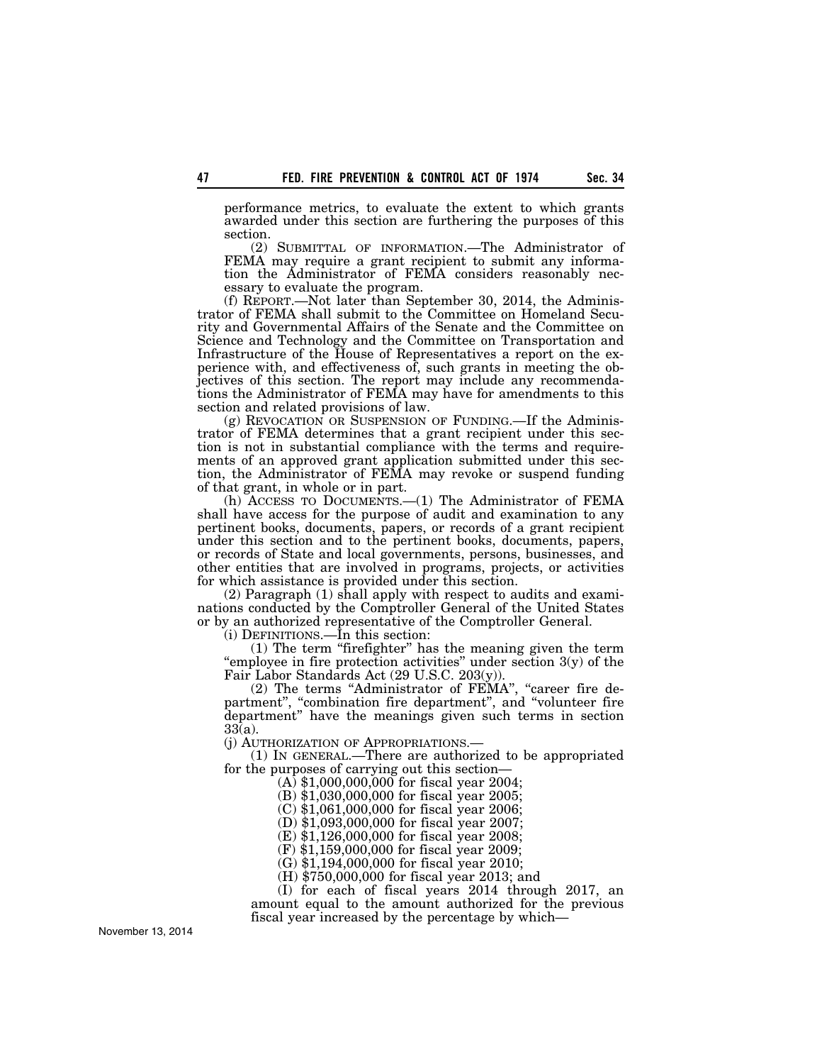performance metrics, to evaluate the extent to which grants awarded under this section are furthering the purposes of this section.

(2) SUBMITTAL OF INFORMATION.—The Administrator of FEMA may require a grant recipient to submit any information the Administrator of FEMA considers reasonably necessary to evaluate the program.

(f) REPORT.—Not later than September 30, 2014, the Administrator of FEMA shall submit to the Committee on Homeland Security and Governmental Affairs of the Senate and the Committee on Science and Technology and the Committee on Transportation and Infrastructure of the House of Representatives a report on the experience with, and effectiveness of, such grants in meeting the objectives of this section. The report may include any recommendations the Administrator of FEMA may have for amendments to this section and related provisions of law.

(g) REVOCATION OR SUSPENSION OF FUNDING.—If the Administrator of FEMA determines that a grant recipient under this section is not in substantial compliance with the terms and requirements of an approved grant application submitted under this section, the Administrator of FEMA may revoke or suspend funding of that grant, in whole or in part.

(h) ACCESS TO DOCUMENTS.—(1) The Administrator of FEMA shall have access for the purpose of audit and examination to any pertinent books, documents, papers, or records of a grant recipient under this section and to the pertinent books, documents, papers, or records of State and local governments, persons, businesses, and other entities that are involved in programs, projects, or activities for which assistance is provided under this section.

(2) Paragraph (1) shall apply with respect to audits and examinations conducted by the Comptroller General of the United States or by an authorized representative of the Comptroller General.

(i) DEFINITIONS.—In this section:

(1) The term "firefighter" has the meaning given the term "employee in fire protection activities" under section 3(y) of the Fair Labor Standards Act (29 U.S.C. 203(y)).

(2) The terms "Administrator of FEMA", "career fire department", "combination fire department", and "volunteer fire department" have the meanings given such terms in section 33(a).

(j) AUTHORIZATION OF APPROPRIATIONS.—

(1) IN GENERAL.—There are authorized to be appropriated for the purposes of carrying out this section—

(A) $1,000,000,000 for fiscal year 2004;

(B) $1,030,000,000 for fiscal year 2005;

(C) $1,061,000,000 for fiscal year 2006;

(D) $1,093,000,000 for fiscal year 2007;

(E) $1,126,000,000 for fiscal year 2008;

(F) $1,159,000,000 for fiscal year 2009;

(G) $1,194,000,000 for fiscal year 2010;

(H) $750,000,000 for fiscal year 2013; and

(I) for each of fiscal years 2014 through 2017, an amount equal to the amount authorized for the previous fiscal year increased by the percentage by which—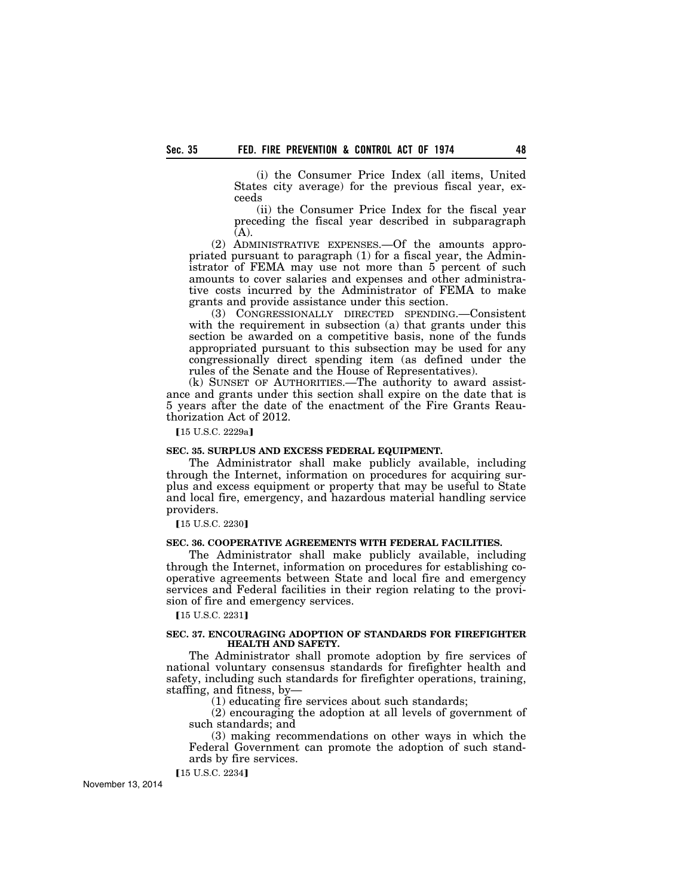(i) the Consumer Price Index (all items, United States city average) for the previous fiscal year, exceeds

(ii) the Consumer Price Index for the fiscal year preceding the fiscal year described in subparagraph (A).

(2) ADMINISTRATIVE EXPENSES.—Of the amounts appropriated pursuant to paragraph (1) for a fiscal year, the Administrator of FEMA may use not more than 5 percent of such amounts to cover salaries and expenses and other administrative costs incurred by the Administrator of FEMA to make grants and provide assistance under this section.

(3) CONGRESSIONALLY DIRECTED SPENDING.—Consistent with the requirement in subsection (a) that grants under this section be awarded on a competitive basis, none of the funds appropriated pursuant to this subsection may be used for any congressionally direct spending item (as defined under the rules of the Senate and the House of Representatives).

(k) SUNSET OF AUTHORITIES.—The authority to award assistance and grants under this section shall expire on the date that is 5 years after the date of the enactment of the Fire Grants Reauthorization Act of 2012.

【15 U.S.C. 2229a】

**SEC. 35. SURPLUS AND EXCESS FEDERAL EQUIPMENT.**

The Administrator shall make publicly available, including through the Internet, information on procedures for acquiring surplus and excess equipment or property that may be useful to State and local fire, emergency, and hazardous material handling service providers.

【15 U.S.C. 2230】

**SEC. 36. COOPERATIVE AGREEMENTS WITH FEDERAL FACILITIES.**

The Administrator shall make publicly available, including through the Internet, information on procedures for establishing cooperative agreements between State and local fire and emergency services and Federal facilities in their region relating to the provision of fire and emergency services.

【15 U.S.C. 2231】

**SEC. 37. ENCOURAGING ADOPTION OF STANDARDS FOR FIREFIGHTER HEALTH AND SAFETY.**

The Administrator shall promote adoption by fire services of national voluntary consensus standards for firefighter health and safety, including such standards for firefighter operations, training, staffing, and fitness, by—

(1) educating fire services about such standards;

(2) encouraging the adoption at all levels of government of such standards; and

(3) making recommendations on other ways in which the Federal Government can promote the adoption of such standards by fire services.

【15 U.S.C. 2234】